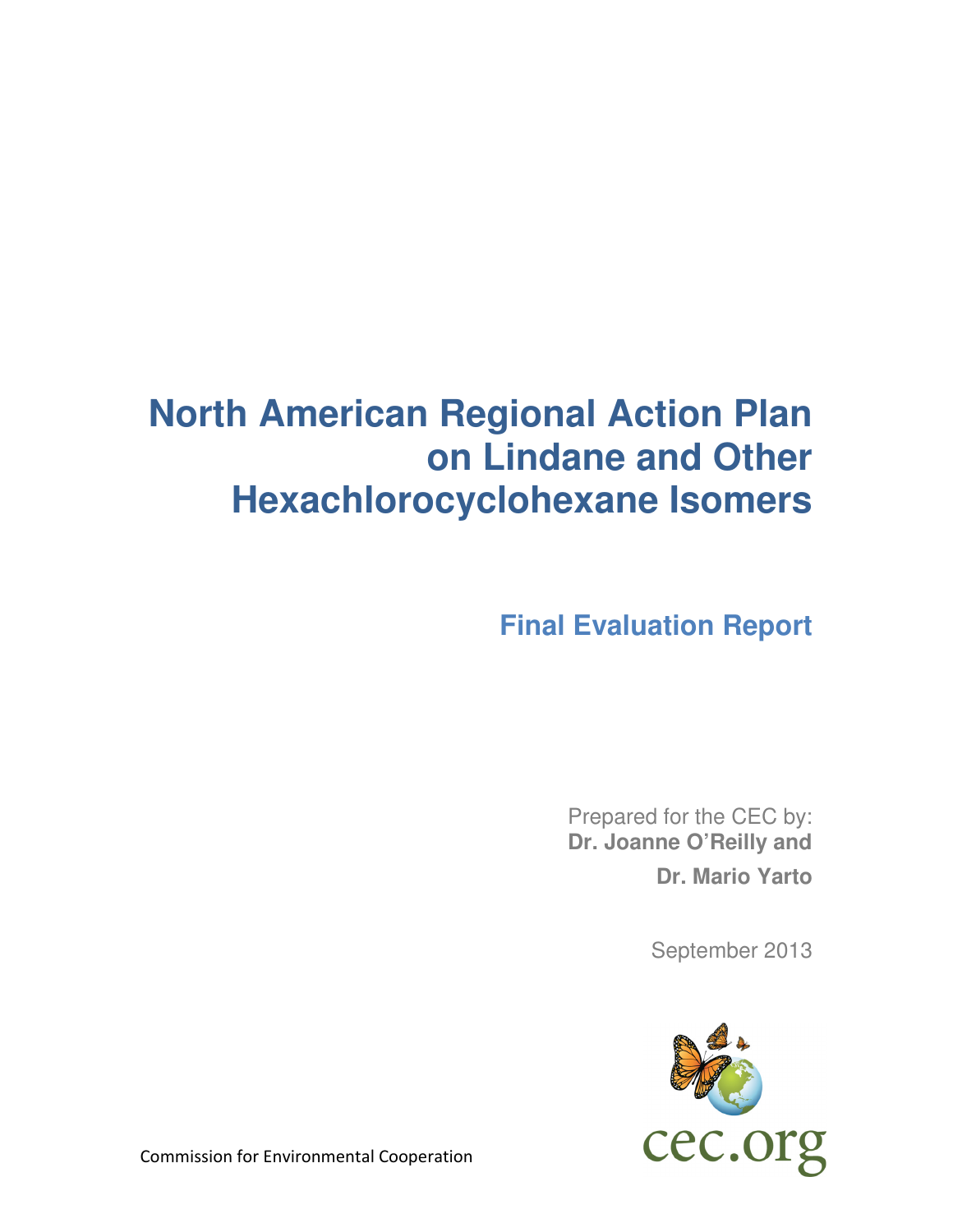# North American Regional Action Plan on Lindane and Other Hexachlorocyclohexane Isomers

## Final Evaluation Report

Prepared for the CEC by:
**Dr. Joanne O'Reilly and**
**Dr. Mario Yarto**

September 2013

cec.org

Commission for Environmental Cooperation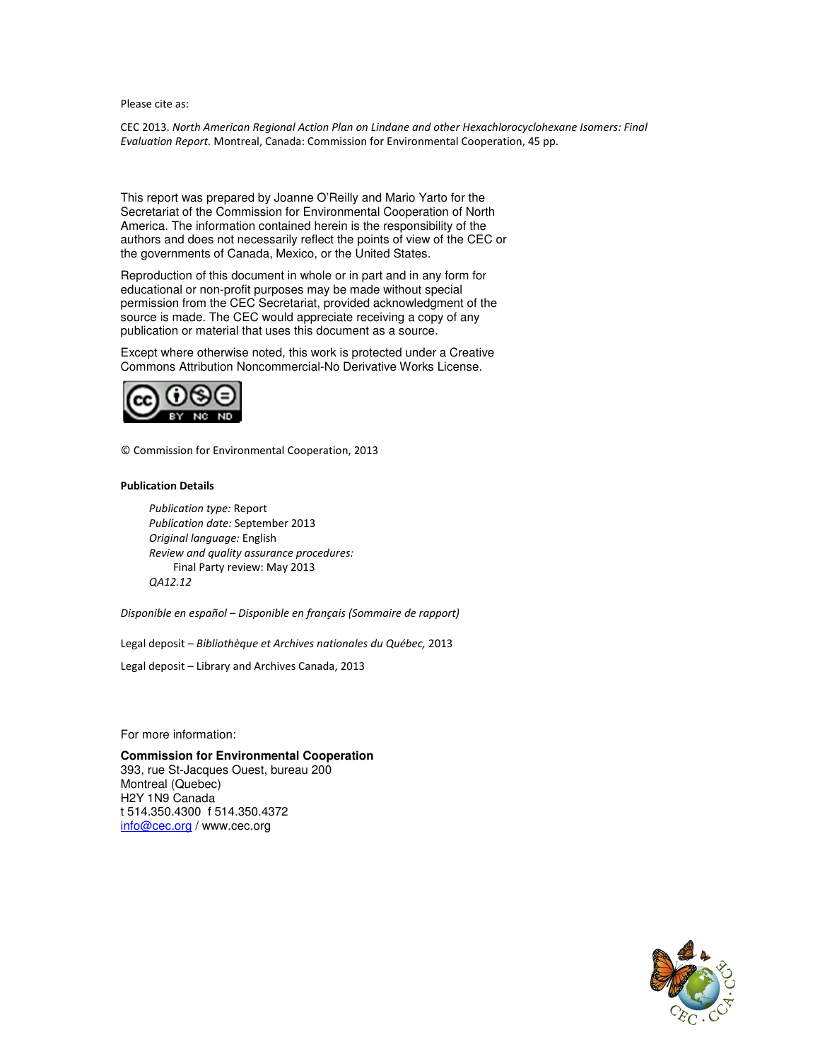Please cite as:

CEC 2013. *North American Regional Action Plan on Lindane and other Hexachlorocyclohexane Isomers: Final Evaluation Report.* Montreal, Canada: Commission for Environmental Cooperation, 45 pp.

This report was prepared by Joanne O'Reilly and Mario Yarto for the Secretariat of the Commission for Environmental Cooperation of North America. The information contained herein is the responsibility of the authors and does not necessarily reflect the points of view of the CEC or the governments of Canada, Mexico, or the United States.

Reproduction of this document in whole or in part and in any form for educational or non-profit purposes may be made without special permission from the CEC Secretariat, provided acknowledgment of the source is made. The CEC would appreciate receiving a copy of any publication or material that uses this document as a source.

Except where otherwise noted, this work is protected under a Creative Commons Attribution Noncommercial-No Derivative Works License.

© Commission for Environmental Cooperation, 2013

**Publication Details**

*Publication type:* Report
*Publication date:* September 2013
*Original language:* English
*Review and quality assurance procedures:*
Final Party review: May 2013
*QA12.12*

*Disponible en español – Disponible en français (Sommaire de rapport)*

Legal deposit – *Bibliothèque et Archives nationales du Québec,* 2013

Legal deposit – Library and Archives Canada, 2013

For more information:

**Commission for Environmental Cooperation**
393, rue St-Jacques Ouest, bureau 200
Montreal (Quebec)
H2Y 1N9 Canada
t 514.350.4300 f 514.350.4372
info@cec.org / www.cec.org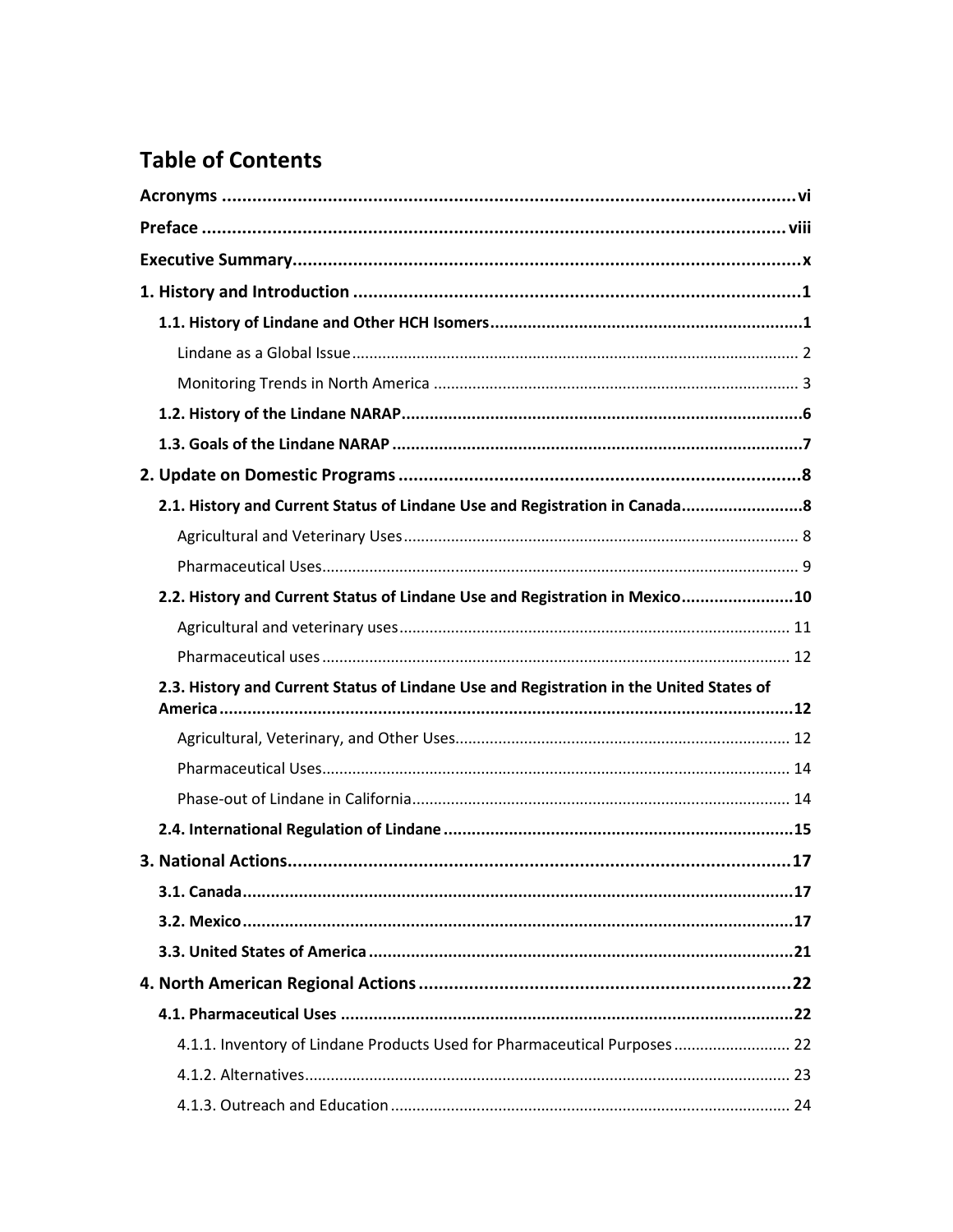# Table of Contents

**Acronyms** .................................................................................................................... **vi**

**Preface** ........................................................................................................................ **viii**

**Executive Summary** ........................................................................................................ **x**

**1. History and Introduction** ............................................................................................ **1**

- **1.1. History of Lindane and Other HCH Isomers** ........................................................... **1**
  - Lindane as a Global Issue ........................................................................................ 2
  - Monitoring Trends in North America ........................................................................ 3
- **1.2. History of the Lindane NARAP** ............................................................................. **6**
- **1.3. Goals of the Lindane NARAP** ................................................................................ **7**

**2. Update on Domestic Programs** ..................................................................................... **8**

- **2.1. History and Current Status of Lindane Use and Registration in Canada** ................... **8**
  - Agricultural and Veterinary Uses ............................................................................. 8
  - Pharmaceutical Uses ............................................................................................... 9
- **2.2. History and Current Status of Lindane Use and Registration in Mexico** .................. **10**
  - Agricultural and veterinary uses ............................................................................. 11
  - Pharmaceutical uses ............................................................................................... 12
- **2.3. History and Current Status of Lindane Use and Registration in the United States of America** .................................................................................................................. **12**
  - Agricultural, Veterinary, and Other Uses ................................................................. 12
  - Pharmaceutical Uses ............................................................................................... 14
  - Phase-out of Lindane in California ........................................................................... 14
- **2.4. International Regulation of Lindane** ..................................................................... **15**

**3. National Actions** .......................................................................................................... **17**

- **3.1. Canada** .................................................................................................................. **17**
- **3.2. Mexico** .................................................................................................................. **17**
- **3.3. United States of America** ...................................................................................... **21**

**4. North American Regional Actions** ................................................................................ **22**

- **4.1. Pharmaceutical Uses** ............................................................................................. **22**
  - 4.1.1. Inventory of Lindane Products Used for Pharmaceutical Purposes ....................... 22
  - 4.1.2. Alternatives ...................................................................................................... 23
  - 4.1.3. Outreach and Education .................................................................................... 24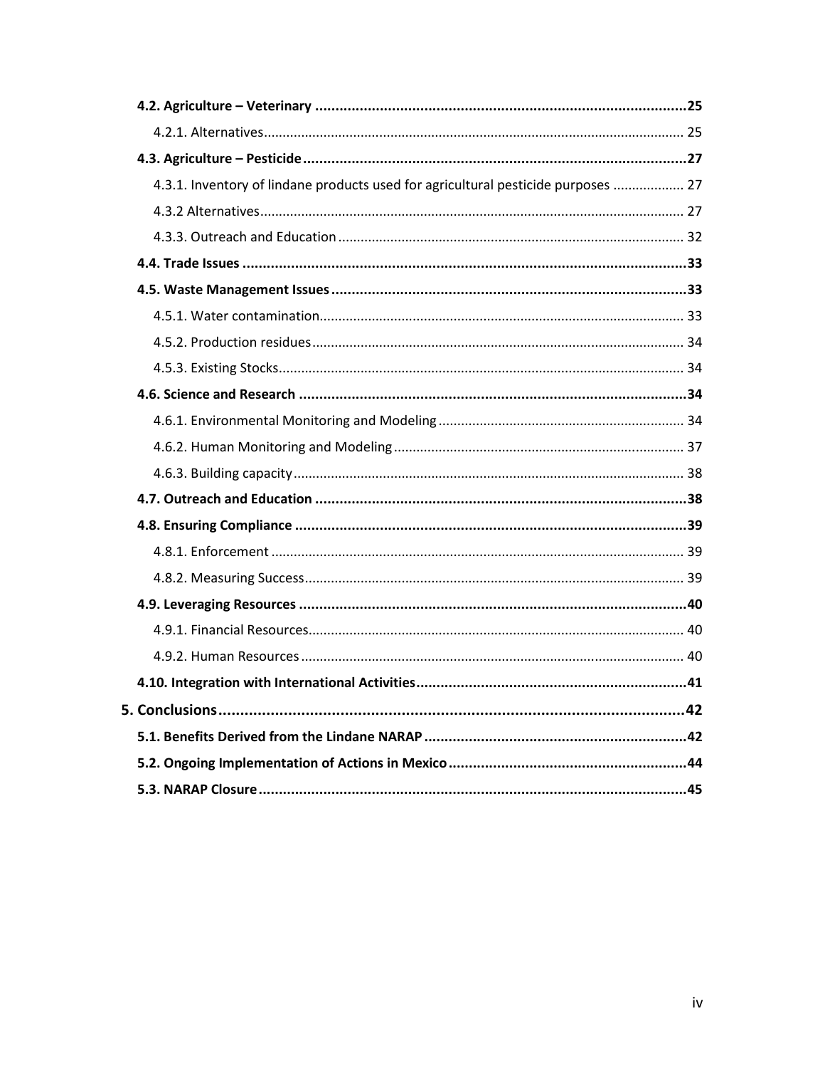- **4.2. Agriculture – Veterinary** ... **25**
  - 4.2.1. Alternatives ... 25
- **4.3. Agriculture – Pesticide** ... **27**
  - 4.3.1. Inventory of lindane products used for agricultural pesticide purposes ... 27
  - 4.3.2 Alternatives ... 27
  - 4.3.3. Outreach and Education ... 32
- **4.4. Trade Issues** ... **33**
- **4.5. Waste Management Issues** ... **33**
  - 4.5.1. Water contamination ... 33
  - 4.5.2. Production residues ... 34
  - 4.5.3. Existing Stocks ... 34
- **4.6. Science and Research** ... **34**
  - 4.6.1. Environmental Monitoring and Modeling ... 34
  - 4.6.2. Human Monitoring and Modeling ... 37
  - 4.6.3. Building capacity ... 38
- **4.7. Outreach and Education** ... **38**
- **4.8. Ensuring Compliance** ... **39**
  - 4.8.1. Enforcement ... 39
  - 4.8.2. Measuring Success ... 39
- **4.9. Leveraging Resources** ... **40**
  - 4.9.1. Financial Resources ... 40
  - 4.9.2. Human Resources ... 40
- **4.10. Integration with International Activities** ... **41**

**5. Conclusions** ... **42**

- **5.1. Benefits Derived from the Lindane NARAP** ... **42**
- **5.2. Ongoing Implementation of Actions in Mexico** ... **44**
- **5.3. NARAP Closure** ... **45**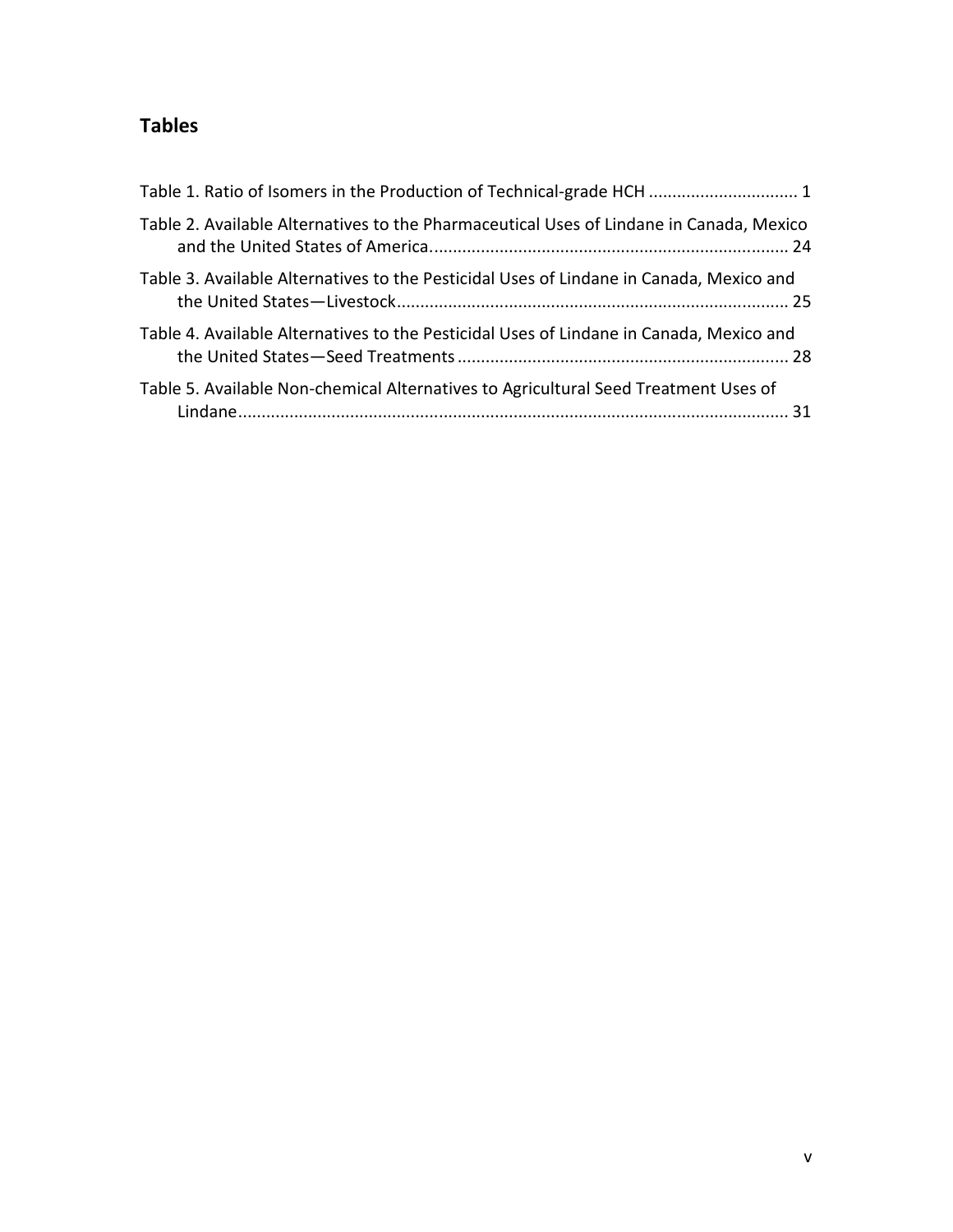## Tables

Table 1. Ratio of Isomers in the Production of Technical-grade HCH ................................ 1

Table 2. Available Alternatives to the Pharmaceutical Uses of Lindane in Canada, Mexico and the United States of America............................................................................ 24

Table 3. Available Alternatives to the Pesticidal Uses of Lindane in Canada, Mexico and the United States—Livestock................................................................................... 25

Table 4. Available Alternatives to the Pesticidal Uses of Lindane in Canada, Mexico and the United States—Seed Treatments ...................................................................... 28

Table 5. Available Non-chemical Alternatives to Agricultural Seed Treatment Uses of Lindane...................................................................................................................... 31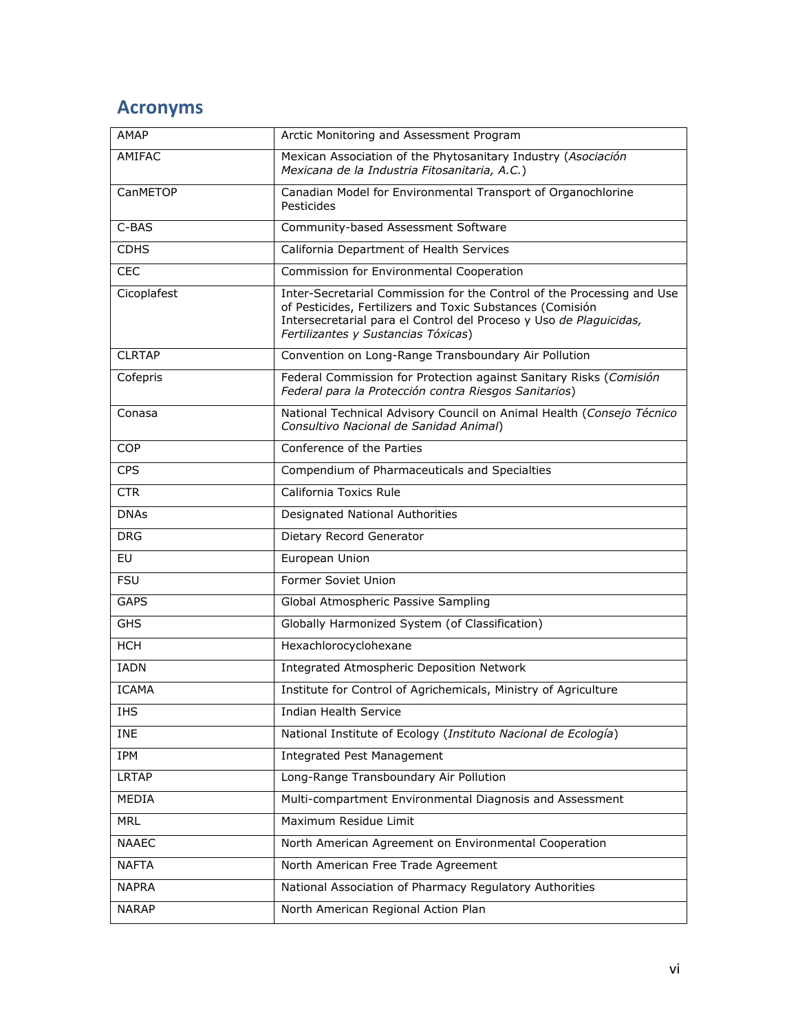## Acronyms

| | |
|---|---|
| AMAP | Arctic Monitoring and Assessment Program |
| AMIFAC | Mexican Association of the Phytosanitary Industry (*Asociación Mexicana de la Industria Fitosanitaria, A.C.*) |
| CanMETOP | Canadian Model for Environmental Transport of Organochlorine Pesticides |
| C-BAS | Community-based Assessment Software |
| CDHS | California Department of Health Services |
| CEC | Commission for Environmental Cooperation |
| Cicoplafest | Inter-Secretarial Commission for the Control of the Processing and Use of Pesticides, Fertilizers and Toxic Substances (Comisión Intersecretarial para el Control del Proceso y Uso *de Plaguicidas, Fertilizantes y Sustancias Tóxicas*) |
| CLRTAP | Convention on Long-Range Transboundary Air Pollution |
| Cofepris | Federal Commission for Protection against Sanitary Risks (*Comisión Federal para la Protección contra Riesgos Sanitarios*) |
| Conasa | National Technical Advisory Council on Animal Health (*Consejo Técnico Consultivo Nacional de Sanidad Animal*) |
| COP | Conference of the Parties |
| CPS | Compendium of Pharmaceuticals and Specialties |
| CTR | California Toxics Rule |
| DNAs | Designated National Authorities |
| DRG | Dietary Record Generator |
| EU | European Union |
| FSU | Former Soviet Union |
| GAPS | Global Atmospheric Passive Sampling |
| GHS | Globally Harmonized System (of Classification) |
| HCH | Hexachlorocyclohexane |
| IADN | Integrated Atmospheric Deposition Network |
| ICAMA | Institute for Control of Agrichemicals, Ministry of Agriculture |
| IHS | Indian Health Service |
| INE | National Institute of Ecology (*Instituto Nacional de Ecología*) |
| IPM | Integrated Pest Management |
| LRTAP | Long-Range Transboundary Air Pollution |
| MEDIA | Multi-compartment Environmental Diagnosis and Assessment |
| MRL | Maximum Residue Limit |
| NAAEC | North American Agreement on Environmental Cooperation |
| NAFTA | North American Free Trade Agreement |
| NAPRA | National Association of Pharmacy Regulatory Authorities |
| NARAP | North American Regional Action Plan |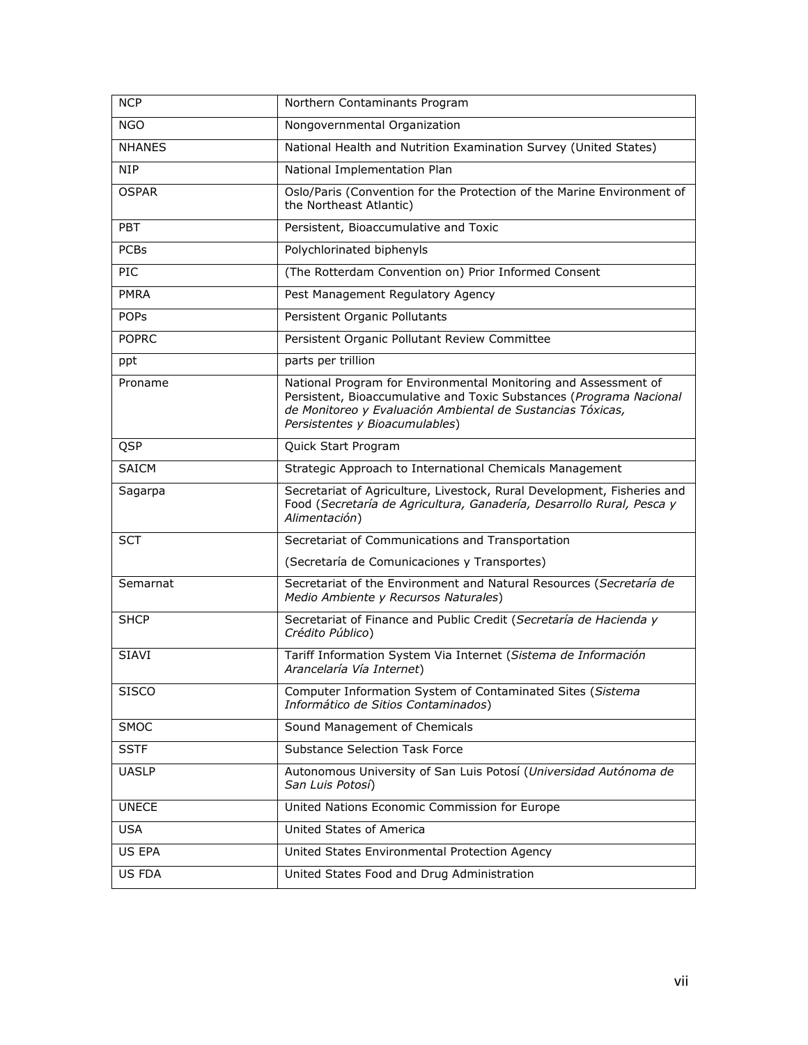| | |
|---|---|
| NCP | Northern Contaminants Program |
| NGO | Nongovernmental Organization |
| NHANES | National Health and Nutrition Examination Survey (United States) |
| NIP | National Implementation Plan |
| OSPAR | Oslo/Paris (Convention for the Protection of the Marine Environment of the Northeast Atlantic) |
| PBT | Persistent, Bioaccumulative and Toxic |
| PCBs | Polychlorinated biphenyls |
| PIC | (The Rotterdam Convention on) Prior Informed Consent |
| PMRA | Pest Management Regulatory Agency |
| POPs | Persistent Organic Pollutants |
| POPRC | Persistent Organic Pollutant Review Committee |
| ppt | parts per trillion |
| Proname | National Program for Environmental Monitoring and Assessment of Persistent, Bioaccumulative and Toxic Substances (*Programa Nacional de Monitoreo y Evaluación Ambiental de Sustancias Tóxicas, Persistentes y Bioacumulables*) |
| QSP | Quick Start Program |
| SAICM | Strategic Approach to International Chemicals Management |
| Sagarpa | Secretariat of Agriculture, Livestock, Rural Development, Fisheries and Food (*Secretaría de Agricultura, Ganadería, Desarrollo Rural, Pesca y Alimentación*) |
| SCT | Secretariat of Communications and Transportation (Secretaría de Comunicaciones y Transportes) |
| Semarnat | Secretariat of the Environment and Natural Resources (*Secretaría de Medio Ambiente y Recursos Naturales*) |
| SHCP | Secretariat of Finance and Public Credit (*Secretaría de Hacienda y Crédito Público*) |
| SIAVI | Tariff Information System Via Internet (*Sistema de Información Arancelaría Vía Internet*) |
| SISCO | Computer Information System of Contaminated Sites (*Sistema Informático de Sitios Contaminados*) |
| SMOC | Sound Management of Chemicals |
| SSTF | Substance Selection Task Force |
| UASLP | Autonomous University of San Luis Potosí (*Universidad Autónoma de San Luis Potosí*) |
| UNECE | United Nations Economic Commission for Europe |
| USA | United States of America |
| US EPA | United States Environmental Protection Agency |
| US FDA | United States Food and Drug Administration |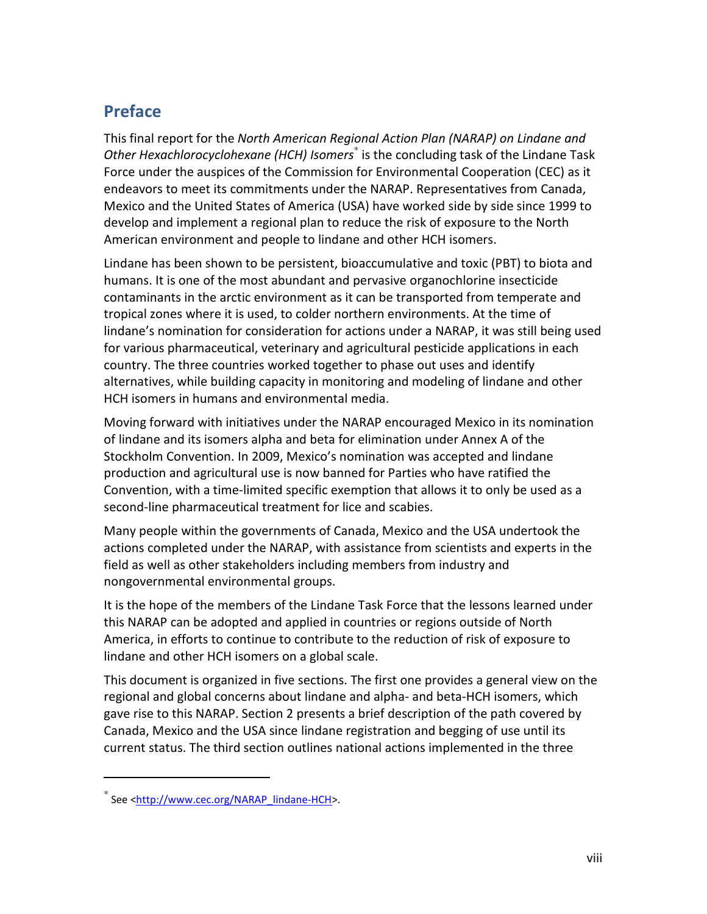## Preface

This final report for the *North American Regional Action Plan (NARAP) on Lindane and Other Hexachlorocyclohexane (HCH) Isomers*[*] is the concluding task of the Lindane Task Force under the auspices of the Commission for Environmental Cooperation (CEC) as it endeavors to meet its commitments under the NARAP. Representatives from Canada, Mexico and the United States of America (USA) have worked side by side since 1999 to develop and implement a regional plan to reduce the risk of exposure to the North American environment and people to lindane and other HCH isomers.

Lindane has been shown to be persistent, bioaccumulative and toxic (PBT) to biota and humans. It is one of the most abundant and pervasive organochlorine insecticide contaminants in the arctic environment as it can be transported from temperate and tropical zones where it is used, to colder northern environments. At the time of lindane's nomination for consideration for actions under a NARAP, it was still being used for various pharmaceutical, veterinary and agricultural pesticide applications in each country. The three countries worked together to phase out uses and identify alternatives, while building capacity in monitoring and modeling of lindane and other HCH isomers in humans and environmental media.

Moving forward with initiatives under the NARAP encouraged Mexico in its nomination of lindane and its isomers alpha and beta for elimination under Annex A of the Stockholm Convention. In 2009, Mexico's nomination was accepted and lindane production and agricultural use is now banned for Parties who have ratified the Convention, with a time-limited specific exemption that allows it to only be used as a second-line pharmaceutical treatment for lice and scabies.

Many people within the governments of Canada, Mexico and the USA undertook the actions completed under the NARAP, with assistance from scientists and experts in the field as well as other stakeholders including members from industry and nongovernmental environmental groups.

It is the hope of the members of the Lindane Task Force that the lessons learned under this NARAP can be adopted and applied in countries or regions outside of North America, in efforts to continue to contribute to the reduction of risk of exposure to lindane and other HCH isomers on a global scale.

This document is organized in five sections. The first one provides a general view on the regional and global concerns about lindane and alpha- and beta-HCH isomers, which gave rise to this NARAP. Section 2 presents a brief description of the path covered by Canada, Mexico and the USA since lindane registration and begging of use until its current status. The third section outlines national actions implemented in the three

---

[*] See <http://www.cec.org/NARAP_lindane-HCH>.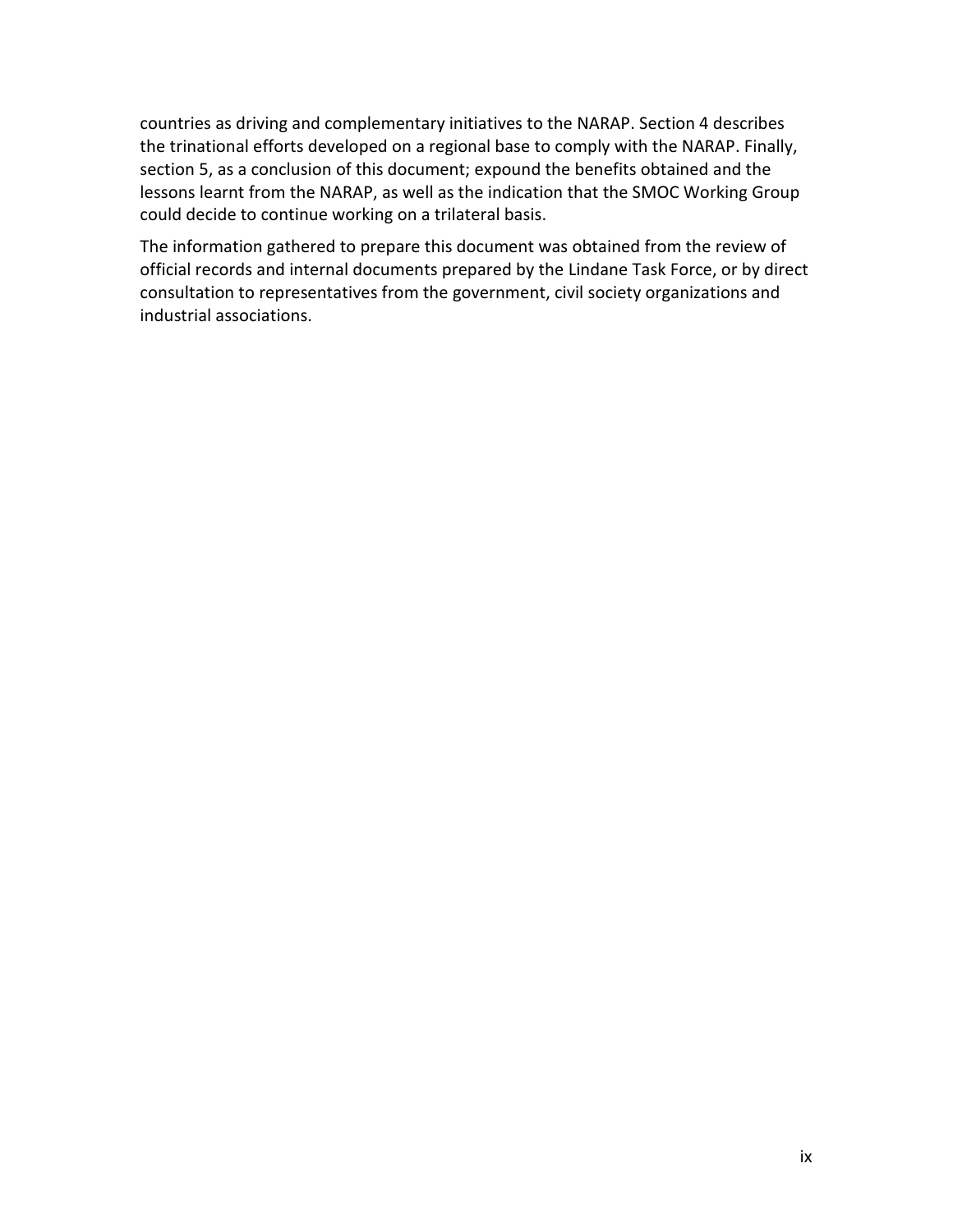countries as driving and complementary initiatives to the NARAP. Section 4 describes the trinational efforts developed on a regional base to comply with the NARAP. Finally, section 5, as a conclusion of this document; expound the benefits obtained and the lessons learnt from the NARAP, as well as the indication that the SMOC Working Group could decide to continue working on a trilateral basis.

The information gathered to prepare this document was obtained from the review of official records and internal documents prepared by the Lindane Task Force, or by direct consultation to representatives from the government, civil society organizations and industrial associations.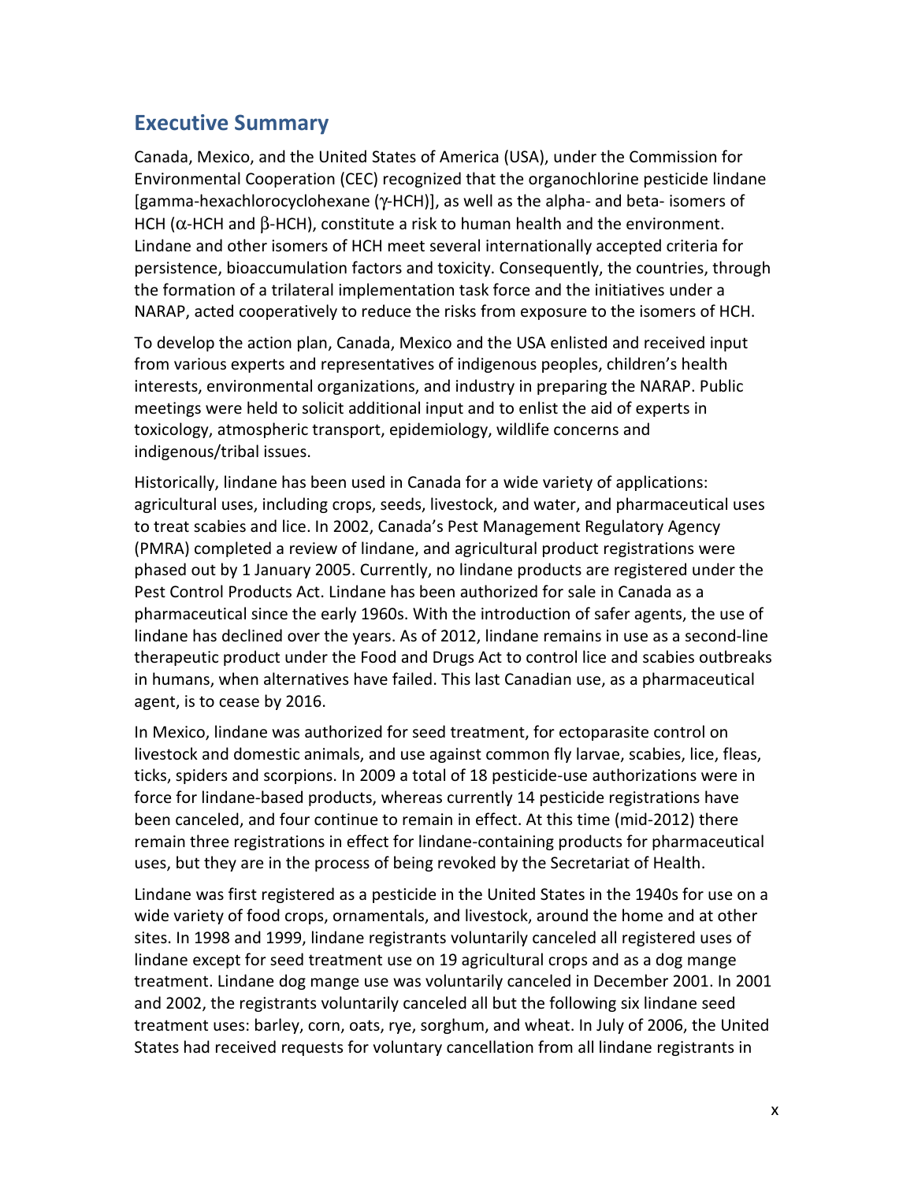## Executive Summary

Canada, Mexico, and the United States of America (USA), under the Commission for Environmental Cooperation (CEC) recognized that the organochlorine pesticide lindane [gamma-hexachlorocyclohexane ($\gamma$-HCH)], as well as the alpha- and beta- isomers of HCH ($\alpha$-HCH and $\beta$-HCH), constitute a risk to human health and the environment. Lindane and other isomers of HCH meet several internationally accepted criteria for persistence, bioaccumulation factors and toxicity. Consequently, the countries, through the formation of a trilateral implementation task force and the initiatives under a NARAP, acted cooperatively to reduce the risks from exposure to the isomers of HCH.

To develop the action plan, Canada, Mexico and the USA enlisted and received input from various experts and representatives of indigenous peoples, children's health interests, environmental organizations, and industry in preparing the NARAP. Public meetings were held to solicit additional input and to enlist the aid of experts in toxicology, atmospheric transport, epidemiology, wildlife concerns and indigenous/tribal issues.

Historically, lindane has been used in Canada for a wide variety of applications: agricultural uses, including crops, seeds, livestock, and water, and pharmaceutical uses to treat scabies and lice. In 2002, Canada's Pest Management Regulatory Agency (PMRA) completed a review of lindane, and agricultural product registrations were phased out by 1 January 2005. Currently, no lindane products are registered under the Pest Control Products Act. Lindane has been authorized for sale in Canada as a pharmaceutical since the early 1960s. With the introduction of safer agents, the use of lindane has declined over the years. As of 2012, lindane remains in use as a second-line therapeutic product under the Food and Drugs Act to control lice and scabies outbreaks in humans, when alternatives have failed. This last Canadian use, as a pharmaceutical agent, is to cease by 2016.

In Mexico, lindane was authorized for seed treatment, for ectoparasite control on livestock and domestic animals, and use against common fly larvae, scabies, lice, fleas, ticks, spiders and scorpions. In 2009 a total of 18 pesticide-use authorizations were in force for lindane-based products, whereas currently 14 pesticide registrations have been canceled, and four continue to remain in effect. At this time (mid-2012) there remain three registrations in effect for lindane-containing products for pharmaceutical uses, but they are in the process of being revoked by the Secretariat of Health.

Lindane was first registered as a pesticide in the United States in the 1940s for use on a wide variety of food crops, ornamentals, and livestock, around the home and at other sites. In 1998 and 1999, lindane registrants voluntarily canceled all registered uses of lindane except for seed treatment use on 19 agricultural crops and as a dog mange treatment. Lindane dog mange use was voluntarily canceled in December 2001. In 2001 and 2002, the registrants voluntarily canceled all but the following six lindane seed treatment uses: barley, corn, oats, rye, sorghum, and wheat. In July of 2006, the United States had received requests for voluntary cancellation from all lindane registrants in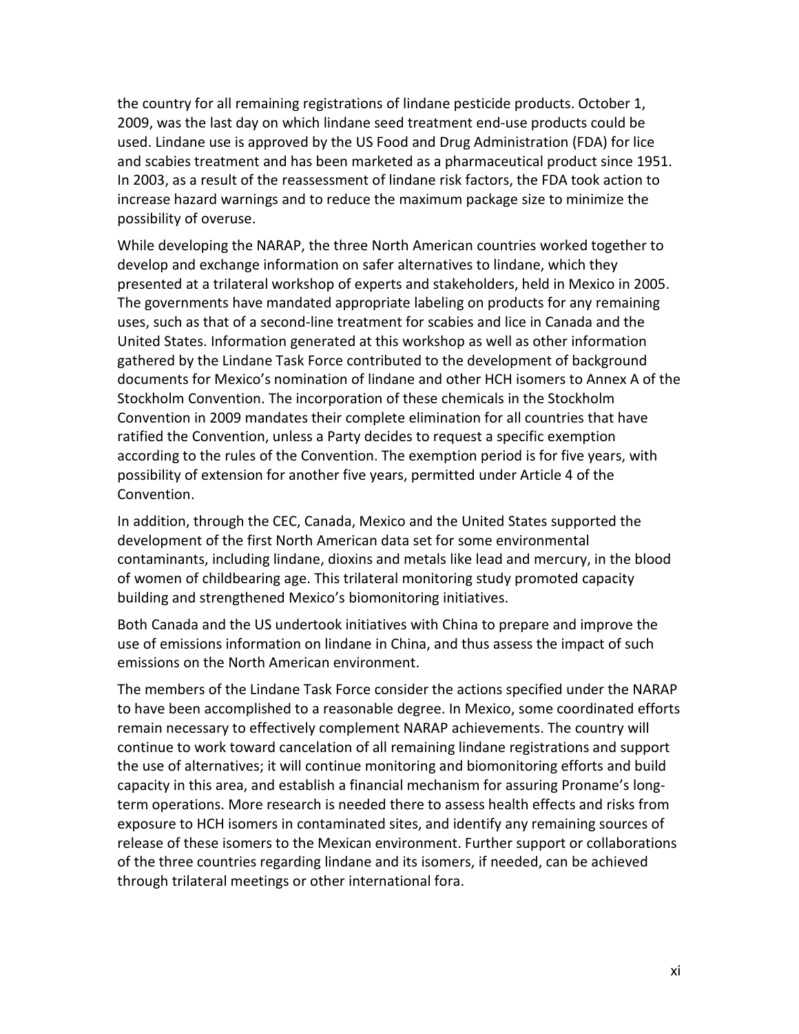the country for all remaining registrations of lindane pesticide products. October 1, 2009, was the last day on which lindane seed treatment end-use products could be used. Lindane use is approved by the US Food and Drug Administration (FDA) for lice and scabies treatment and has been marketed as a pharmaceutical product since 1951. In 2003, as a result of the reassessment of lindane risk factors, the FDA took action to increase hazard warnings and to reduce the maximum package size to minimize the possibility of overuse.

While developing the NARAP, the three North American countries worked together to develop and exchange information on safer alternatives to lindane, which they presented at a trilateral workshop of experts and stakeholders, held in Mexico in 2005. The governments have mandated appropriate labeling on products for any remaining uses, such as that of a second-line treatment for scabies and lice in Canada and the United States. Information generated at this workshop as well as other information gathered by the Lindane Task Force contributed to the development of background documents for Mexico's nomination of lindane and other HCH isomers to Annex A of the Stockholm Convention. The incorporation of these chemicals in the Stockholm Convention in 2009 mandates their complete elimination for all countries that have ratified the Convention, unless a Party decides to request a specific exemption according to the rules of the Convention. The exemption period is for five years, with possibility of extension for another five years, permitted under Article 4 of the Convention.

In addition, through the CEC, Canada, Mexico and the United States supported the development of the first North American data set for some environmental contaminants, including lindane, dioxins and metals like lead and mercury, in the blood of women of childbearing age. This trilateral monitoring study promoted capacity building and strengthened Mexico's biomonitoring initiatives.

Both Canada and the US undertook initiatives with China to prepare and improve the use of emissions information on lindane in China, and thus assess the impact of such emissions on the North American environment.

The members of the Lindane Task Force consider the actions specified under the NARAP to have been accomplished to a reasonable degree. In Mexico, some coordinated efforts remain necessary to effectively complement NARAP achievements. The country will continue to work toward cancelation of all remaining lindane registrations and support the use of alternatives; it will continue monitoring and biomonitoring efforts and build capacity in this area, and establish a financial mechanism for assuring Proname's long-term operations. More research is needed there to assess health effects and risks from exposure to HCH isomers in contaminated sites, and identify any remaining sources of release of these isomers to the Mexican environment. Further support or collaborations of the three countries regarding lindane and its isomers, if needed, can be achieved through trilateral meetings or other international fora.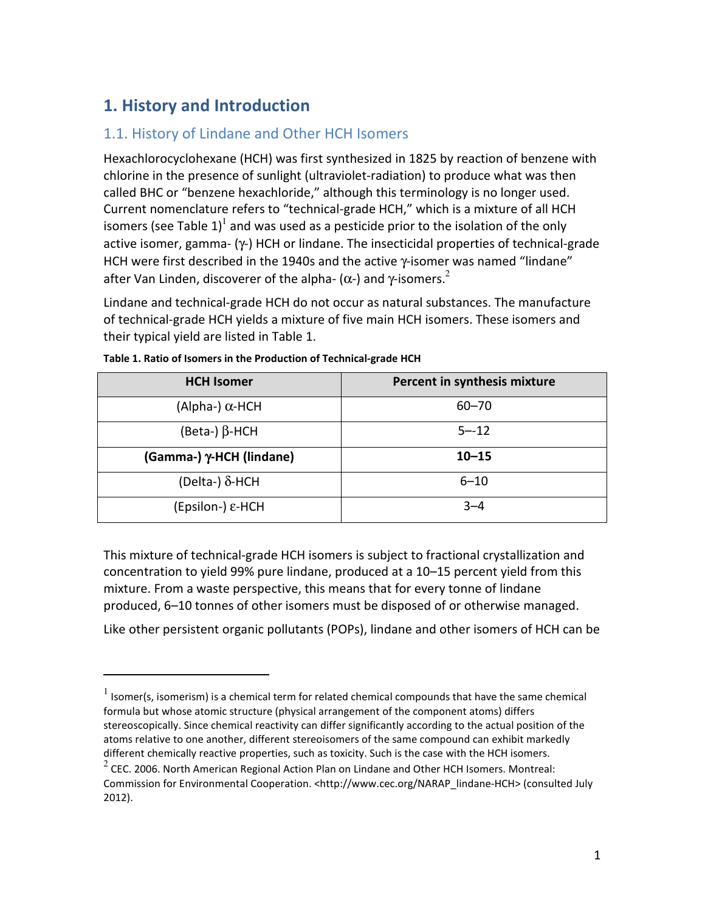# 1. History and Introduction

## 1.1. History of Lindane and Other HCH Isomers

Hexachlorocyclohexane (HCH) was first synthesized in 1825 by reaction of benzene with chlorine in the presence of sunlight (ultraviolet-radiation) to produce what was then called BHC or "benzene hexachloride," although this terminology is no longer used. Current nomenclature refers to "technical-grade HCH," which is a mixture of all HCH isomers (see Table 1)[1] and was used as a pesticide prior to the isolation of the only active isomer, gamma- (γ-) HCH or lindane. The insecticidal properties of technical-grade HCH were first described in the 1940s and the active γ-isomer was named "lindane" after Van Linden, discoverer of the alpha- (α-) and γ-isomers.[2]

Lindane and technical-grade HCH do not occur as natural substances. The manufacture of technical-grade HCH yields a mixture of five main HCH isomers. These isomers and their typical yield are listed in Table 1.

**Table 1. Ratio of Isomers in the Production of Technical-grade HCH**

| HCH Isomer | Percent in synthesis mixture |
|---|---|
| (Alpha-) α-HCH | 60–70 |
| (Beta-) β-HCH | 5–-12 |
| **(Gamma-) γ-HCH (lindane)** | **10–15** |
| (Delta-) δ-HCH | 6–10 |
| (Epsilon-) ε-HCH | 3–4 |

This mixture of technical-grade HCH isomers is subject to fractional crystallization and concentration to yield 99% pure lindane, produced at a 10–15 percent yield from this mixture. From a waste perspective, this means that for every tonne of lindane produced, 6–10 tonnes of other isomers must be disposed of or otherwise managed.

Like other persistent organic pollutants (POPs), lindane and other isomers of HCH can be

---

[1] Isomer(s, isomerism) is a chemical term for related chemical compounds that have the same chemical formula but whose atomic structure (physical arrangement of the component atoms) differs stereoscopically. Since chemical reactivity can differ significantly according to the actual position of the atoms relative to one another, different stereoisomers of the same compound can exhibit markedly different chemically reactive properties, such as toxicity. Such is the case with the HCH isomers.

[2] CEC. 2006. North American Regional Action Plan on Lindane and Other HCH Isomers. Montreal: Commission for Environmental Cooperation. <http://www.cec.org/NARAP_lindane-HCH> (consulted July 2012).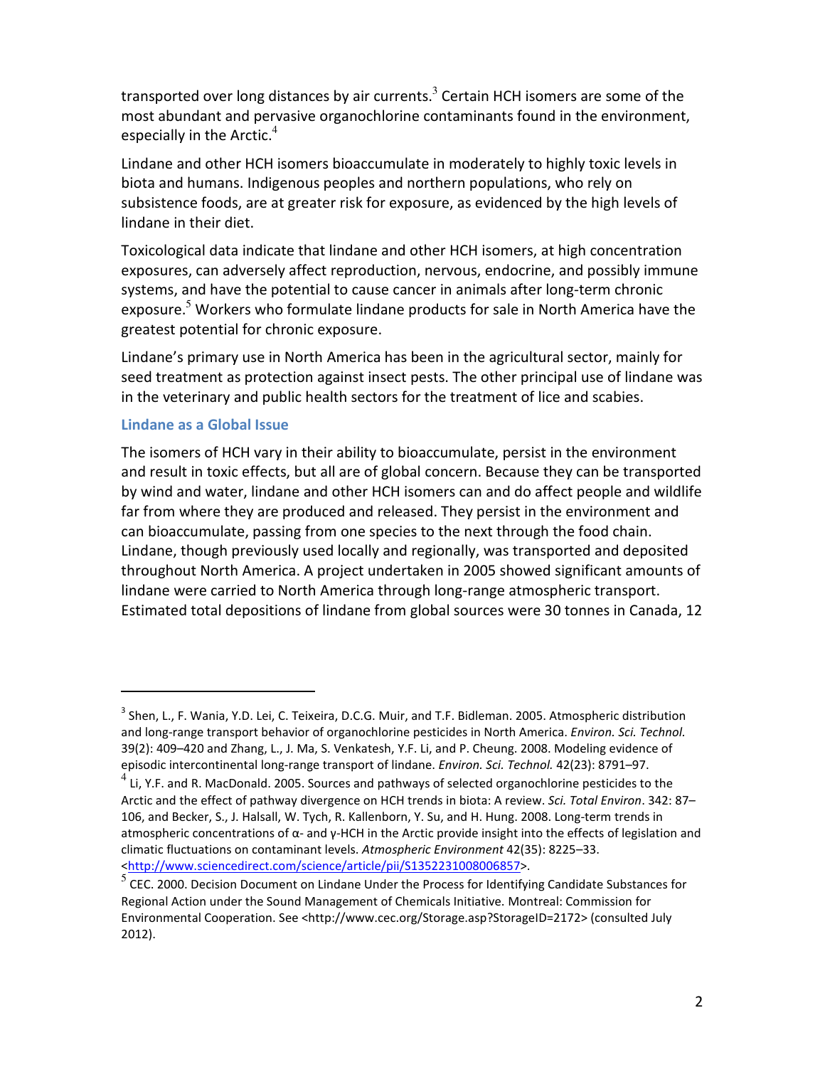transported over long distances by air currents.[3] Certain HCH isomers are some of the most abundant and pervasive organochlorine contaminants found in the environment, especially in the Arctic.[4]

Lindane and other HCH isomers bioaccumulate in moderately to highly toxic levels in biota and humans. Indigenous peoples and northern populations, who rely on subsistence foods, are at greater risk for exposure, as evidenced by the high levels of lindane in their diet.

Toxicological data indicate that lindane and other HCH isomers, at high concentration exposures, can adversely affect reproduction, nervous, endocrine, and possibly immune systems, and have the potential to cause cancer in animals after long-term chronic exposure.[5] Workers who formulate lindane products for sale in North America have the greatest potential for chronic exposure.

Lindane's primary use in North America has been in the agricultural sector, mainly for seed treatment as protection against insect pests. The other principal use of lindane was in the veterinary and public health sectors for the treatment of lice and scabies.

### Lindane as a Global Issue

The isomers of HCH vary in their ability to bioaccumulate, persist in the environment and result in toxic effects, but all are of global concern. Because they can be transported by wind and water, lindane and other HCH isomers can and do affect people and wildlife far from where they are produced and released. They persist in the environment and can bioaccumulate, passing from one species to the next through the food chain. Lindane, though previously used locally and regionally, was transported and deposited throughout North America. A project undertaken in 2005 showed significant amounts of lindane were carried to North America through long-range atmospheric transport. Estimated total depositions of lindane from global sources were 30 tonnes in Canada, 12

---

[3] Shen, L., F. Wania, Y.D. Lei, C. Teixeira, D.C.G. Muir, and T.F. Bidleman. 2005. Atmospheric distribution and long-range transport behavior of organochlorine pesticides in North America. *Environ. Sci. Technol.* 39(2): 409–420 and Zhang, L., J. Ma, S. Venkatesh, Y.F. Li, and P. Cheung. 2008. Modeling evidence of episodic intercontinental long-range transport of lindane. *Environ. Sci. Technol.* 42(23): 8791–97.

[4] Li, Y.F. and R. MacDonald. 2005. Sources and pathways of selected organochlorine pesticides to the Arctic and the effect of pathway divergence on HCH trends in biota: A review. *Sci. Total Environ*. 342: 87–106, and Becker, S., J. Halsall, W. Tych, R. Kallenborn, Y. Su, and H. Hung. 2008. Long-term trends in atmospheric concentrations of α- and γ-HCH in the Arctic provide insight into the effects of legislation and climatic fluctuations on contaminant levels. *Atmospheric Environment* 42(35): 8225–33. <http://www.sciencedirect.com/science/article/pii/S1352231008006857>.

[5] CEC. 2000. Decision Document on Lindane Under the Process for Identifying Candidate Substances for Regional Action under the Sound Management of Chemicals Initiative. Montreal: Commission for Environmental Cooperation. See <http://www.cec.org/Storage.asp?StorageID=2172> (consulted July 2012).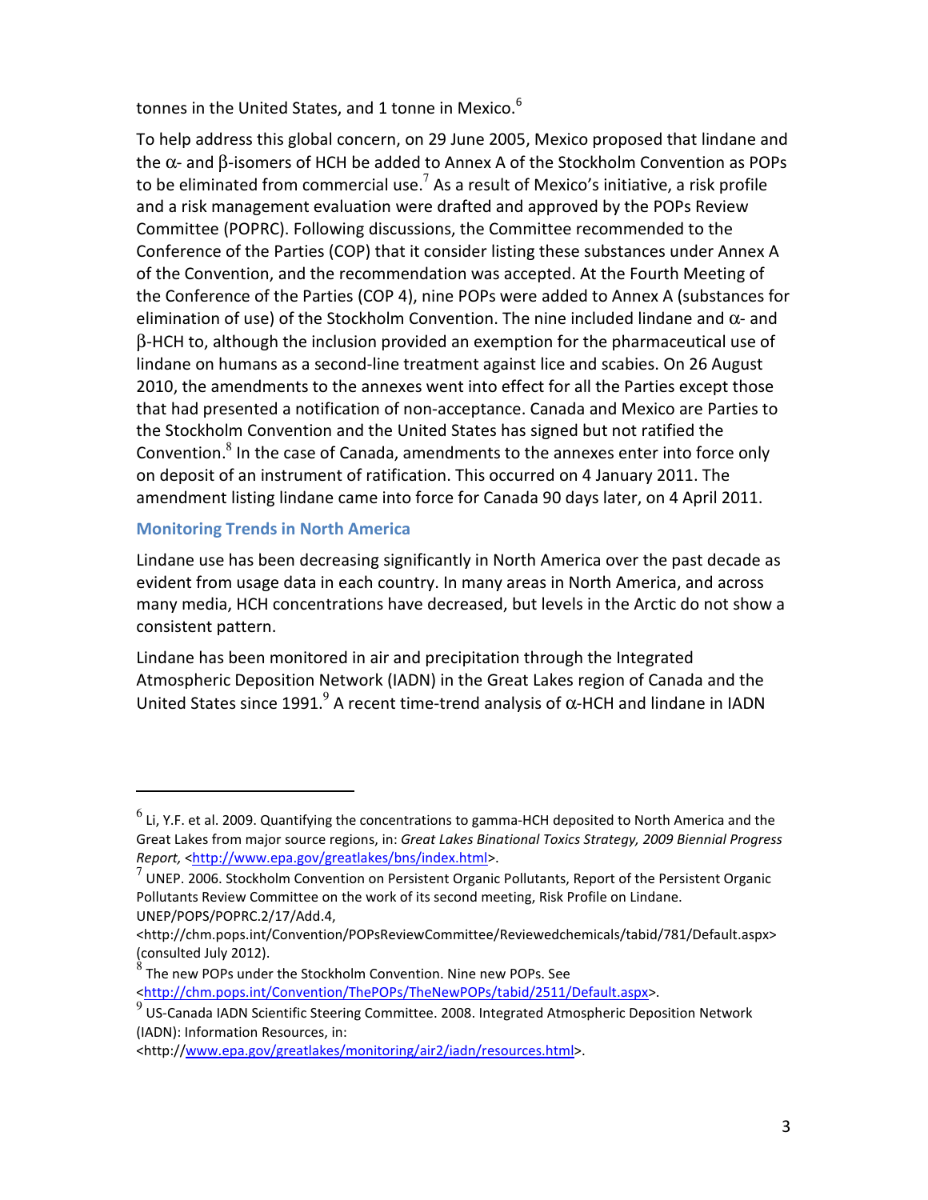tonnes in the United States, and 1 tonne in Mexico.[6]

To help address this global concern, on 29 June 2005, Mexico proposed that lindane and the α- and β-isomers of HCH be added to Annex A of the Stockholm Convention as POPs to be eliminated from commercial use.[7] As a result of Mexico's initiative, a risk profile and a risk management evaluation were drafted and approved by the POPs Review Committee (POPRC). Following discussions, the Committee recommended to the Conference of the Parties (COP) that it consider listing these substances under Annex A of the Convention, and the recommendation was accepted. At the Fourth Meeting of the Conference of the Parties (COP 4), nine POPs were added to Annex A (substances for elimination of use) of the Stockholm Convention. The nine included lindane and α- and β-HCH to, although the inclusion provided an exemption for the pharmaceutical use of lindane on humans as a second-line treatment against lice and scabies. On 26 August 2010, the amendments to the annexes went into effect for all the Parties except those that had presented a notification of non-acceptance. Canada and Mexico are Parties to the Stockholm Convention and the United States has signed but not ratified the Convention.[8] In the case of Canada, amendments to the annexes enter into force only on deposit of an instrument of ratification. This occurred on 4 January 2011. The amendment listing lindane came into force for Canada 90 days later, on 4 April 2011.

### Monitoring Trends in North America

Lindane use has been decreasing significantly in North America over the past decade as evident from usage data in each country. In many areas in North America, and across many media, HCH concentrations have decreased, but levels in the Arctic do not show a consistent pattern.

Lindane has been monitored in air and precipitation through the Integrated Atmospheric Deposition Network (IADN) in the Great Lakes region of Canada and the United States since 1991.[9] A recent time-trend analysis of α-HCH and lindane in IADN

---

[6] Li, Y.F. et al. 2009. Quantifying the concentrations to gamma-HCH deposited to North America and the Great Lakes from major source regions, in: *Great Lakes Binational Toxics Strategy, 2009 Biennial Progress Report,* <http://www.epa.gov/greatlakes/bns/index.html>.

[7] UNEP. 2006. Stockholm Convention on Persistent Organic Pollutants, Report of the Persistent Organic Pollutants Review Committee on the work of its second meeting, Risk Profile on Lindane. UNEP/POPS/POPRC.2/17/Add.4, <http://chm.pops.int/Convention/POPsReviewCommittee/Reviewedchemicals/tabid/781/Default.aspx> (consulted July 2012).

[8] The new POPs under the Stockholm Convention. Nine new POPs. See <http://chm.pops.int/Convention/ThePOPs/TheNewPOPs/tabid/2511/Default.aspx>.

[9] US-Canada IADN Scientific Steering Committee. 2008. Integrated Atmospheric Deposition Network (IADN): Information Resources, in: <http://www.epa.gov/greatlakes/monitoring/air2/iadn/resources.html>.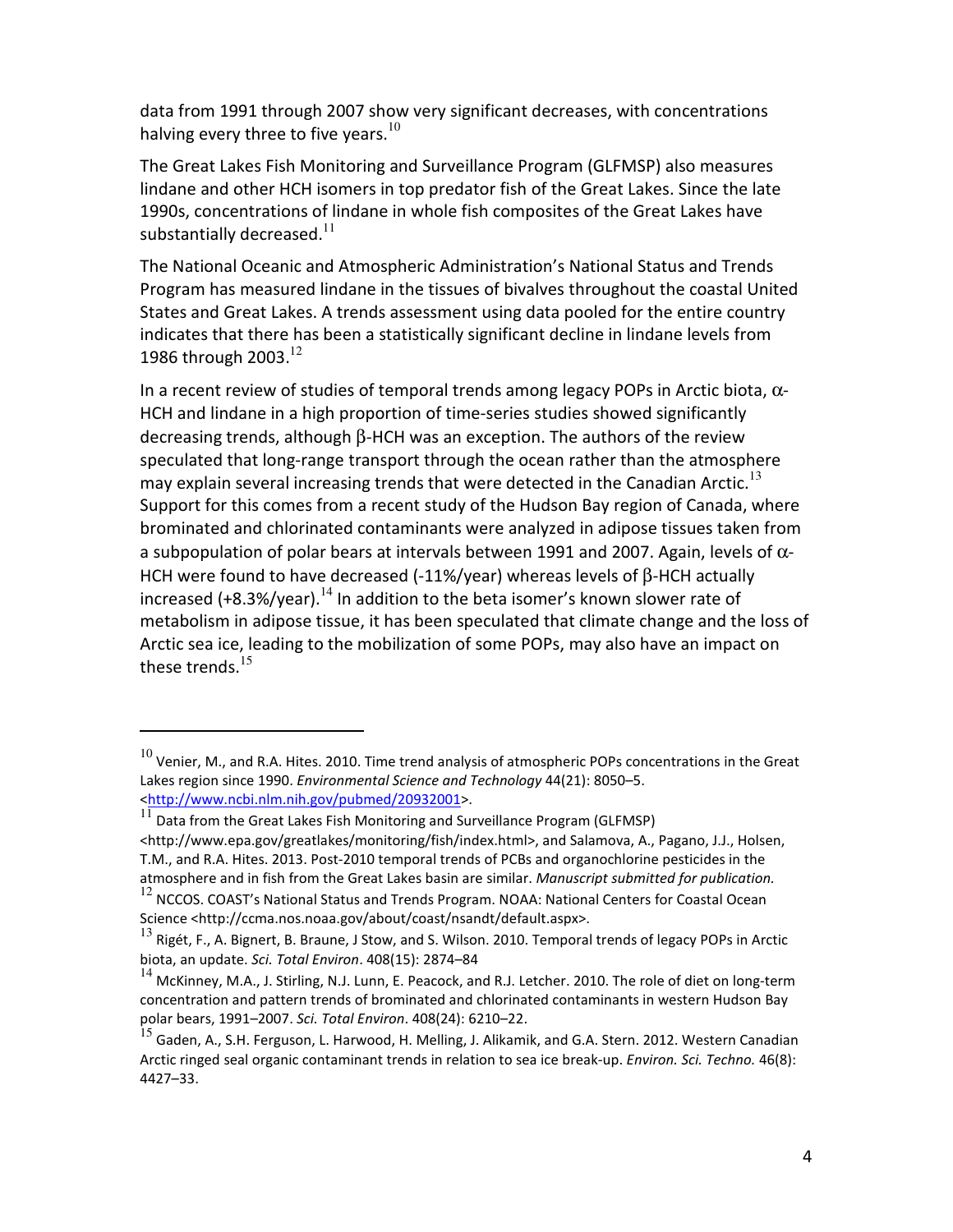data from 1991 through 2007 show very significant decreases, with concentrations halving every three to five years.[10]

The Great Lakes Fish Monitoring and Surveillance Program (GLFMSP) also measures lindane and other HCH isomers in top predator fish of the Great Lakes. Since the late 1990s, concentrations of lindane in whole fish composites of the Great Lakes have substantially decreased.[11]

The National Oceanic and Atmospheric Administration's National Status and Trends Program has measured lindane in the tissues of bivalves throughout the coastal United States and Great Lakes. A trends assessment using data pooled for the entire country indicates that there has been a statistically significant decline in lindane levels from 1986 through 2003.[12]

In a recent review of studies of temporal trends among legacy POPs in Arctic biota, α-HCH and lindane in a high proportion of time-series studies showed significantly decreasing trends, although β-HCH was an exception. The authors of the review speculated that long-range transport through the ocean rather than the atmosphere may explain several increasing trends that were detected in the Canadian Arctic.[13] Support for this comes from a recent study of the Hudson Bay region of Canada, where brominated and chlorinated contaminants were analyzed in adipose tissues taken from a subpopulation of polar bears at intervals between 1991 and 2007. Again, levels of α-HCH were found to have decreased (-11%/year) whereas levels of β-HCH actually increased (+8.3%/year).[14] In addition to the beta isomer's known slower rate of metabolism in adipose tissue, it has been speculated that climate change and the loss of Arctic sea ice, leading to the mobilization of some POPs, may also have an impact on these trends.[15]

---

[10] Venier, M., and R.A. Hites. 2010. Time trend analysis of atmospheric POPs concentrations in the Great Lakes region since 1990. *Environmental Science and Technology* 44(21): 8050–5. <http://www.ncbi.nlm.nih.gov/pubmed/20932001>.

[11] Data from the Great Lakes Fish Monitoring and Surveillance Program (GLFMSP) <http://www.epa.gov/greatlakes/monitoring/fish/index.html>, and Salamova, A., Pagano, J.J., Holsen, T.M., and R.A. Hites. 2013. Post-2010 temporal trends of PCBs and organochlorine pesticides in the atmosphere and in fish from the Great Lakes basin are similar. *Manuscript submitted for publication.*

[12] NCCOS. COAST's National Status and Trends Program. NOAA: National Centers for Coastal Ocean Science <http://ccma.nos.noaa.gov/about/coast/nsandt/default.aspx>.

[13] Rigét, F., A. Bignert, B. Braune, J Stow, and S. Wilson. 2010. Temporal trends of legacy POPs in Arctic biota, an update. *Sci. Total Environ*. 408(15): 2874–84

[14] McKinney, M.A., J. Stirling, N.J. Lunn, E. Peacock, and R.J. Letcher. 2010. The role of diet on long-term concentration and pattern trends of brominated and chlorinated contaminants in western Hudson Bay polar bears, 1991–2007. *Sci. Total Environ*. 408(24): 6210–22.

[15] Gaden, A., S.H. Ferguson, L. Harwood, H. Melling, J. Alikamik, and G.A. Stern. 2012. Western Canadian Arctic ringed seal organic contaminant trends in relation to sea ice break-up. *Environ. Sci. Techno.* 46(8): 4427–33.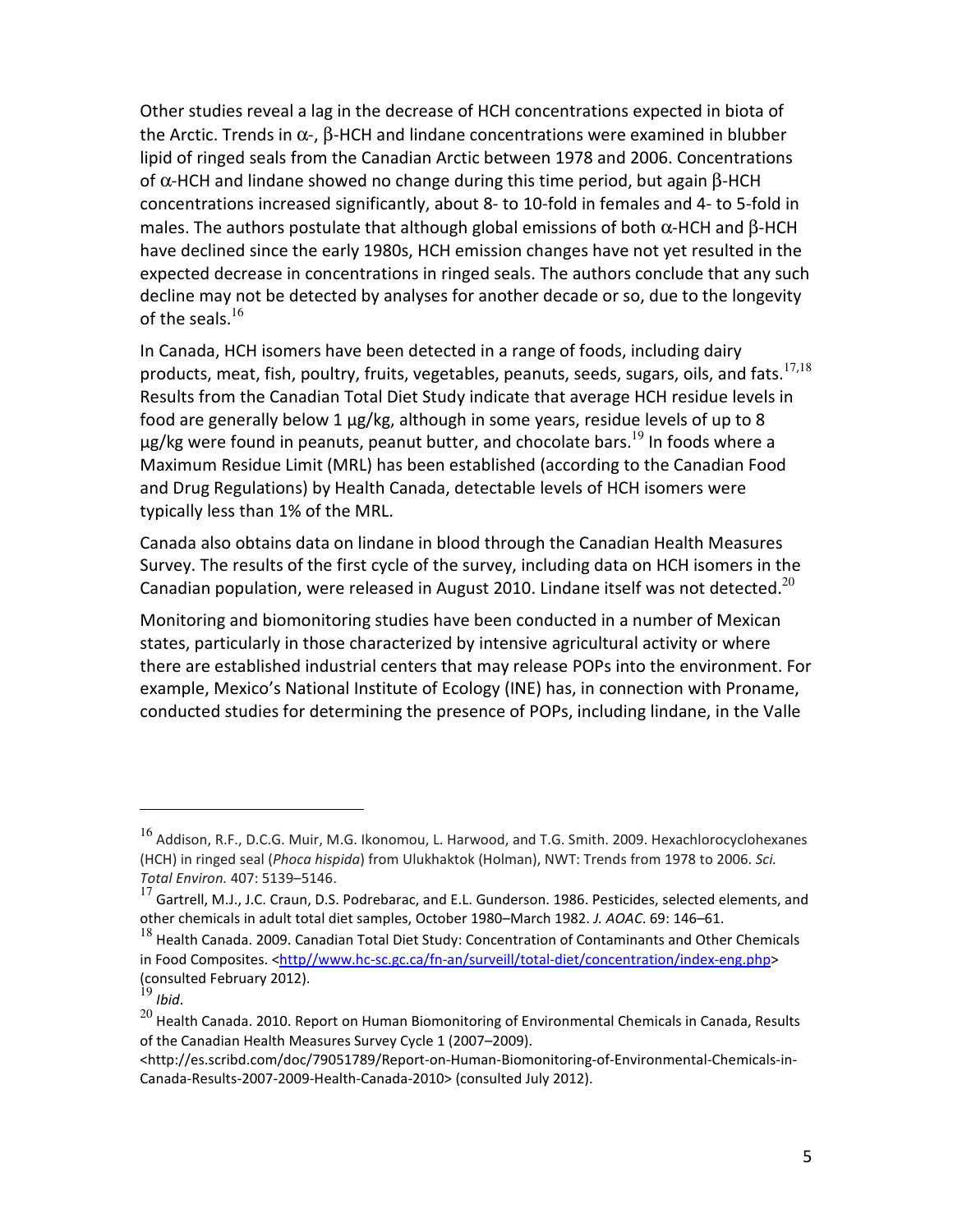Other studies reveal a lag in the decrease of HCH concentrations expected in biota of the Arctic. Trends in α-, β-HCH and lindane concentrations were examined in blubber lipid of ringed seals from the Canadian Arctic between 1978 and 2006. Concentrations of α-HCH and lindane showed no change during this time period, but again β-HCH concentrations increased significantly, about 8- to 10-fold in females and 4- to 5-fold in males. The authors postulate that although global emissions of both α-HCH and β-HCH have declined since the early 1980s, HCH emission changes have not yet resulted in the expected decrease in concentrations in ringed seals. The authors conclude that any such decline may not be detected by analyses for another decade or so, due to the longevity of the seals.[16]

In Canada, HCH isomers have been detected in a range of foods, including dairy products, meat, fish, poultry, fruits, vegetables, peanuts, seeds, sugars, oils, and fats.[17,18] Results from the Canadian Total Diet Study indicate that average HCH residue levels in food are generally below 1 µg/kg, although in some years, residue levels of up to 8 µg/kg were found in peanuts, peanut butter, and chocolate bars.[19] In foods where a Maximum Residue Limit (MRL) has been established (according to the Canadian Food and Drug Regulations) by Health Canada, detectable levels of HCH isomers were typically less than 1% of the MRL.

Canada also obtains data on lindane in blood through the Canadian Health Measures Survey. The results of the first cycle of the survey, including data on HCH isomers in the Canadian population, were released in August 2010. Lindane itself was not detected.[20]

Monitoring and biomonitoring studies have been conducted in a number of Mexican states, particularly in those characterized by intensive agricultural activity or where there are established industrial centers that may release POPs into the environment. For example, Mexico's National Institute of Ecology (INE) has, in connection with Proname, conducted studies for determining the presence of POPs, including lindane, in the Valle

---

[16] Addison, R.F., D.C.G. Muir, M.G. Ikonomou, L. Harwood, and T.G. Smith. 2009. Hexachlorocyclohexanes (HCH) in ringed seal (*Phoca hispida*) from Ulukhaktok (Holman), NWT: Trends from 1978 to 2006. *Sci. Total Environ.* 407: 5139–5146.

[17] Gartrell, M.J., J.C. Craun, D.S. Podrebarac, and E.L. Gunderson. 1986. Pesticides, selected elements, and other chemicals in adult total diet samples, October 1980–March 1982. *J. AOAC*. 69: 146–61.

[18] Health Canada. 2009. Canadian Total Diet Study: Concentration of Contaminants and Other Chemicals in Food Composites. <http//www.hc-sc.gc.ca/fn-an/surveill/total-diet/concentration/index-eng.php> (consulted February 2012).

[19] *Ibid*.

[20] Health Canada. 2010. Report on Human Biomonitoring of Environmental Chemicals in Canada, Results of the Canadian Health Measures Survey Cycle 1 (2007–2009). <http://es.scribd.com/doc/79051789/Report-on-Human-Biomonitoring-of-Environmental-Chemicals-in-Canada-Results-2007-2009-Health-Canada-2010> (consulted July 2012).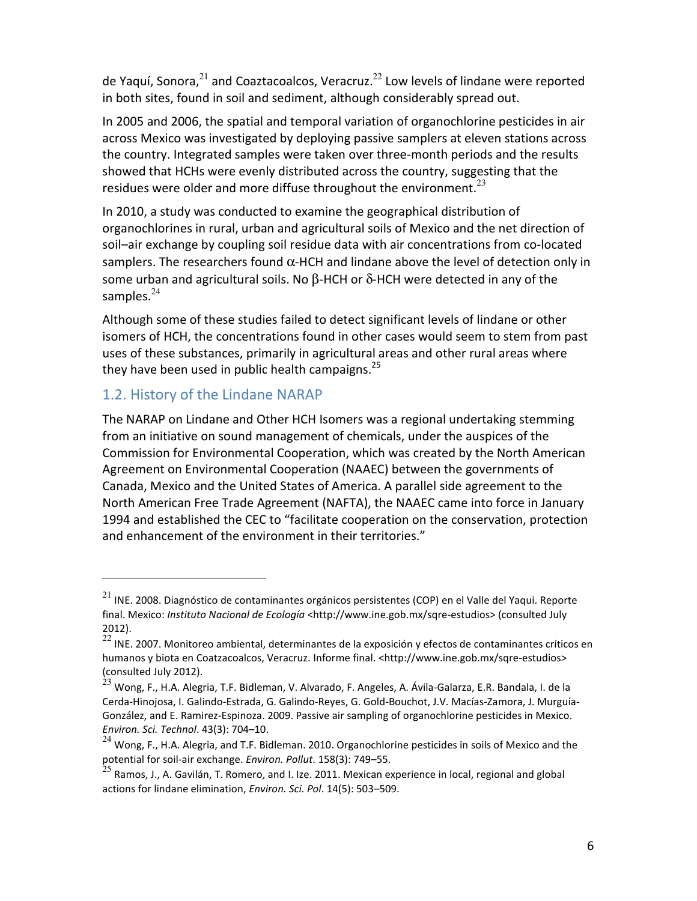de Yaquí, Sonora,[21] and Coaztacoalcos, Veracruz.[22] Low levels of lindane were reported in both sites, found in soil and sediment, although considerably spread out.

In 2005 and 2006, the spatial and temporal variation of organochlorine pesticides in air across Mexico was investigated by deploying passive samplers at eleven stations across the country. Integrated samples were taken over three-month periods and the results showed that HCHs were evenly distributed across the country, suggesting that the residues were older and more diffuse throughout the environment.[23]

In 2010, a study was conducted to examine the geographical distribution of organochlorines in rural, urban and agricultural soils of Mexico and the net direction of soil–air exchange by coupling soil residue data with air concentrations from co-located samplers. The researchers found α-HCH and lindane above the level of detection only in some urban and agricultural soils. No β-HCH or δ-HCH were detected in any of the samples.[24]

Although some of these studies failed to detect significant levels of lindane or other isomers of HCH, the concentrations found in other cases would seem to stem from past uses of these substances, primarily in agricultural areas and other rural areas where they have been used in public health campaigns.[25]

## 1.2. History of the Lindane NARAP

The NARAP on Lindane and Other HCH Isomers was a regional undertaking stemming from an initiative on sound management of chemicals, under the auspices of the Commission for Environmental Cooperation, which was created by the North American Agreement on Environmental Cooperation (NAAEC) between the governments of Canada, Mexico and the United States of America. A parallel side agreement to the North American Free Trade Agreement (NAFTA), the NAAEC came into force in January 1994 and established the CEC to "facilitate cooperation on the conservation, protection and enhancement of the environment in their territories."

---

[21] INE. 2008. Diagnóstico de contaminantes orgánicos persistentes (COP) en el Valle del Yaqui. Reporte final. Mexico: *Instituto Nacional de Ecología* <http://www.ine.gob.mx/sqre-estudios> (consulted July 2012).

[22] INE. 2007. Monitoreo ambiental, determinantes de la exposición y efectos de contaminantes críticos en humanos y biota en Coatzacoalcos, Veracruz. Informe final. <http://www.ine.gob.mx/sqre-estudios> (consulted July 2012).

[23] Wong, F., H.A. Alegria, T.F. Bidleman, V. Alvarado, F. Angeles, A. Ávila-Galarza, E.R. Bandala, I. de la Cerda-Hinojosa, I. Galindo-Estrada, G. Galindo-Reyes, G. Gold-Bouchot, J.V. Macías-Zamora, J. Murguía-González, and E. Ramirez-Espinoza. 2009. Passive air sampling of organochlorine pesticides in Mexico. *Environ. Sci. Technol*. 43(3): 704–10.

[24] Wong, F., H.A. Alegria, and T.F. Bidleman. 2010. Organochlorine pesticides in soils of Mexico and the potential for soil-air exchange. *Environ. Pollut*. 158(3): 749–55.

[25] Ramos, J., A. Gavilán, T. Romero, and I. Ize. 2011. Mexican experience in local, regional and global actions for lindane elimination, *Environ. Sci. Pol*. 14(5): 503–509.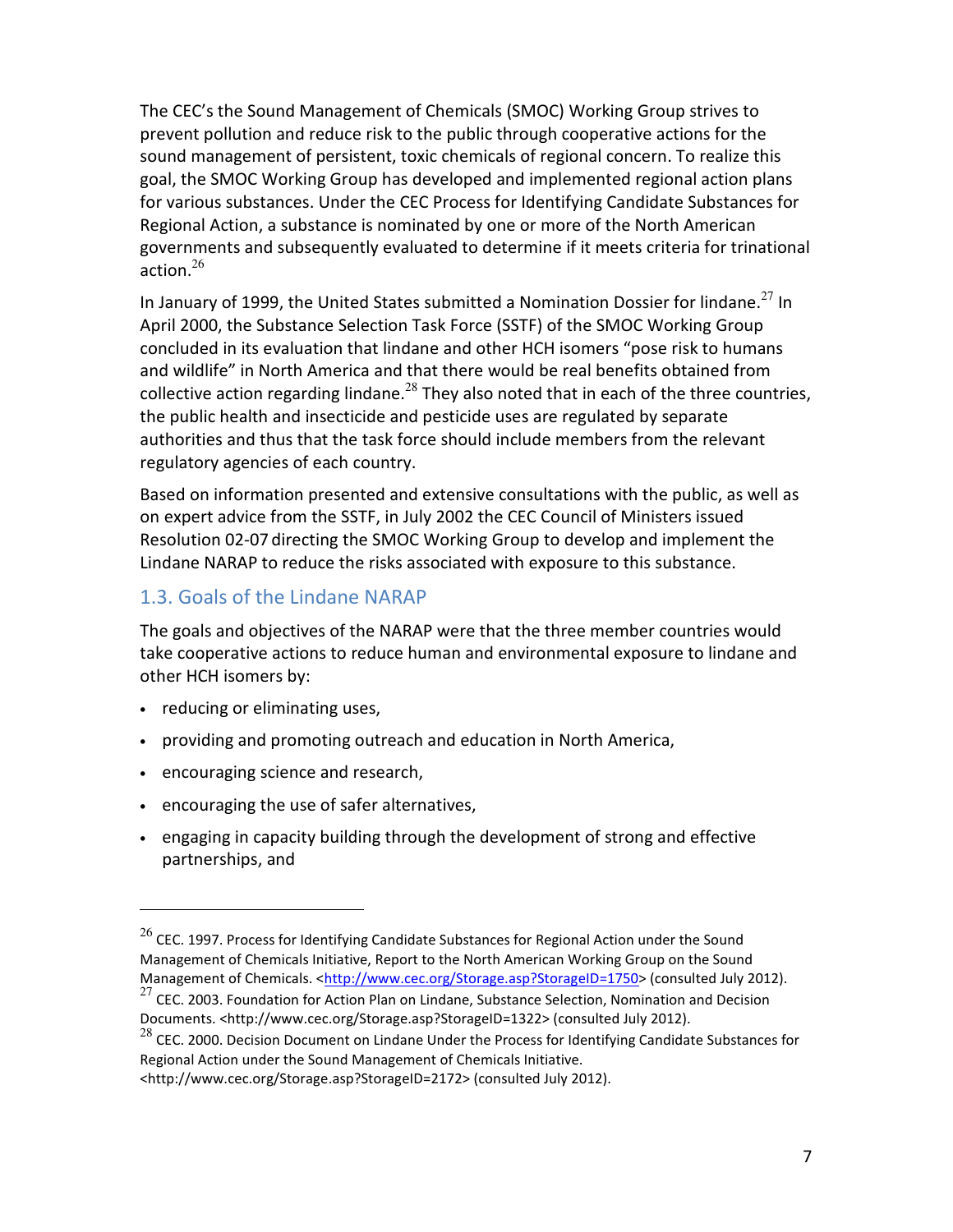The CEC's the Sound Management of Chemicals (SMOC) Working Group strives to prevent pollution and reduce risk to the public through cooperative actions for the sound management of persistent, toxic chemicals of regional concern. To realize this goal, the SMOC Working Group has developed and implemented regional action plans for various substances. Under the CEC Process for Identifying Candidate Substances for Regional Action, a substance is nominated by one or more of the North American governments and subsequently evaluated to determine if it meets criteria for trinational action.[26]

In January of 1999, the United States submitted a Nomination Dossier for lindane.[27] In April 2000, the Substance Selection Task Force (SSTF) of the SMOC Working Group concluded in its evaluation that lindane and other HCH isomers "pose risk to humans and wildlife" in North America and that there would be real benefits obtained from collective action regarding lindane.[28] They also noted that in each of the three countries, the public health and insecticide and pesticide uses are regulated by separate authorities and thus that the task force should include members from the relevant regulatory agencies of each country.

Based on information presented and extensive consultations with the public, as well as on expert advice from the SSTF, in July 2002 the CEC Council of Ministers issued Resolution 02-07 directing the SMOC Working Group to develop and implement the Lindane NARAP to reduce the risks associated with exposure to this substance.

## 1.3. Goals of the Lindane NARAP

The goals and objectives of the NARAP were that the three member countries would take cooperative actions to reduce human and environmental exposure to lindane and other HCH isomers by:

- reducing or eliminating uses,
- providing and promoting outreach and education in North America,
- encouraging science and research,
- encouraging the use of safer alternatives,
- engaging in capacity building through the development of strong and effective partnerships, and

---

[26] CEC. 1997. Process for Identifying Candidate Substances for Regional Action under the Sound Management of Chemicals Initiative, Report to the North American Working Group on the Sound Management of Chemicals. <http://www.cec.org/Storage.asp?StorageID=1750> (consulted July 2012).

[27] CEC. 2003. Foundation for Action Plan on Lindane, Substance Selection, Nomination and Decision Documents. <http://www.cec.org/Storage.asp?StorageID=1322> (consulted July 2012).

[28] CEC. 2000. Decision Document on Lindane Under the Process for Identifying Candidate Substances for Regional Action under the Sound Management of Chemicals Initiative. <http://www.cec.org/Storage.asp?StorageID=2172> (consulted July 2012).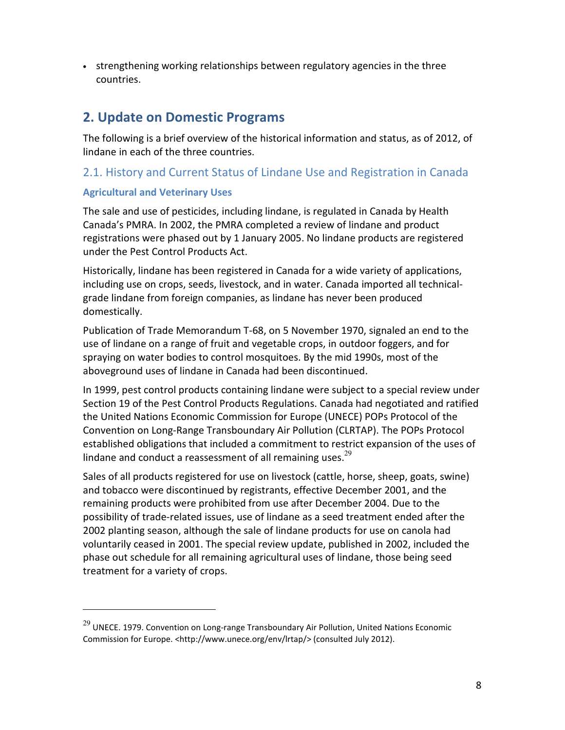- strengthening working relationships between regulatory agencies in the three countries.

## 2. Update on Domestic Programs

The following is a brief overview of the historical information and status, as of 2012, of lindane in each of the three countries.

### 2.1. History and Current Status of Lindane Use and Registration in Canada

#### Agricultural and Veterinary Uses

The sale and use of pesticides, including lindane, is regulated in Canada by Health Canada's PMRA. In 2002, the PMRA completed a review of lindane and product registrations were phased out by 1 January 2005. No lindane products are registered under the Pest Control Products Act.

Historically, lindane has been registered in Canada for a wide variety of applications, including use on crops, seeds, livestock, and in water. Canada imported all technical-grade lindane from foreign companies, as lindane has never been produced domestically.

Publication of Trade Memorandum T-68, on 5 November 1970, signaled an end to the use of lindane on a range of fruit and vegetable crops, in outdoor foggers, and for spraying on water bodies to control mosquitoes. By the mid 1990s, most of the aboveground uses of lindane in Canada had been discontinued.

In 1999, pest control products containing lindane were subject to a special review under Section 19 of the Pest Control Products Regulations. Canada had negotiated and ratified the United Nations Economic Commission for Europe (UNECE) POPs Protocol of the Convention on Long-Range Transboundary Air Pollution (CLRTAP). The POPs Protocol established obligations that included a commitment to restrict expansion of the uses of lindane and conduct a reassessment of all remaining uses.[29]

Sales of all products registered for use on livestock (cattle, horse, sheep, goats, swine) and tobacco were discontinued by registrants, effective December 2001, and the remaining products were prohibited from use after December 2004. Due to the possibility of trade-related issues, use of lindane as a seed treatment ended after the 2002 planting season, although the sale of lindane products for use on canola had voluntarily ceased in 2001. The special review update, published in 2002, included the phase out schedule for all remaining agricultural uses of lindane, those being seed treatment for a variety of crops.

---

[29] UNECE. 1979. Convention on Long-range Transboundary Air Pollution, United Nations Economic Commission for Europe. <http://www.unece.org/env/lrtap/> (consulted July 2012).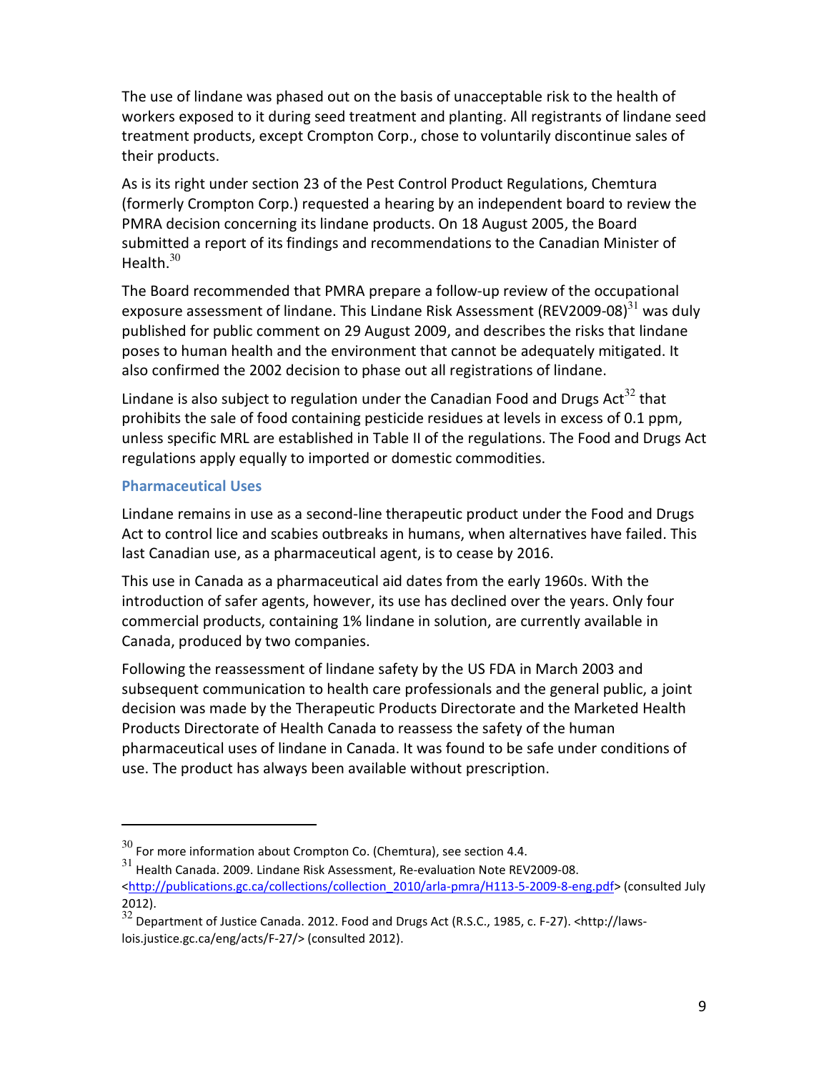The use of lindane was phased out on the basis of unacceptable risk to the health of workers exposed to it during seed treatment and planting. All registrants of lindane seed treatment products, except Crompton Corp., chose to voluntarily discontinue sales of their products.

As is its right under section 23 of the Pest Control Product Regulations, Chemtura (formerly Crompton Corp.) requested a hearing by an independent board to review the PMRA decision concerning its lindane products. On 18 August 2005, the Board submitted a report of its findings and recommendations to the Canadian Minister of Health.[30]

The Board recommended that PMRA prepare a follow-up review of the occupational exposure assessment of lindane. This Lindane Risk Assessment (REV2009-08)[31] was duly published for public comment on 29 August 2009, and describes the risks that lindane poses to human health and the environment that cannot be adequately mitigated. It also confirmed the 2002 decision to phase out all registrations of lindane.

Lindane is also subject to regulation under the Canadian Food and Drugs Act[32] that prohibits the sale of food containing pesticide residues at levels in excess of 0.1 ppm, unless specific MRL are established in Table II of the regulations. The Food and Drugs Act regulations apply equally to imported or domestic commodities.

### Pharmaceutical Uses

Lindane remains in use as a second-line therapeutic product under the Food and Drugs Act to control lice and scabies outbreaks in humans, when alternatives have failed. This last Canadian use, as a pharmaceutical agent, is to cease by 2016.

This use in Canada as a pharmaceutical aid dates from the early 1960s. With the introduction of safer agents, however, its use has declined over the years. Only four commercial products, containing 1% lindane in solution, are currently available in Canada, produced by two companies.

Following the reassessment of lindane safety by the US FDA in March 2003 and subsequent communication to health care professionals and the general public, a joint decision was made by the Therapeutic Products Directorate and the Marketed Health Products Directorate of Health Canada to reassess the safety of the human pharmaceutical uses of lindane in Canada. It was found to be safe under conditions of use. The product has always been available without prescription.

---

[30] For more information about Crompton Co. (Chemtura), see section 4.4.

[31] Health Canada. 2009. Lindane Risk Assessment, Re-evaluation Note REV2009-08. <http://publications.gc.ca/collections/collection_2010/arla-pmra/H113-5-2009-8-eng.pdf> (consulted July 2012).

[32] Department of Justice Canada. 2012. Food and Drugs Act (R.S.C., 1985, c. F-27). <http://laws-lois.justice.gc.ca/eng/acts/F-27/> (consulted 2012).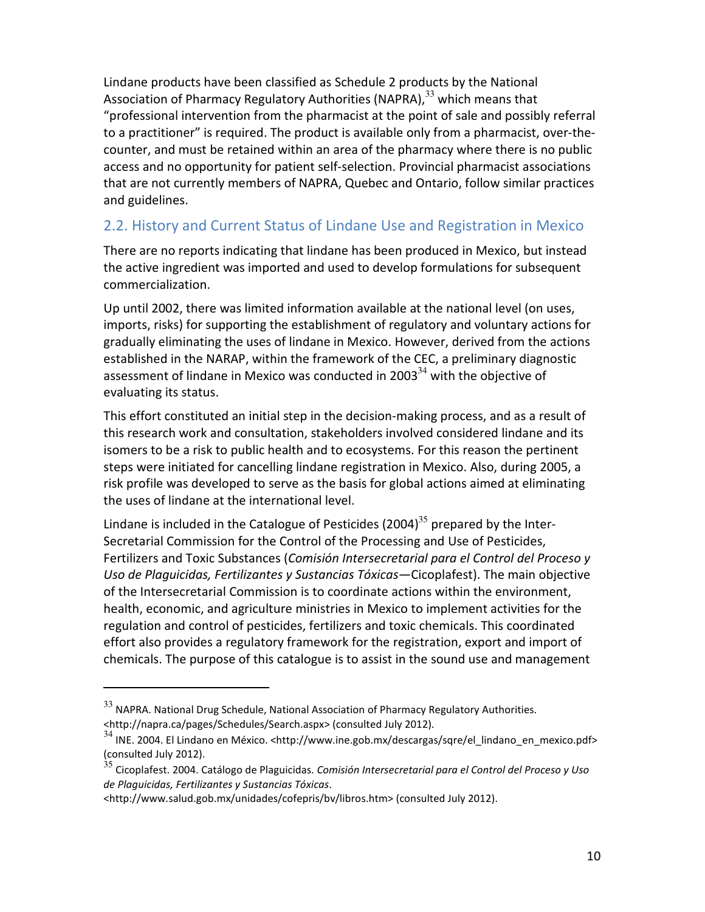Lindane products have been classified as Schedule 2 products by the National Association of Pharmacy Regulatory Authorities (NAPRA),[33] which means that "professional intervention from the pharmacist at the point of sale and possibly referral to a practitioner" is required. The product is available only from a pharmacist, over-the-counter, and must be retained within an area of the pharmacy where there is no public access and no opportunity for patient self-selection. Provincial pharmacist associations that are not currently members of NAPRA, Quebec and Ontario, follow similar practices and guidelines.

## 2.2. History and Current Status of Lindane Use and Registration in Mexico

There are no reports indicating that lindane has been produced in Mexico, but instead the active ingredient was imported and used to develop formulations for subsequent commercialization.

Up until 2002, there was limited information available at the national level (on uses, imports, risks) for supporting the establishment of regulatory and voluntary actions for gradually eliminating the uses of lindane in Mexico. However, derived from the actions established in the NARAP, within the framework of the CEC, a preliminary diagnostic assessment of lindane in Mexico was conducted in 2003[34] with the objective of evaluating its status.

This effort constituted an initial step in the decision-making process, and as a result of this research work and consultation, stakeholders involved considered lindane and its isomers to be a risk to public health and to ecosystems. For this reason the pertinent steps were initiated for cancelling lindane registration in Mexico. Also, during 2005, a risk profile was developed to serve as the basis for global actions aimed at eliminating the uses of lindane at the international level.

Lindane is included in the Catalogue of Pesticides (2004)[35] prepared by the Inter-Secretarial Commission for the Control of the Processing and Use of Pesticides, Fertilizers and Toxic Substances (*Comisión Intersecretarial para el Control del Proceso y Uso de Plaguicidas, Fertilizantes y Sustancias Tóxicas*—Cicoplafest). The main objective of the Intersecretarial Commission is to coordinate actions within the environment, health, economic, and agriculture ministries in Mexico to implement activities for the regulation and control of pesticides, fertilizers and toxic chemicals. This coordinated effort also provides a regulatory framework for the registration, export and import of chemicals. The purpose of this catalogue is to assist in the sound use and management

---

[33] NAPRA. National Drug Schedule, National Association of Pharmacy Regulatory Authorities. <http://napra.ca/pages/Schedules/Search.aspx> (consulted July 2012).

[34] INE. 2004. El Lindano en México. <http://www.ine.gob.mx/descargas/sqre/el_lindano_en_mexico.pdf> (consulted July 2012).

[35] Cicoplafest. 2004. Catálogo de Plaguicidas. *Comisión Intersecretarial para el Control del Proceso y Uso de Plaguicidas, Fertilizantes y Sustancias Tóxicas*. <http://www.salud.gob.mx/unidades/cofepris/bv/libros.htm> (consulted July 2012).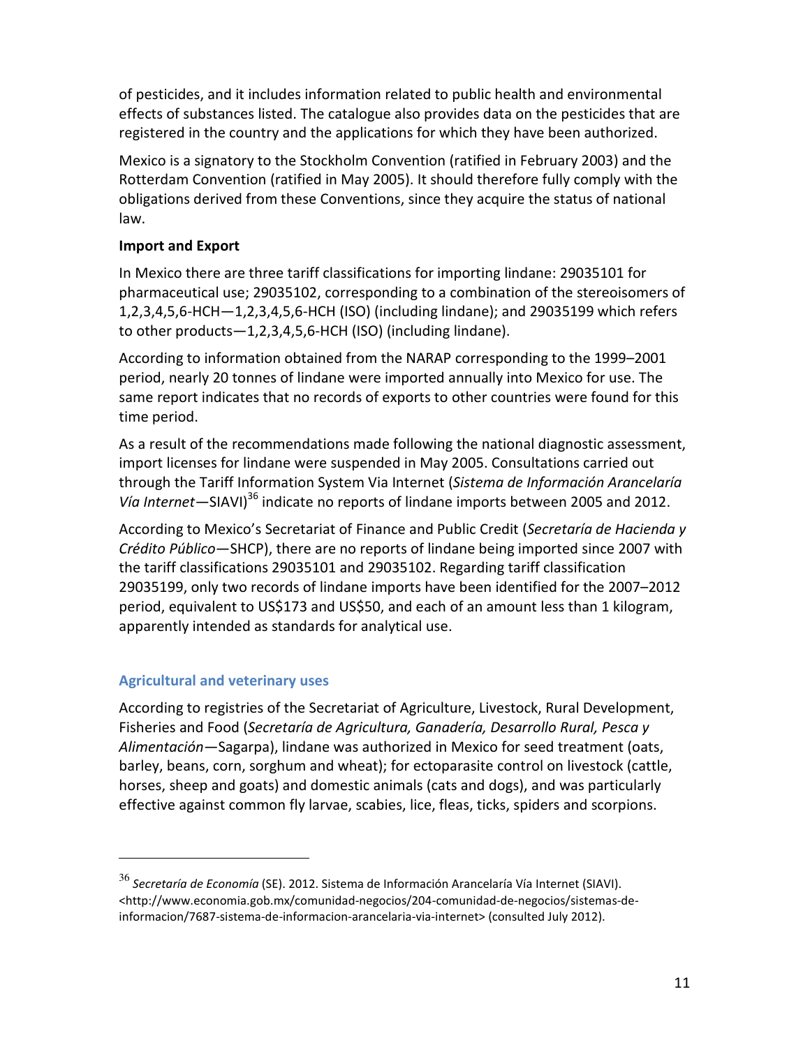of pesticides, and it includes information related to public health and environmental effects of substances listed. The catalogue also provides data on the pesticides that are registered in the country and the applications for which they have been authorized.

Mexico is a signatory to the Stockholm Convention (ratified in February 2003) and the Rotterdam Convention (ratified in May 2005). It should therefore fully comply with the obligations derived from these Conventions, since they acquire the status of national law.

**Import and Export**

In Mexico there are three tariff classifications for importing lindane: 29035101 for pharmaceutical use; 29035102, corresponding to a combination of the stereoisomers of 1,2,3,4,5,6-HCH—1,2,3,4,5,6-HCH (ISO) (including lindane); and 29035199 which refers to other products—1,2,3,4,5,6-HCH (ISO) (including lindane).

According to information obtained from the NARAP corresponding to the 1999–2001 period, nearly 20 tonnes of lindane were imported annually into Mexico for use. The same report indicates that no records of exports to other countries were found for this time period.

As a result of the recommendations made following the national diagnostic assessment, import licenses for lindane were suspended in May 2005. Consultations carried out through the Tariff Information System Via Internet (*Sistema de Información Arancelaría Vía Internet*—SIAVI)[36] indicate no reports of lindane imports between 2005 and 2012.

According to Mexico's Secretariat of Finance and Public Credit (*Secretaría de Hacienda y Crédito Público*—SHCP), there are no reports of lindane being imported since 2007 with the tariff classifications 29035101 and 29035102. Regarding tariff classification 29035199, only two records of lindane imports have been identified for the 2007–2012 period, equivalent to US$173 and US$50, and each of an amount less than 1 kilogram, apparently intended as standards for analytical use.

## Agricultural and veterinary uses

According to registries of the Secretariat of Agriculture, Livestock, Rural Development, Fisheries and Food (*Secretaría de Agricultura, Ganadería, Desarrollo Rural, Pesca y Alimentación*—Sagarpa), lindane was authorized in Mexico for seed treatment (oats, barley, beans, corn, sorghum and wheat); for ectoparasite control on livestock (cattle, horses, sheep and goats) and domestic animals (cats and dogs), and was particularly effective against common fly larvae, scabies, lice, fleas, ticks, spiders and scorpions.

---

[36] *Secretaría de Economía* (SE). 2012. Sistema de Información Arancelaría Vía Internet (SIAVI). <http://www.economia.gob.mx/comunidad-negocios/204-comunidad-de-negocios/sistemas-de-informacion/7687-sistema-de-informacion-arancelaria-via-internet> (consulted July 2012).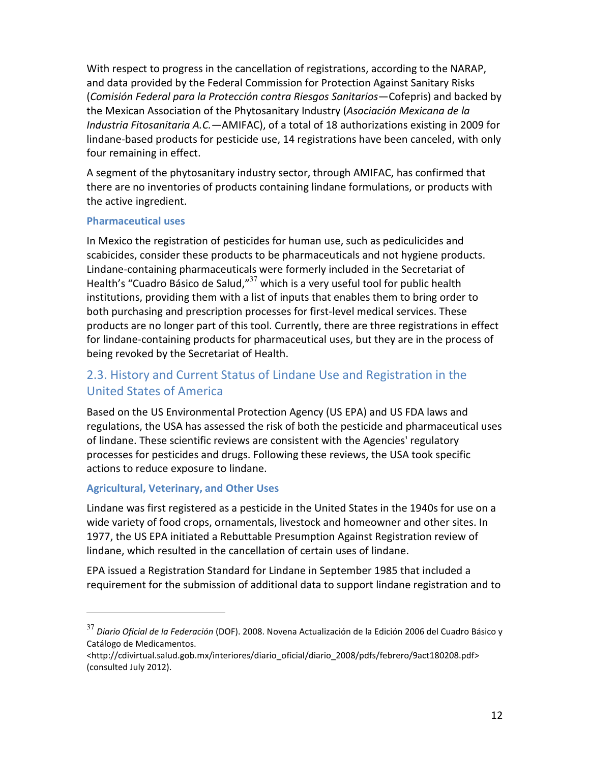With respect to progress in the cancellation of registrations, according to the NARAP, and data provided by the Federal Commission for Protection Against Sanitary Risks (*Comisión Federal para la Protección contra Riesgos Sanitarios*—Cofepris) and backed by the Mexican Association of the Phytosanitary Industry (*Asociación Mexicana de la Industria Fitosanitaria A.C.*—AMIFAC), of a total of 18 authorizations existing in 2009 for lindane-based products for pesticide use, 14 registrations have been canceled, with only four remaining in effect.

A segment of the phytosanitary industry sector, through AMIFAC, has confirmed that there are no inventories of products containing lindane formulations, or products with the active ingredient.

### Pharmaceutical uses

In Mexico the registration of pesticides for human use, such as pediculicides and scabicides, consider these products to be pharmaceuticals and not hygiene products. Lindane-containing pharmaceuticals were formerly included in the Secretariat of Health's "Cuadro Básico de Salud,"[37] which is a very useful tool for public health institutions, providing them with a list of inputs that enables them to bring order to both purchasing and prescription processes for first-level medical services. These products are no longer part of this tool. Currently, there are three registrations in effect for lindane-containing products for pharmaceutical uses, but they are in the process of being revoked by the Secretariat of Health.

## 2.3. History and Current Status of Lindane Use and Registration in the United States of America

Based on the US Environmental Protection Agency (US EPA) and US FDA laws and regulations, the USA has assessed the risk of both the pesticide and pharmaceutical uses of lindane. These scientific reviews are consistent with the Agencies' regulatory processes for pesticides and drugs. Following these reviews, the USA took specific actions to reduce exposure to lindane.

### Agricultural, Veterinary, and Other Uses

Lindane was first registered as a pesticide in the United States in the 1940s for use on a wide variety of food crops, ornamentals, livestock and homeowner and other sites. In 1977, the US EPA initiated a Rebuttable Presumption Against Registration review of lindane, which resulted in the cancellation of certain uses of lindane.

EPA issued a Registration Standard for Lindane in September 1985 that included a requirement for the submission of additional data to support lindane registration and to

---

[37] *Diario Oficial de la Federación* (DOF). 2008. Novena Actualización de la Edición 2006 del Cuadro Básico y Catálogo de Medicamentos. <http://cdivirtual.salud.gob.mx/interiores/diario_oficial/diario_2008/pdfs/febrero/9act180208.pdf> (consulted July 2012).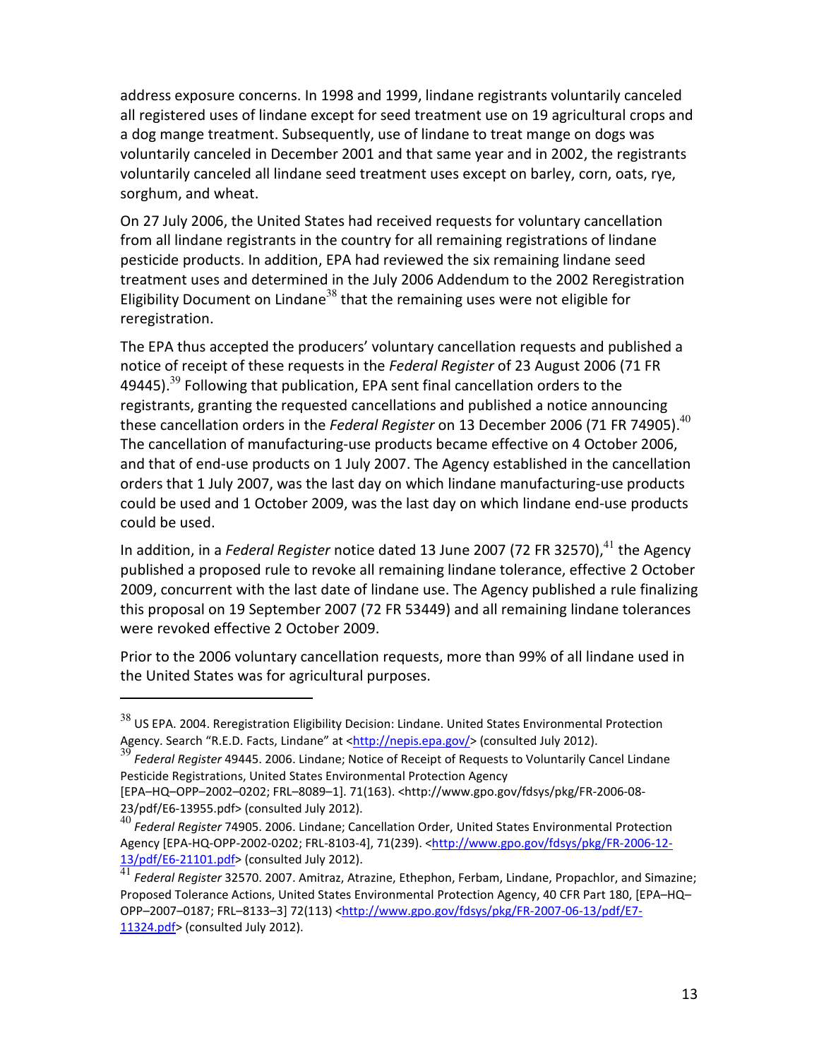address exposure concerns. In 1998 and 1999, lindane registrants voluntarily canceled all registered uses of lindane except for seed treatment use on 19 agricultural crops and a dog mange treatment. Subsequently, use of lindane to treat mange on dogs was voluntarily canceled in December 2001 and that same year and in 2002, the registrants voluntarily canceled all lindane seed treatment uses except on barley, corn, oats, rye, sorghum, and wheat.

On 27 July 2006, the United States had received requests for voluntary cancellation from all lindane registrants in the country for all remaining registrations of lindane pesticide products. In addition, EPA had reviewed the six remaining lindane seed treatment uses and determined in the July 2006 Addendum to the 2002 Reregistration Eligibility Document on Lindane[38] that the remaining uses were not eligible for reregistration.

The EPA thus accepted the producers' voluntary cancellation requests and published a notice of receipt of these requests in the *Federal Register* of 23 August 2006 (71 FR 49445).[39] Following that publication, EPA sent final cancellation orders to the registrants, granting the requested cancellations and published a notice announcing these cancellation orders in the *Federal Register* on 13 December 2006 (71 FR 74905).[40] The cancellation of manufacturing-use products became effective on 4 October 2006, and that of end-use products on 1 July 2007. The Agency established in the cancellation orders that 1 July 2007, was the last day on which lindane manufacturing-use products could be used and 1 October 2009, was the last day on which lindane end-use products could be used.

In addition, in a *Federal Register* notice dated 13 June 2007 (72 FR 32570),[41] the Agency published a proposed rule to revoke all remaining lindane tolerance, effective 2 October 2009, concurrent with the last date of lindane use. The Agency published a rule finalizing this proposal on 19 September 2007 (72 FR 53449) and all remaining lindane tolerances were revoked effective 2 October 2009.

Prior to the 2006 voluntary cancellation requests, more than 99% of all lindane used in the United States was for agricultural purposes.

---

[38] US EPA. 2004. Reregistration Eligibility Decision: Lindane. United States Environmental Protection Agency. Search "R.E.D. Facts, Lindane" at <http://nepis.epa.gov/> (consulted July 2012).

[39] *Federal Register* 49445. 2006. Lindane; Notice of Receipt of Requests to Voluntarily Cancel Lindane Pesticide Registrations, United States Environmental Protection Agency [EPA–HQ–OPP–2002–0202; FRL–8089–1]. 71(163). <http://www.gpo.gov/fdsys/pkg/FR-2006-08-23/pdf/E6-13955.pdf> (consulted July 2012).

[40] *Federal Register* 74905. 2006. Lindane; Cancellation Order, United States Environmental Protection Agency [EPA-HQ-OPP-2002-0202; FRL-8103-4], 71(239). <http://www.gpo.gov/fdsys/pkg/FR-2006-12-13/pdf/E6-21101.pdf> (consulted July 2012).

[41] *Federal Register* 32570. 2007. Amitraz, Atrazine, Ethephon, Ferbam, Lindane, Propachlor, and Simazine; Proposed Tolerance Actions, United States Environmental Protection Agency, 40 CFR Part 180, [EPA–HQ–OPP–2007–0187; FRL–8133–3] 72(113) <http://www.gpo.gov/fdsys/pkg/FR-2007-06-13/pdf/E7-11324.pdf> (consulted July 2012).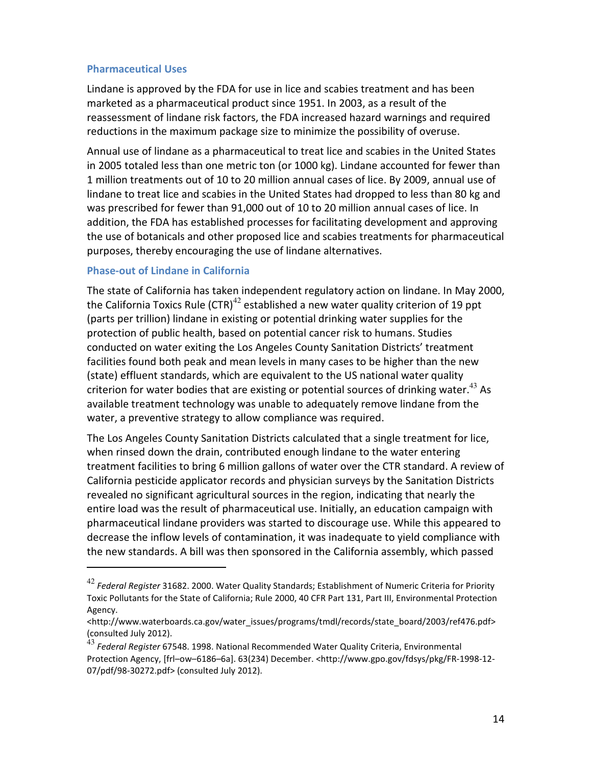### Pharmaceutical Uses

Lindane is approved by the FDA for use in lice and scabies treatment and has been marketed as a pharmaceutical product since 1951. In 2003, as a result of the reassessment of lindane risk factors, the FDA increased hazard warnings and required reductions in the maximum package size to minimize the possibility of overuse.

Annual use of lindane as a pharmaceutical to treat lice and scabies in the United States in 2005 totaled less than one metric ton (or 1000 kg). Lindane accounted for fewer than 1 million treatments out of 10 to 20 million annual cases of lice. By 2009, annual use of lindane to treat lice and scabies in the United States had dropped to less than 80 kg and was prescribed for fewer than 91,000 out of 10 to 20 million annual cases of lice. In addition, the FDA has established processes for facilitating development and approving the use of botanicals and other proposed lice and scabies treatments for pharmaceutical purposes, thereby encouraging the use of lindane alternatives.

### Phase-out of Lindane in California

The state of California has taken independent regulatory action on lindane. In May 2000, the California Toxics Rule (CTR)[42] established a new water quality criterion of 19 ppt (parts per trillion) lindane in existing or potential drinking water supplies for the protection of public health, based on potential cancer risk to humans. Studies conducted on water exiting the Los Angeles County Sanitation Districts' treatment facilities found both peak and mean levels in many cases to be higher than the new (state) effluent standards, which are equivalent to the US national water quality criterion for water bodies that are existing or potential sources of drinking water.[43] As available treatment technology was unable to adequately remove lindane from the water, a preventive strategy to allow compliance was required.

The Los Angeles County Sanitation Districts calculated that a single treatment for lice, when rinsed down the drain, contributed enough lindane to the water entering treatment facilities to bring 6 million gallons of water over the CTR standard. A review of California pesticide applicator records and physician surveys by the Sanitation Districts revealed no significant agricultural sources in the region, indicating that nearly the entire load was the result of pharmaceutical use. Initially, an education campaign with pharmaceutical lindane providers was started to discourage use. While this appeared to decrease the inflow levels of contamination, it was inadequate to yield compliance with the new standards. A bill was then sponsored in the California assembly, which passed

---

[42] *Federal Register* 31682. 2000. Water Quality Standards; Establishment of Numeric Criteria for Priority Toxic Pollutants for the State of California; Rule 2000, 40 CFR Part 131, Part III, Environmental Protection Agency. <http://www.waterboards.ca.gov/water_issues/programs/tmdl/records/state_board/2003/ref476.pdf> (consulted July 2012).

[43] *Federal Register* 67548. 1998. National Recommended Water Quality Criteria, Environmental Protection Agency, [frl–ow–6186–6a]. 63(234) December. <http://www.gpo.gov/fdsys/pkg/FR-1998-12-07/pdf/98-30272.pdf> (consulted July 2012).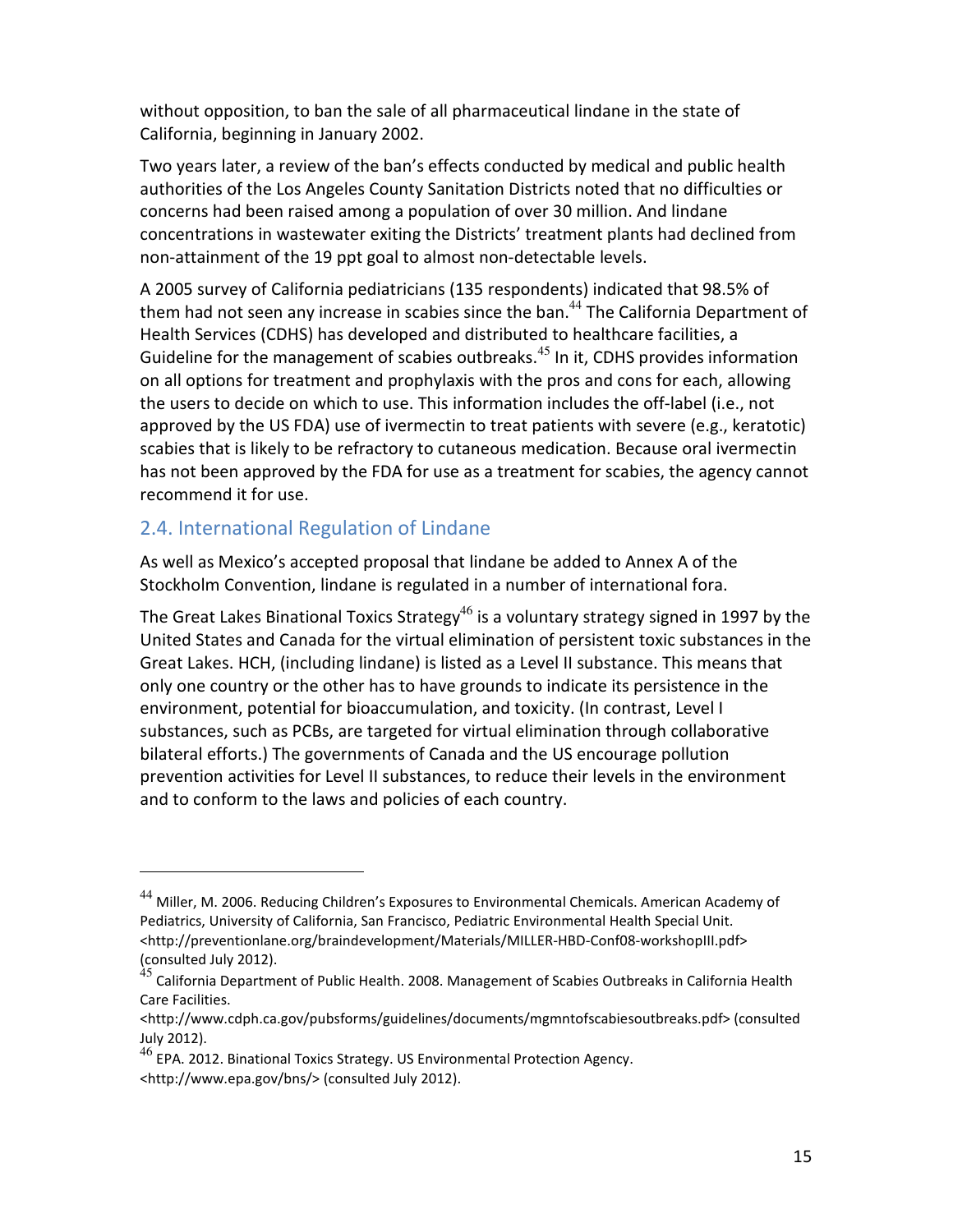without opposition, to ban the sale of all pharmaceutical lindane in the state of California, beginning in January 2002.

Two years later, a review of the ban's effects conducted by medical and public health authorities of the Los Angeles County Sanitation Districts noted that no difficulties or concerns had been raised among a population of over 30 million. And lindane concentrations in wastewater exiting the Districts' treatment plants had declined from non-attainment of the 19 ppt goal to almost non-detectable levels.

A 2005 survey of California pediatricians (135 respondents) indicated that 98.5% of them had not seen any increase in scabies since the ban.[44] The California Department of Health Services (CDHS) has developed and distributed to healthcare facilities, a Guideline for the management of scabies outbreaks.[45] In it, CDHS provides information on all options for treatment and prophylaxis with the pros and cons for each, allowing the users to decide on which to use. This information includes the off-label (i.e., not approved by the US FDA) use of ivermectin to treat patients with severe (e.g., keratotic) scabies that is likely to be refractory to cutaneous medication. Because oral ivermectin has not been approved by the FDA for use as a treatment for scabies, the agency cannot recommend it for use.

## 2.4. International Regulation of Lindane

As well as Mexico's accepted proposal that lindane be added to Annex A of the Stockholm Convention, lindane is regulated in a number of international fora.

The Great Lakes Binational Toxics Strategy[46] is a voluntary strategy signed in 1997 by the United States and Canada for the virtual elimination of persistent toxic substances in the Great Lakes. HCH, (including lindane) is listed as a Level II substance. This means that only one country or the other has to have grounds to indicate its persistence in the environment, potential for bioaccumulation, and toxicity. (In contrast, Level I substances, such as PCBs, are targeted for virtual elimination through collaborative bilateral efforts.) The governments of Canada and the US encourage pollution prevention activities for Level II substances, to reduce their levels in the environment and to conform to the laws and policies of each country.

---

[44] Miller, M. 2006. Reducing Children's Exposures to Environmental Chemicals. American Academy of Pediatrics, University of California, San Francisco, Pediatric Environmental Health Special Unit. <http://preventionlane.org/braindevelopment/Materials/MILLER-HBD-Conf08-workshopIII.pdf> (consulted July 2012).

[45] California Department of Public Health. 2008. Management of Scabies Outbreaks in California Health Care Facilities. <http://www.cdph.ca.gov/pubsforms/guidelines/documents/mgmntofscabiesoutbreaks.pdf> (consulted July 2012).

[46] EPA. 2012. Binational Toxics Strategy. US Environmental Protection Agency. <http://www.epa.gov/bns/> (consulted July 2012).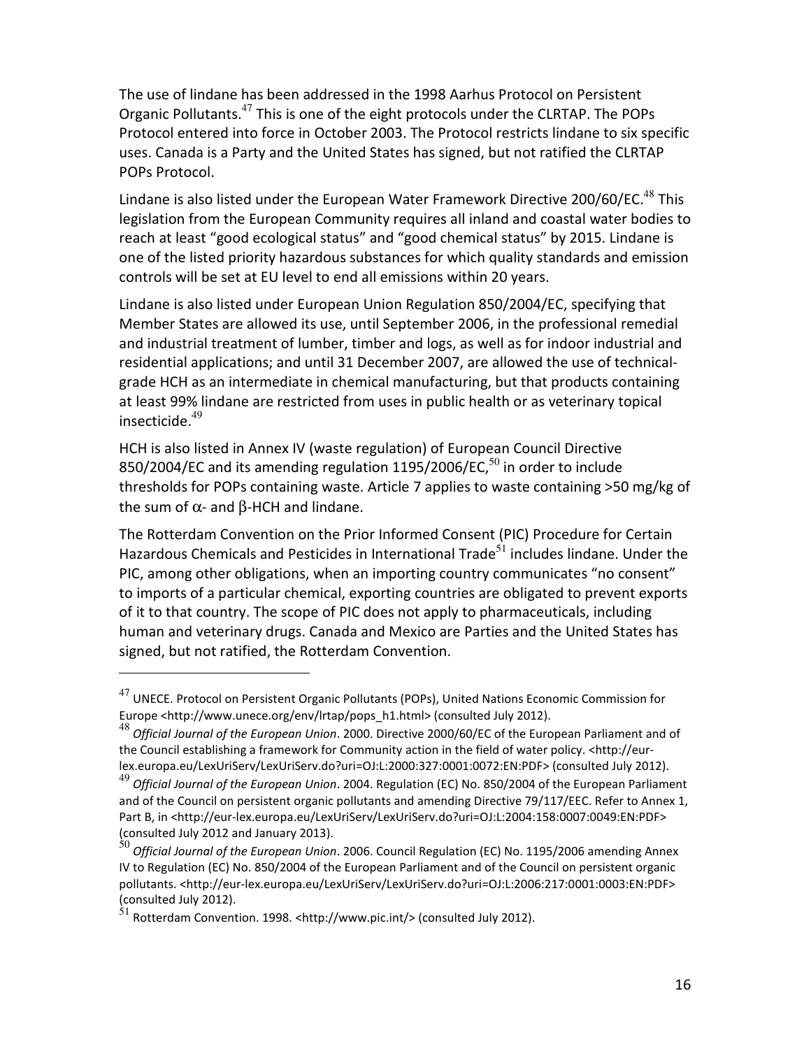The use of lindane has been addressed in the 1998 Aarhus Protocol on Persistent Organic Pollutants.[47] This is one of the eight protocols under the CLRTAP. The POPs Protocol entered into force in October 2003. The Protocol restricts lindane to six specific uses. Canada is a Party and the United States has signed, but not ratified the CLRTAP POPs Protocol.

Lindane is also listed under the European Water Framework Directive 200/60/EC.[48] This legislation from the European Community requires all inland and coastal water bodies to reach at least "good ecological status" and "good chemical status" by 2015. Lindane is one of the listed priority hazardous substances for which quality standards and emission controls will be set at EU level to end all emissions within 20 years.

Lindane is also listed under European Union Regulation 850/2004/EC, specifying that Member States are allowed its use, until September 2006, in the professional remedial and industrial treatment of lumber, timber and logs, as well as for indoor industrial and residential applications; and until 31 December 2007, are allowed the use of technical-grade HCH as an intermediate in chemical manufacturing, but that products containing at least 99% lindane are restricted from uses in public health or as veterinary topical insecticide.[49]

HCH is also listed in Annex IV (waste regulation) of European Council Directive 850/2004/EC and its amending regulation 1195/2006/EC,[50] in order to include thresholds for POPs containing waste. Article 7 applies to waste containing >50 mg/kg of the sum of $\alpha$- and $\beta$-HCH and lindane.

The Rotterdam Convention on the Prior Informed Consent (PIC) Procedure for Certain Hazardous Chemicals and Pesticides in International Trade[51] includes lindane. Under the PIC, among other obligations, when an importing country communicates "no consent" to imports of a particular chemical, exporting countries are obligated to prevent exports of it to that country. The scope of PIC does not apply to pharmaceuticals, including human and veterinary drugs. Canada and Mexico are Parties and the United States has signed, but not ratified, the Rotterdam Convention.

---

[47] UNECE. Protocol on Persistent Organic Pollutants (POPs), United Nations Economic Commission for Europe <http://www.unece.org/env/lrtap/pops_h1.html> (consulted July 2012).

[48] *Official Journal of the European Union*. 2000. Directive 2000/60/EC of the European Parliament and of the Council establishing a framework for Community action in the field of water policy. <http://eur-lex.europa.eu/LexUriServ/LexUriServ.do?uri=OJ:L:2000:327:0001:0072:EN:PDF> (consulted July 2012).

[49] *Official Journal of the European Union*. 2004. Regulation (EC) No. 850/2004 of the European Parliament and of the Council on persistent organic pollutants and amending Directive 79/117/EEC. Refer to Annex 1, Part B, in <http://eur-lex.europa.eu/LexUriServ/LexUriServ.do?uri=OJ:L:2004:158:0007:0049:EN:PDF> (consulted July 2012 and January 2013).

[50] *Official Journal of the European Union*. 2006. Council Regulation (EC) No. 1195/2006 amending Annex IV to Regulation (EC) No. 850/2004 of the European Parliament and of the Council on persistent organic pollutants. <http://eur-lex.europa.eu/LexUriServ/LexUriServ.do?uri=OJ:L:2006:217:0001:0003:EN:PDF> (consulted July 2012).

[51] Rotterdam Convention. 1998. <http://www.pic.int/> (consulted July 2012).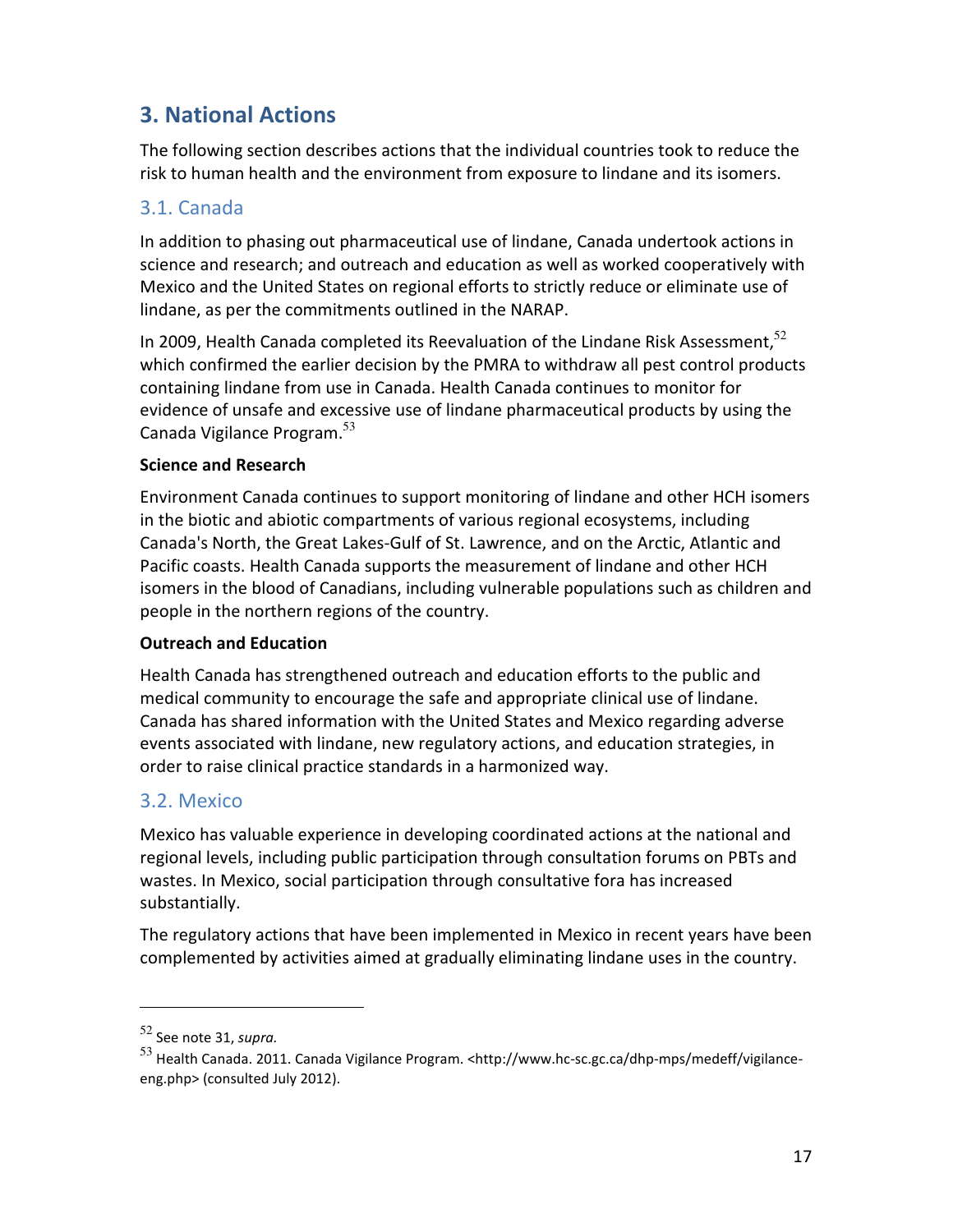## 3. National Actions

The following section describes actions that the individual countries took to reduce the risk to human health and the environment from exposure to lindane and its isomers.

### 3.1. Canada

In addition to phasing out pharmaceutical use of lindane, Canada undertook actions in science and research; and outreach and education as well as worked cooperatively with Mexico and the United States on regional efforts to strictly reduce or eliminate use of lindane, as per the commitments outlined in the NARAP.

In 2009, Health Canada completed its Reevaluation of the Lindane Risk Assessment,[52] which confirmed the earlier decision by the PMRA to withdraw all pest control products containing lindane from use in Canada. Health Canada continues to monitor for evidence of unsafe and excessive use of lindane pharmaceutical products by using the Canada Vigilance Program.[53]

**Science and Research**

Environment Canada continues to support monitoring of lindane and other HCH isomers in the biotic and abiotic compartments of various regional ecosystems, including Canada's North, the Great Lakes-Gulf of St. Lawrence, and on the Arctic, Atlantic and Pacific coasts. Health Canada supports the measurement of lindane and other HCH isomers in the blood of Canadians, including vulnerable populations such as children and people in the northern regions of the country.

**Outreach and Education**

Health Canada has strengthened outreach and education efforts to the public and medical community to encourage the safe and appropriate clinical use of lindane. Canada has shared information with the United States and Mexico regarding adverse events associated with lindane, new regulatory actions, and education strategies, in order to raise clinical practice standards in a harmonized way.

### 3.2. Mexico

Mexico has valuable experience in developing coordinated actions at the national and regional levels, including public participation through consultation forums on PBTs and wastes. In Mexico, social participation through consultative fora has increased substantially.

The regulatory actions that have been implemented in Mexico in recent years have been complemented by activities aimed at gradually eliminating lindane uses in the country.

---

[52] See note 31, *supra.*

[53] Health Canada. 2011. Canada Vigilance Program. <http://www.hc-sc.gc.ca/dhp-mps/medeff/vigilance-eng.php> (consulted July 2012).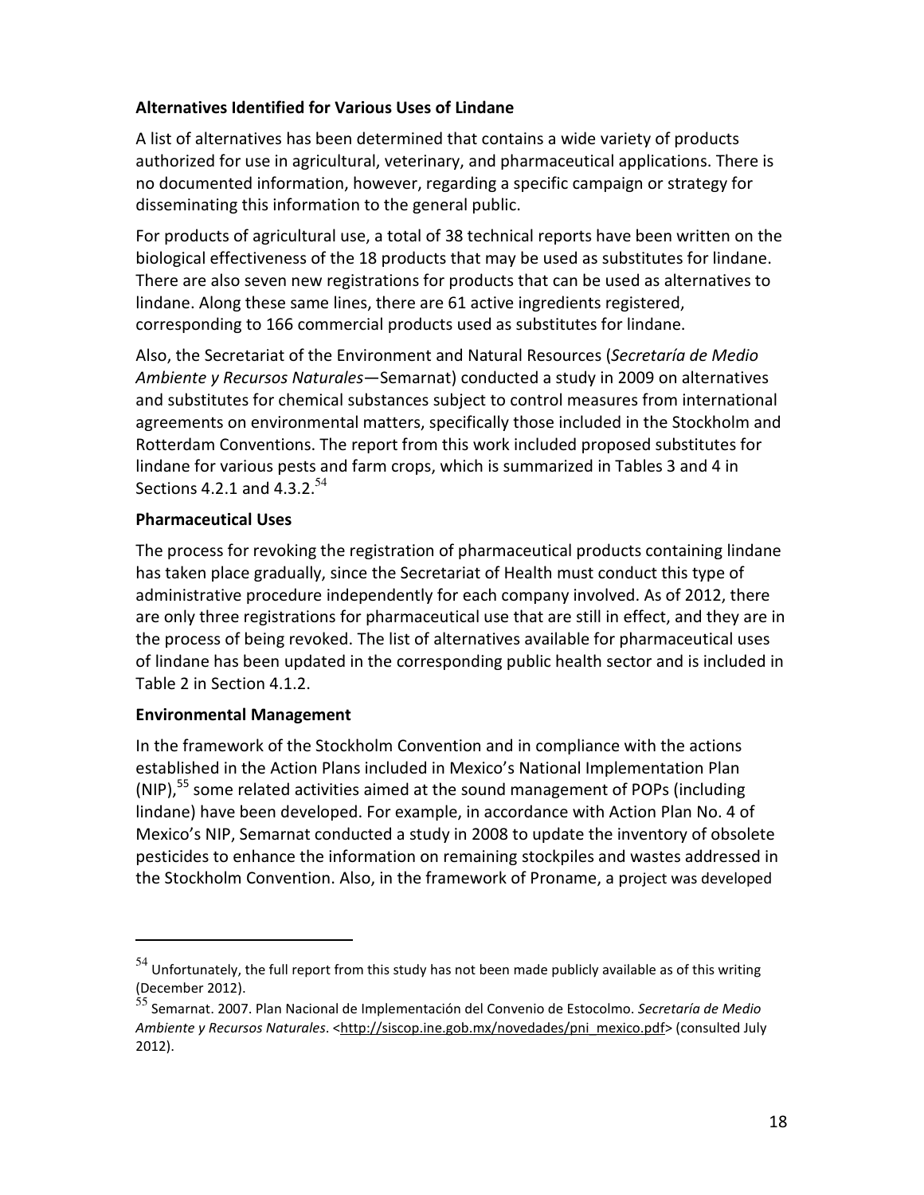### Alternatives Identified for Various Uses of Lindane

A list of alternatives has been determined that contains a wide variety of products authorized for use in agricultural, veterinary, and pharmaceutical applications. There is no documented information, however, regarding a specific campaign or strategy for disseminating this information to the general public.

For products of agricultural use, a total of 38 technical reports have been written on the biological effectiveness of the 18 products that may be used as substitutes for lindane. There are also seven new registrations for products that can be used as alternatives to lindane. Along these same lines, there are 61 active ingredients registered, corresponding to 166 commercial products used as substitutes for lindane.

Also, the Secretariat of the Environment and Natural Resources (*Secretaría de Medio Ambiente y Recursos Naturales*—Semarnat) conducted a study in 2009 on alternatives and substitutes for chemical substances subject to control measures from international agreements on environmental matters, specifically those included in the Stockholm and Rotterdam Conventions. The report from this work included proposed substitutes for lindane for various pests and farm crops, which is summarized in Tables 3 and 4 in Sections 4.2.1 and 4.3.2.[54]

### Pharmaceutical Uses

The process for revoking the registration of pharmaceutical products containing lindane has taken place gradually, since the Secretariat of Health must conduct this type of administrative procedure independently for each company involved. As of 2012, there are only three registrations for pharmaceutical use that are still in effect, and they are in the process of being revoked. The list of alternatives available for pharmaceutical uses of lindane has been updated in the corresponding public health sector and is included in Table 2 in Section 4.1.2.

### Environmental Management

In the framework of the Stockholm Convention and in compliance with the actions established in the Action Plans included in Mexico's National Implementation Plan (NIP),[55] some related activities aimed at the sound management of POPs (including lindane) have been developed. For example, in accordance with Action Plan No. 4 of Mexico's NIP, Semarnat conducted a study in 2008 to update the inventory of obsolete pesticides to enhance the information on remaining stockpiles and wastes addressed in the Stockholm Convention. Also, in the framework of Proname, a project was developed

---

[54] Unfortunately, the full report from this study has not been made publicly available as of this writing (December 2012).

[55] Semarnat. 2007. Plan Nacional de Implementación del Convenio de Estocolmo. *Secretaría de Medio Ambiente y Recursos Naturales*. <http://siscop.ine.gob.mx/novedades/pni_mexico.pdf> (consulted July 2012).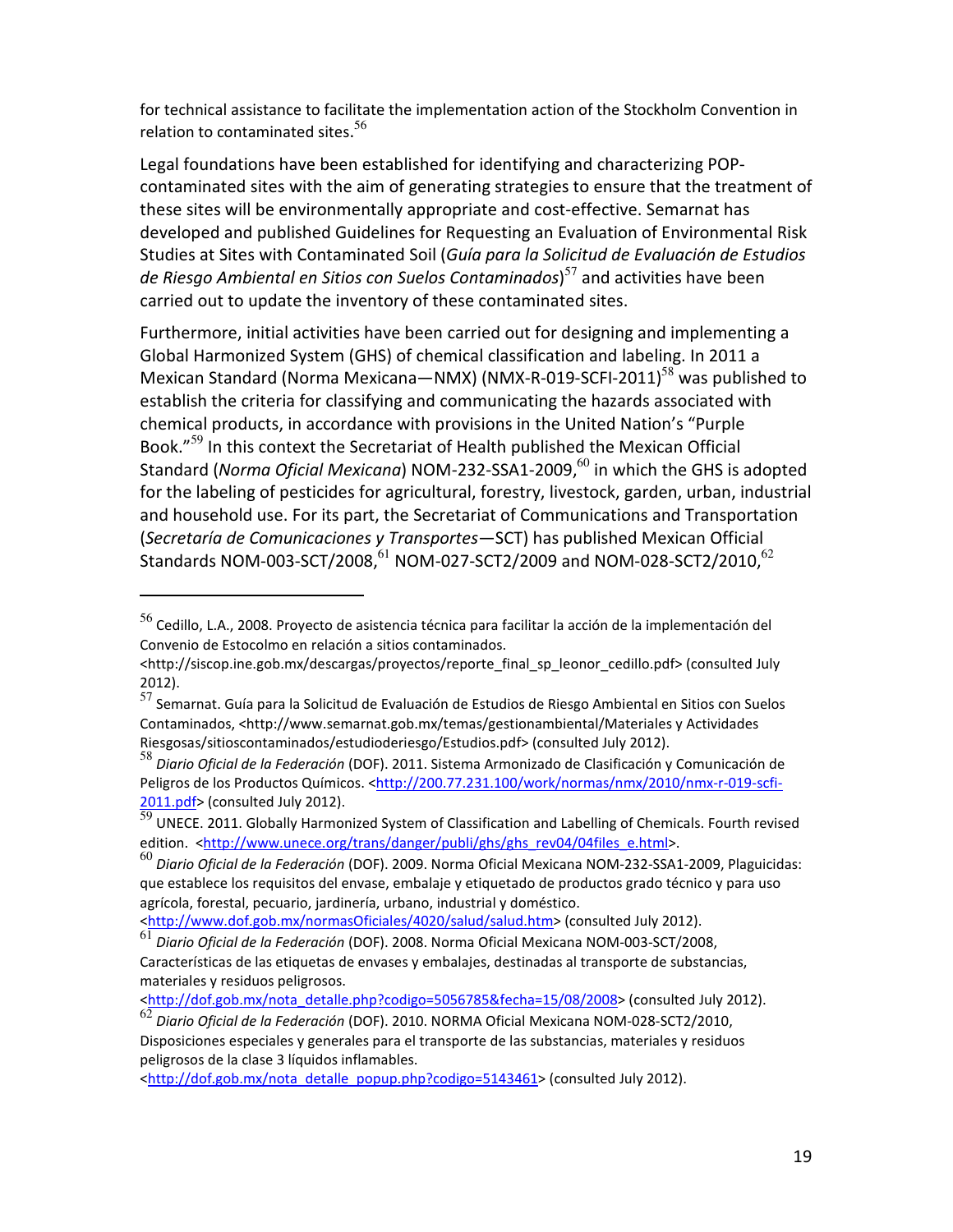for technical assistance to facilitate the implementation action of the Stockholm Convention in relation to contaminated sites.[56]

Legal foundations have been established for identifying and characterizing POP-contaminated sites with the aim of generating strategies to ensure that the treatment of these sites will be environmentally appropriate and cost-effective. Semarnat has developed and published Guidelines for Requesting an Evaluation of Environmental Risk Studies at Sites with Contaminated Soil (*Guía para la Solicitud de Evaluación de Estudios de Riesgo Ambiental en Sitios con Suelos Contaminados*)[57] and activities have been carried out to update the inventory of these contaminated sites.

Furthermore, initial activities have been carried out for designing and implementing a Global Harmonized System (GHS) of chemical classification and labeling. In 2011 a Mexican Standard (Norma Mexicana—NMX) (NMX-R-019-SCFI-2011)[58] was published to establish the criteria for classifying and communicating the hazards associated with chemical products, in accordance with provisions in the United Nation's "Purple Book."[59] In this context the Secretariat of Health published the Mexican Official Standard (*Norma Oficial Mexicana*) NOM-232-SSA1-2009,[60] in which the GHS is adopted for the labeling of pesticides for agricultural, forestry, livestock, garden, urban, industrial and household use. For its part, the Secretariat of Communications and Transportation (*Secretaría de Comunicaciones y Transportes*—SCT) has published Mexican Official Standards NOM-003-SCT/2008,[61] NOM-027-SCT2/2009 and NOM-028-SCT2/2010,[62]

---

[56] Cedillo, L.A., 2008. Proyecto de asistencia técnica para facilitar la acción de la implementación del Convenio de Estocolmo en relación a sitios contaminados. <http://siscop.ine.gob.mx/descargas/proyectos/reporte_final_sp_leonor_cedillo.pdf> (consulted July 2012).

[57] Semarnat. Guía para la Solicitud de Evaluación de Estudios de Riesgo Ambiental en Sitios con Suelos Contaminados, <http://www.semarnat.gob.mx/temas/gestionambiental/Materiales y Actividades Riesgosas/sitioscontaminados/estudioderiesgo/Estudios.pdf> (consulted July 2012).

[58] *Diario Oficial de la Federación* (DOF). 2011. Sistema Armonizado de Clasificación y Comunicación de Peligros de los Productos Químicos. <http://200.77.231.100/work/normas/nmx/2010/nmx-r-019-scfi-2011.pdf> (consulted July 2012).

[59] UNECE. 2011. Globally Harmonized System of Classification and Labelling of Chemicals. Fourth revised edition. <http://www.unece.org/trans/danger/publi/ghs/ghs_rev04/04files_e.html>.

[60] *Diario Oficial de la Federación* (DOF). 2009. Norma Oficial Mexicana NOM-232-SSA1-2009, Plaguicidas: que establece los requisitos del envase, embalaje y etiquetado de productos grado técnico y para uso agrícola, forestal, pecuario, jardinería, urbano, industrial y doméstico. <http://www.dof.gob.mx/normasOficiales/4020/salud/salud.htm> (consulted July 2012).

[61] *Diario Oficial de la Federación* (DOF). 2008. Norma Oficial Mexicana NOM-003-SCT/2008, Características de las etiquetas de envases y embalajes, destinadas al transporte de substancias, materiales y residuos peligrosos. <http://dof.gob.mx/nota_detalle.php?codigo=5056785&fecha=15/08/2008> (consulted July 2012).

[62] *Diario Oficial de la Federación* (DOF). 2010. NORMA Oficial Mexicana NOM-028-SCT2/2010, Disposiciones especiales y generales para el transporte de las substancias, materiales y residuos peligrosos de la clase 3 líquidos inflamables. <http://dof.gob.mx/nota_detalle_popup.php?codigo=5143461> (consulted July 2012).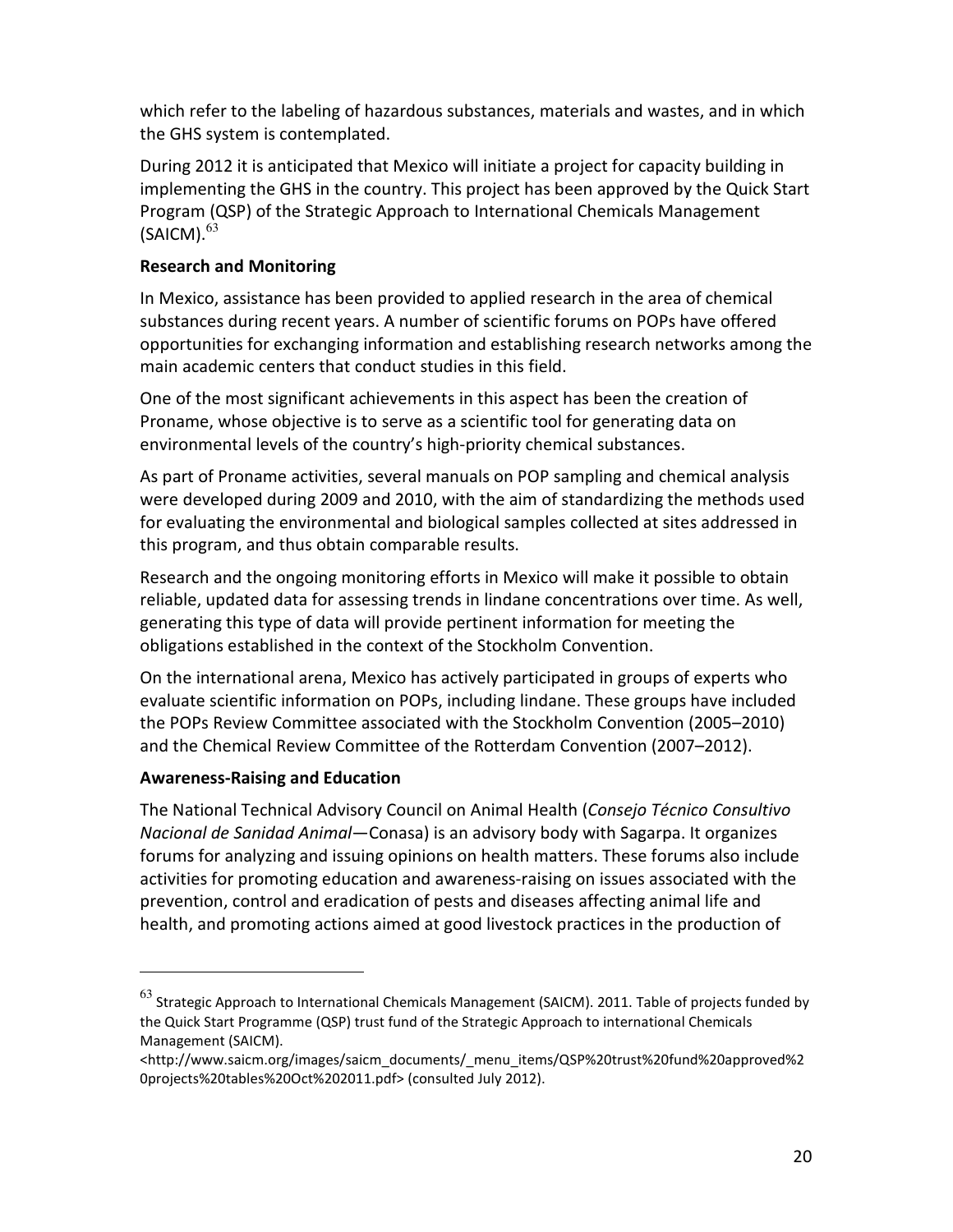which refer to the labeling of hazardous substances, materials and wastes, and in which the GHS system is contemplated.

During 2012 it is anticipated that Mexico will initiate a project for capacity building in implementing the GHS in the country. This project has been approved by the Quick Start Program (QSP) of the Strategic Approach to International Chemicals Management (SAICM).[63]

**Research and Monitoring**

In Mexico, assistance has been provided to applied research in the area of chemical substances during recent years. A number of scientific forums on POPs have offered opportunities for exchanging information and establishing research networks among the main academic centers that conduct studies in this field.

One of the most significant achievements in this aspect has been the creation of Proname, whose objective is to serve as a scientific tool for generating data on environmental levels of the country's high-priority chemical substances.

As part of Proname activities, several manuals on POP sampling and chemical analysis were developed during 2009 and 2010, with the aim of standardizing the methods used for evaluating the environmental and biological samples collected at sites addressed in this program, and thus obtain comparable results.

Research and the ongoing monitoring efforts in Mexico will make it possible to obtain reliable, updated data for assessing trends in lindane concentrations over time. As well, generating this type of data will provide pertinent information for meeting the obligations established in the context of the Stockholm Convention.

On the international arena, Mexico has actively participated in groups of experts who evaluate scientific information on POPs, including lindane. These groups have included the POPs Review Committee associated with the Stockholm Convention (2005–2010) and the Chemical Review Committee of the Rotterdam Convention (2007–2012).

**Awareness-Raising and Education**

The National Technical Advisory Council on Animal Health (*Consejo Técnico Consultivo Nacional de Sanidad Animal*—Conasa) is an advisory body with Sagarpa. It organizes forums for analyzing and issuing opinions on health matters. These forums also include activities for promoting education and awareness-raising on issues associated with the prevention, control and eradication of pests and diseases affecting animal life and health, and promoting actions aimed at good livestock practices in the production of

---

[63] Strategic Approach to International Chemicals Management (SAICM). 2011. Table of projects funded by the Quick Start Programme (QSP) trust fund of the Strategic Approach to international Chemicals Management (SAICM). <http://www.saicm.org/images/saicm_documents/_menu_items/QSP%20trust%20fund%20approved%20projects%20tables%20Oct%202011.pdf> (consulted July 2012).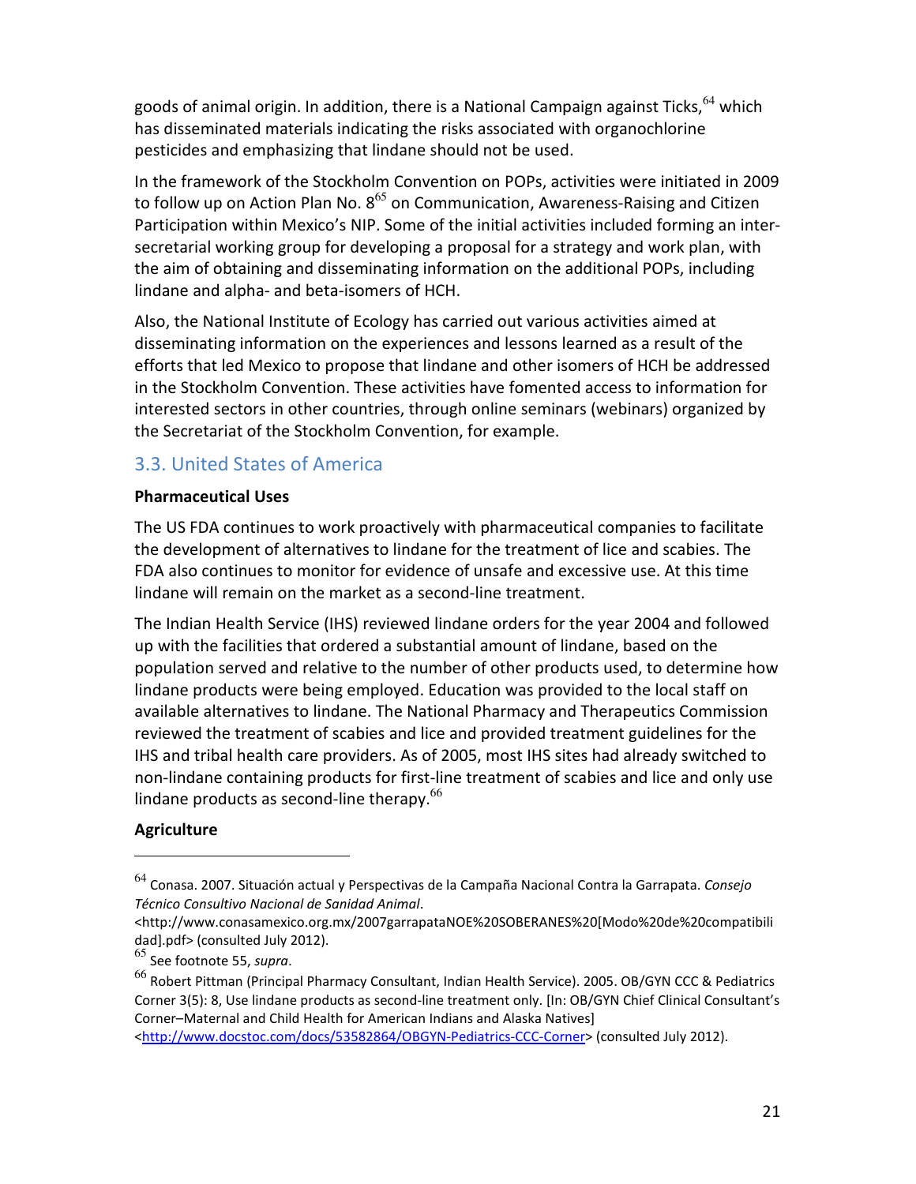goods of animal origin. In addition, there is a National Campaign against Ticks,[64] which has disseminated materials indicating the risks associated with organochlorine pesticides and emphasizing that lindane should not be used.

In the framework of the Stockholm Convention on POPs, activities were initiated in 2009 to follow up on Action Plan No. 8[65] on Communication, Awareness-Raising and Citizen Participation within Mexico's NIP. Some of the initial activities included forming an inter-secretarial working group for developing a proposal for a strategy and work plan, with the aim of obtaining and disseminating information on the additional POPs, including lindane and alpha- and beta-isomers of HCH.

Also, the National Institute of Ecology has carried out various activities aimed at disseminating information on the experiences and lessons learned as a result of the efforts that led Mexico to propose that lindane and other isomers of HCH be addressed in the Stockholm Convention. These activities have fomented access to information for interested sectors in other countries, through online seminars (webinars) organized by the Secretariat of the Stockholm Convention, for example.

## 3.3. United States of America

**Pharmaceutical Uses**

The US FDA continues to work proactively with pharmaceutical companies to facilitate the development of alternatives to lindane for the treatment of lice and scabies. The FDA also continues to monitor for evidence of unsafe and excessive use. At this time lindane will remain on the market as a second-line treatment.

The Indian Health Service (IHS) reviewed lindane orders for the year 2004 and followed up with the facilities that ordered a substantial amount of lindane, based on the population served and relative to the number of other products used, to determine how lindane products were being employed. Education was provided to the local staff on available alternatives to lindane. The National Pharmacy and Therapeutics Commission reviewed the treatment of scabies and lice and provided treatment guidelines for the IHS and tribal health care providers. As of 2005, most IHS sites had already switched to non-lindane containing products for first-line treatment of scabies and lice and only use lindane products as second-line therapy.[66]

**Agriculture**

---

[64] Conasa. 2007. Situación actual y Perspectivas de la Campaña Nacional Contra la Garrapata. *Consejo Técnico Consultivo Nacional de Sanidad Animal*. <http://www.conasamexico.org.mx/2007garrapataNOE%20SOBERANES%20[Modo%20de%20compatibilidad].pdf> (consulted July 2012).

[65] See footnote 55, *supra*.

[66] Robert Pittman (Principal Pharmacy Consultant, Indian Health Service). 2005. OB/GYN CCC & Pediatrics Corner 3(5): 8, Use lindane products as second-line treatment only. [In: OB/GYN Chief Clinical Consultant's Corner–Maternal and Child Health for American Indians and Alaska Natives] <http://www.docstoc.com/docs/53582864/OBGYN-Pediatrics-CCC-Corner> (consulted July 2012).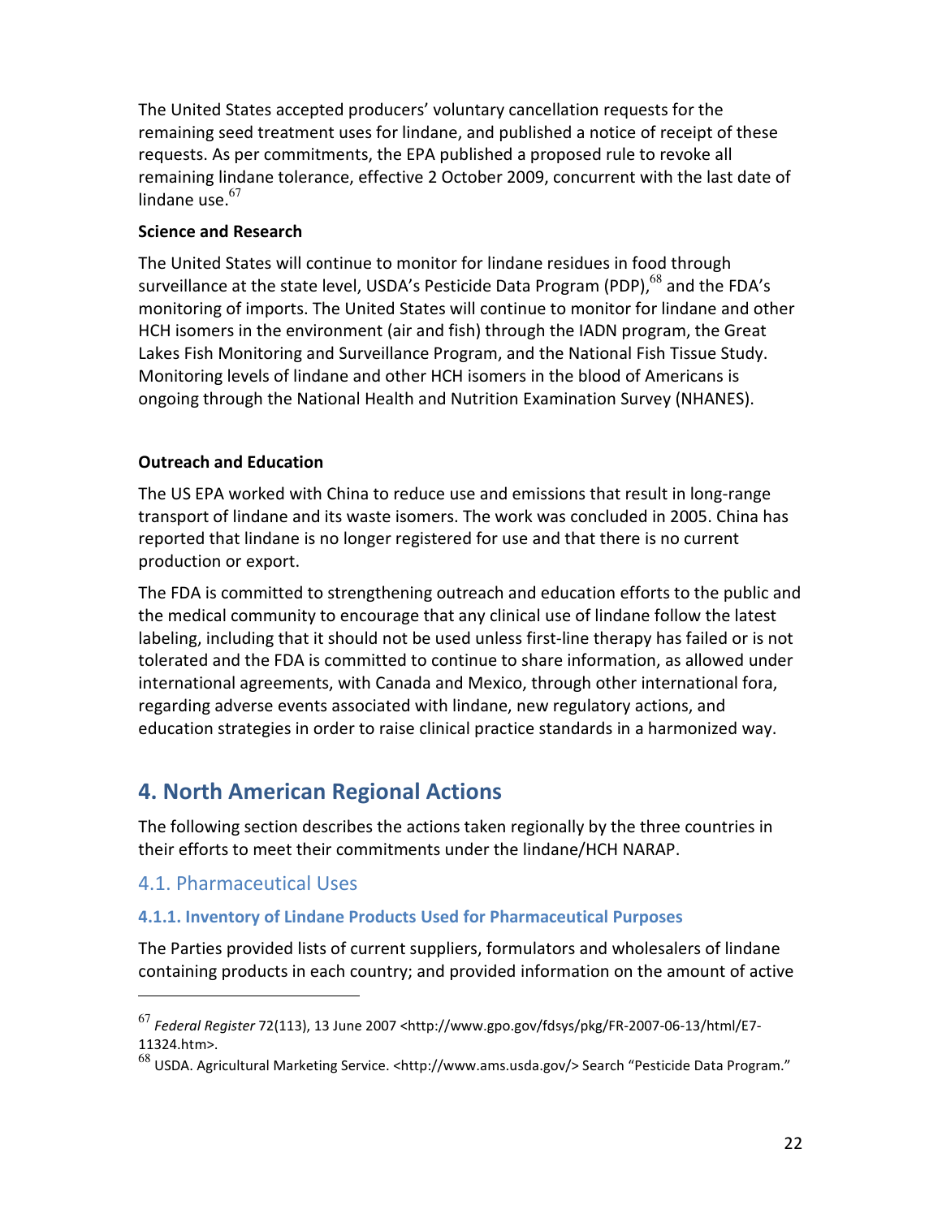The United States accepted producers' voluntary cancellation requests for the remaining seed treatment uses for lindane, and published a notice of receipt of these requests. As per commitments, the EPA published a proposed rule to revoke all remaining lindane tolerance, effective 2 October 2009, concurrent with the last date of lindane use.[67]

**Science and Research**

The United States will continue to monitor for lindane residues in food through surveillance at the state level, USDA's Pesticide Data Program (PDP),[68] and the FDA's monitoring of imports. The United States will continue to monitor for lindane and other HCH isomers in the environment (air and fish) through the IADN program, the Great Lakes Fish Monitoring and Surveillance Program, and the National Fish Tissue Study. Monitoring levels of lindane and other HCH isomers in the blood of Americans is ongoing through the National Health and Nutrition Examination Survey (NHANES).

**Outreach and Education**

The US EPA worked with China to reduce use and emissions that result in long-range transport of lindane and its waste isomers. The work was concluded in 2005. China has reported that lindane is no longer registered for use and that there is no current production or export.

The FDA is committed to strengthening outreach and education efforts to the public and the medical community to encourage that any clinical use of lindane follow the latest labeling, including that it should not be used unless first-line therapy has failed or is not tolerated and the FDA is committed to continue to share information, as allowed under international agreements, with Canada and Mexico, through other international fora, regarding adverse events associated with lindane, new regulatory actions, and education strategies in order to raise clinical practice standards in a harmonized way.

# 4. North American Regional Actions

The following section describes the actions taken regionally by the three countries in their efforts to meet their commitments under the lindane/HCH NARAP.

## 4.1. Pharmaceutical Uses

### 4.1.1. Inventory of Lindane Products Used for Pharmaceutical Purposes

The Parties provided lists of current suppliers, formulators and wholesalers of lindane containing products in each country; and provided information on the amount of active

[67] *Federal Register* 72(113), 13 June 2007 <http://www.gpo.gov/fdsys/pkg/FR-2007-06-13/html/E7-11324.htm>.

[68] USDA. Agricultural Marketing Service. <http://www.ams.usda.gov/> Search "Pesticide Data Program."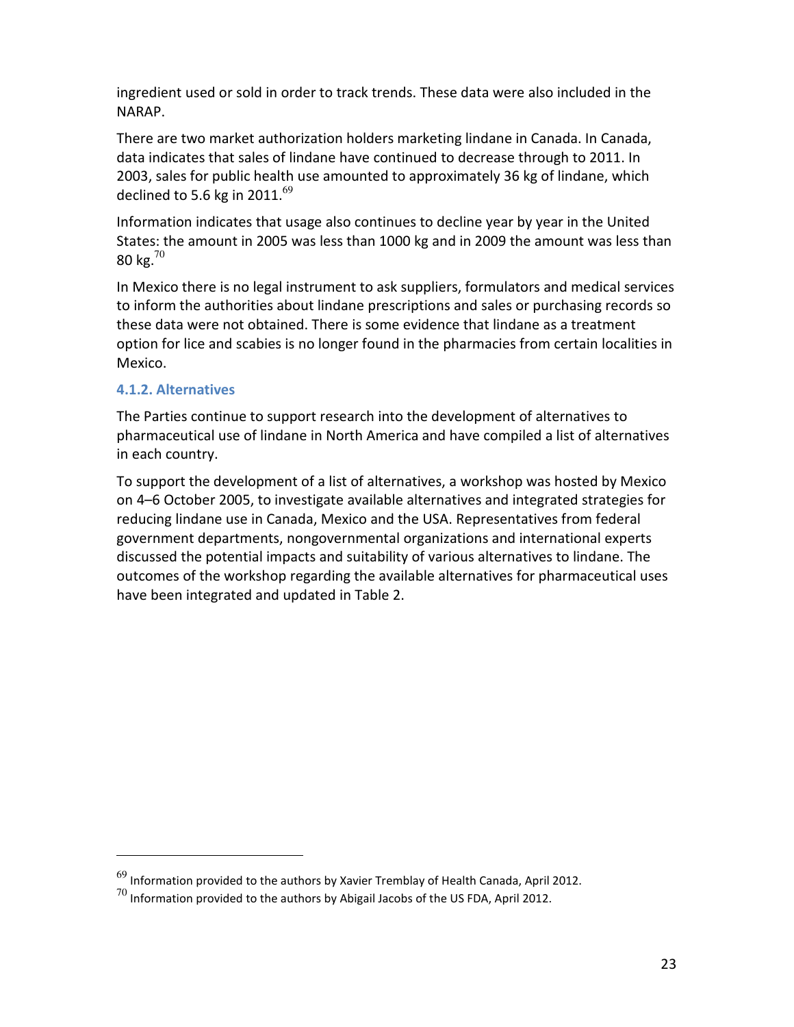ingredient used or sold in order to track trends. These data were also included in the NARAP.

There are two market authorization holders marketing lindane in Canada. In Canada, data indicates that sales of lindane have continued to decrease through to 2011. In 2003, sales for public health use amounted to approximately 36 kg of lindane, which declined to 5.6 kg in 2011.[69]

Information indicates that usage also continues to decline year by year in the United States: the amount in 2005 was less than 1000 kg and in 2009 the amount was less than 80 kg.[70]

In Mexico there is no legal instrument to ask suppliers, formulators and medical services to inform the authorities about lindane prescriptions and sales or purchasing records so these data were not obtained. There is some evidence that lindane as a treatment option for lice and scabies is no longer found in the pharmacies from certain localities in Mexico.

### 4.1.2. Alternatives

The Parties continue to support research into the development of alternatives to pharmaceutical use of lindane in North America and have compiled a list of alternatives in each country.

To support the development of a list of alternatives, a workshop was hosted by Mexico on 4–6 October 2005, to investigate available alternatives and integrated strategies for reducing lindane use in Canada, Mexico and the USA. Representatives from federal government departments, nongovernmental organizations and international experts discussed the potential impacts and suitability of various alternatives to lindane. The outcomes of the workshop regarding the available alternatives for pharmaceutical uses have been integrated and updated in Table 2.

---

[69] Information provided to the authors by Xavier Tremblay of Health Canada, April 2012.

[70] Information provided to the authors by Abigail Jacobs of the US FDA, April 2012.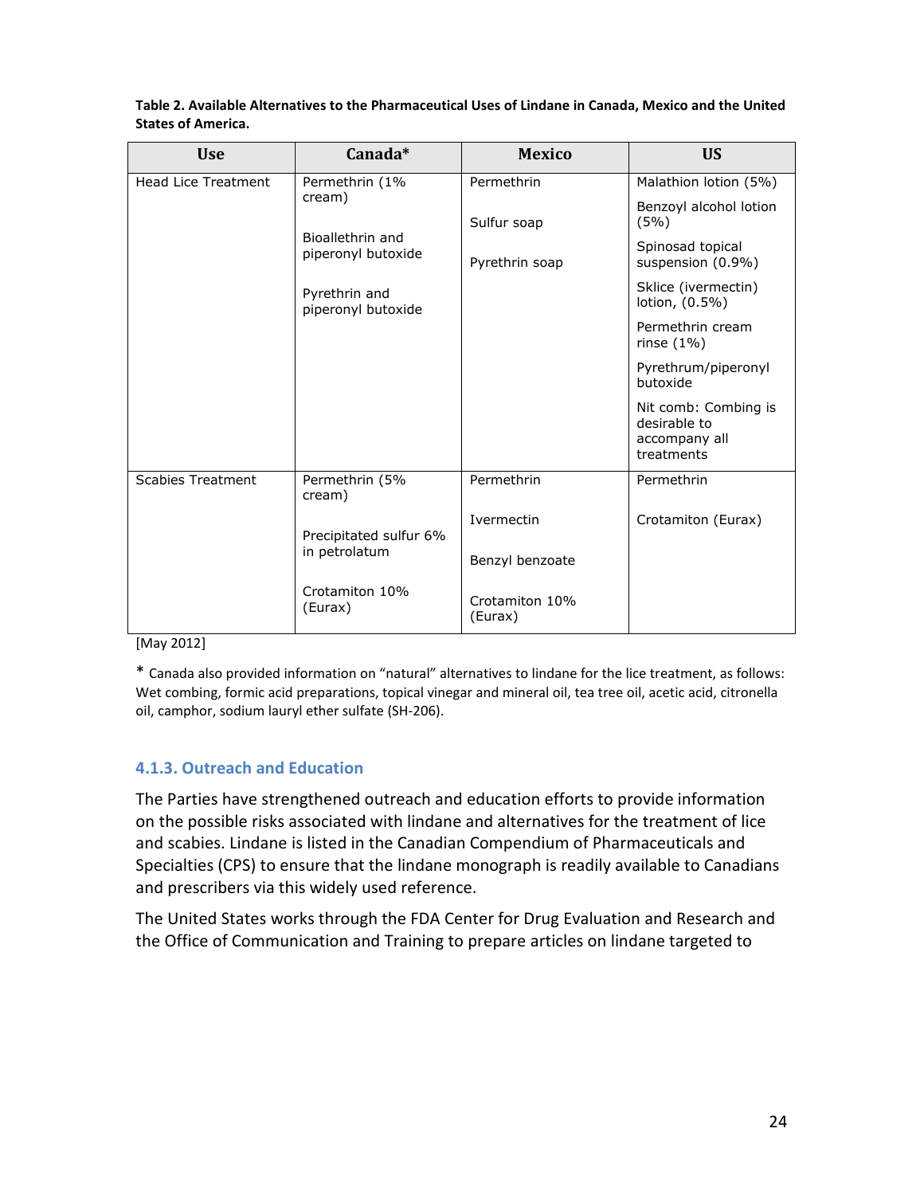**Table 2. Available Alternatives to the Pharmaceutical Uses of Lindane in Canada, Mexico and the United States of America.**

| Use | Canada* | Mexico | US |
|---|---|---|---|
| Head Lice Treatment | Permethrin (1% cream)<br><br>Bioallethrin and piperonyl butoxide<br><br>Pyrethrin and piperonyl butoxide | Permethrin<br><br>Sulfur soap<br><br>Pyrethrin soap | Malathion lotion (5%)<br><br>Benzoyl alcohol lotion (5%)<br><br>Spinosad topical suspension (0.9%)<br><br>Sklice (ivermectin) lotion, (0.5%)<br><br>Permethrin cream rinse (1%)<br><br>Pyrethrum/piperonyl butoxide<br><br>Nit comb: Combing is desirable to accompany all treatments |
| Scabies Treatment | Permethrin (5% cream)<br><br>Precipitated sulfur 6% in petrolatum<br><br>Crotamiton 10% (Eurax) | Permethrin<br><br>Ivermectin<br><br>Benzyl benzoate<br><br>Crotamiton 10% (Eurax) | Permethrin<br><br>Crotamiton (Eurax) |

[May 2012]

\* Canada also provided information on "natural" alternatives to lindane for the lice treatment, as follows: Wet combing, formic acid preparations, topical vinegar and mineral oil, tea tree oil, acetic acid, citronella oil, camphor, sodium lauryl ether sulfate (SH-206).

### 4.1.3. Outreach and Education

The Parties have strengthened outreach and education efforts to provide information on the possible risks associated with lindane and alternatives for the treatment of lice and scabies. Lindane is listed in the Canadian Compendium of Pharmaceuticals and Specialties (CPS) to ensure that the lindane monograph is readily available to Canadians and prescribers via this widely used reference.

The United States works through the FDA Center for Drug Evaluation and Research and the Office of Communication and Training to prepare articles on lindane targeted to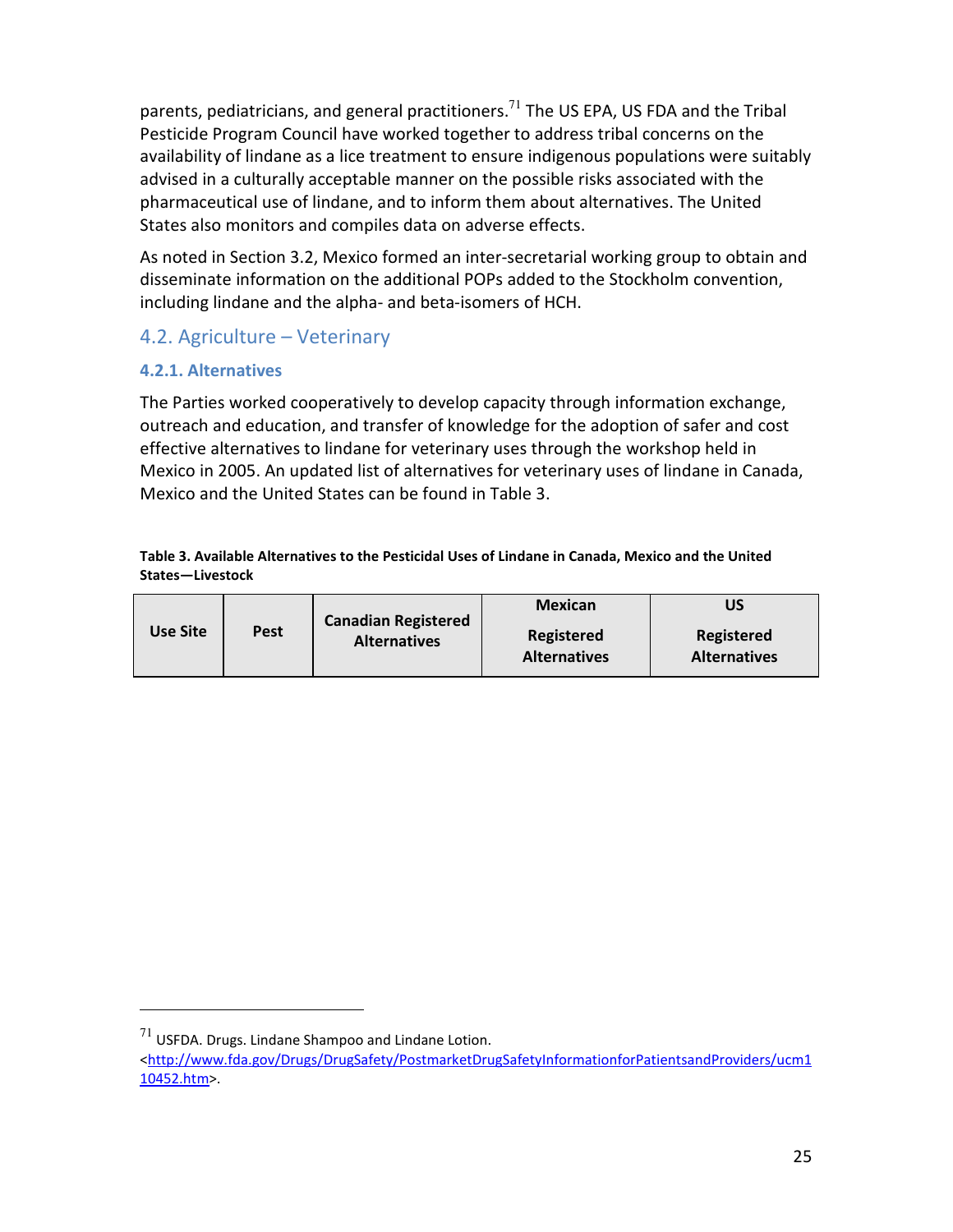parents, pediatricians, and general practitioners.[71] The US EPA, US FDA and the Tribal Pesticide Program Council have worked together to address tribal concerns on the availability of lindane as a lice treatment to ensure indigenous populations were suitably advised in a culturally acceptable manner on the possible risks associated with the pharmaceutical use of lindane, and to inform them about alternatives. The United States also monitors and compiles data on adverse effects.

As noted in Section 3.2, Mexico formed an inter-secretarial working group to obtain and disseminate information on the additional POPs added to the Stockholm convention, including lindane and the alpha- and beta-isomers of HCH.

## 4.2. Agriculture – Veterinary

### 4.2.1. Alternatives

The Parties worked cooperatively to develop capacity through information exchange, outreach and education, and transfer of knowledge for the adoption of safer and cost effective alternatives to lindane for veterinary uses through the workshop held in Mexico in 2005. An updated list of alternatives for veterinary uses of lindane in Canada, Mexico and the United States can be found in Table 3.

**Table 3. Available Alternatives to the Pesticidal Uses of Lindane in Canada, Mexico and the United States—Livestock**

| Use Site | Pest | Canadian Registered Alternatives | Mexican Registered Alternatives | US Registered Alternatives |
|---|---|---|---|---|

[71] USFDA. Drugs. Lindane Shampoo and Lindane Lotion. <http://www.fda.gov/Drugs/DrugSafety/PostmarketDrugSafetyInformationforPatientsandProviders/ucm110452.htm>.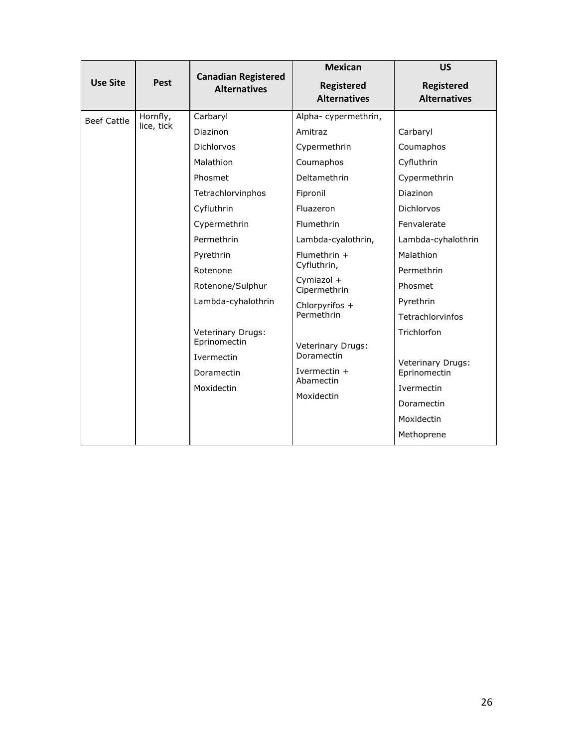| Use Site | Pest | Canadian Registered Alternatives | Mexican Registered Alternatives | US Registered Alternatives |
|---|---|---|---|---|
| Beef Cattle | Hornfly, lice, tick | Carbaryl<br>Diazinon<br>Dichlorvos<br>Malathion<br>Phosmet<br>Tetrachlorvinphos<br>Cyfluthrin<br>Cypermethrin<br>Permethrin<br>Pyrethrin<br>Rotenone<br>Rotenone/Sulphur<br>Lambda-cyhalothrin<br><br>Veterinary Drugs: Eprinomectin<br>Ivermectin<br>Doramectin<br>Moxidectin | Alpha- cypermethrin,<br>Amitraz<br>Cypermethrin<br>Coumaphos<br>Deltamethrin<br>Fipronil<br>Fluazeron<br>Flumethrin<br>Lambda-cyalothrin,<br>Flumethrin + Cyfluthrin,<br>Cymiazol + Cipermethrin<br>Chlorpyrifos + Permethrin<br><br>Veterinary Drugs: Doramectin<br>Ivermectin + Abamectin<br>Moxidectin | Carbaryl<br>Coumaphos<br>Cyfluthrin<br>Cypermethrin<br>Diazinon<br>Dichlorvos<br>Fenvalerate<br>Lambda-cyhalothrin<br>Malathion<br>Permethrin<br>Phosmet<br>Pyrethrin<br>Tetrachlorvinfos<br>Trichlorfon<br><br>Veterinary Drugs: Eprinomectin<br>Ivermectin<br>Doramectin<br>Moxidectin<br>Methoprene |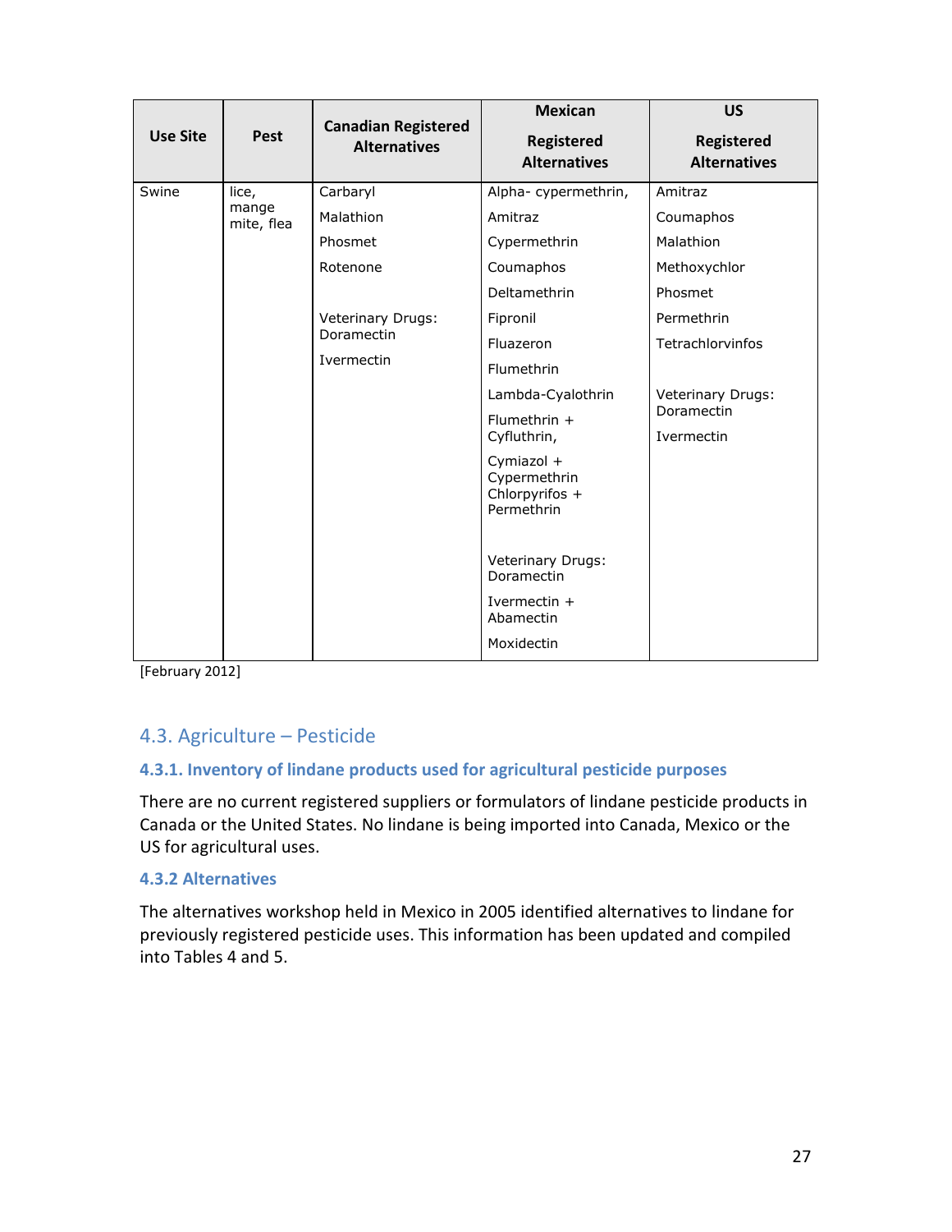| Use Site | Pest | Canadian Registered Alternatives | Mexican Registered Alternatives | US Registered Alternatives |
|---|---|---|---|---|
| Swine | lice, mange mite, flea | Carbaryl<br>Malathion<br>Phosmet<br>Rotenone<br><br>Veterinary Drugs: Doramectin<br>Ivermectin | Alpha- cypermethrin,<br>Amitraz<br>Cypermethrin<br>Coumaphos<br>Deltamethrin<br>Fipronil<br>Fluazeron<br>Flumethrin<br>Lambda-Cyalothrin<br>Flumethrin + Cyfluthrin,<br>Cymiazol + Cypermethrin Chlorpyrifos + Permethrin<br><br>Veterinary Drugs: Doramectin<br>Ivermectin + Abamectin<br>Moxidectin | Amitraz<br>Coumaphos<br>Malathion<br>Methoxychlor<br>Phosmet<br>Permethrin<br>Tetrachlorvinfos<br><br>Veterinary Drugs: Doramectin<br>Ivermectin |

[February 2012]

## 4.3. Agriculture – Pesticide

### 4.3.1. Inventory of lindane products used for agricultural pesticide purposes

There are no current registered suppliers or formulators of lindane pesticide products in Canada or the United States. No lindane is being imported into Canada, Mexico or the US for agricultural uses.

### 4.3.2 Alternatives

The alternatives workshop held in Mexico in 2005 identified alternatives to lindane for previously registered pesticide uses. This information has been updated and compiled into Tables 4 and 5.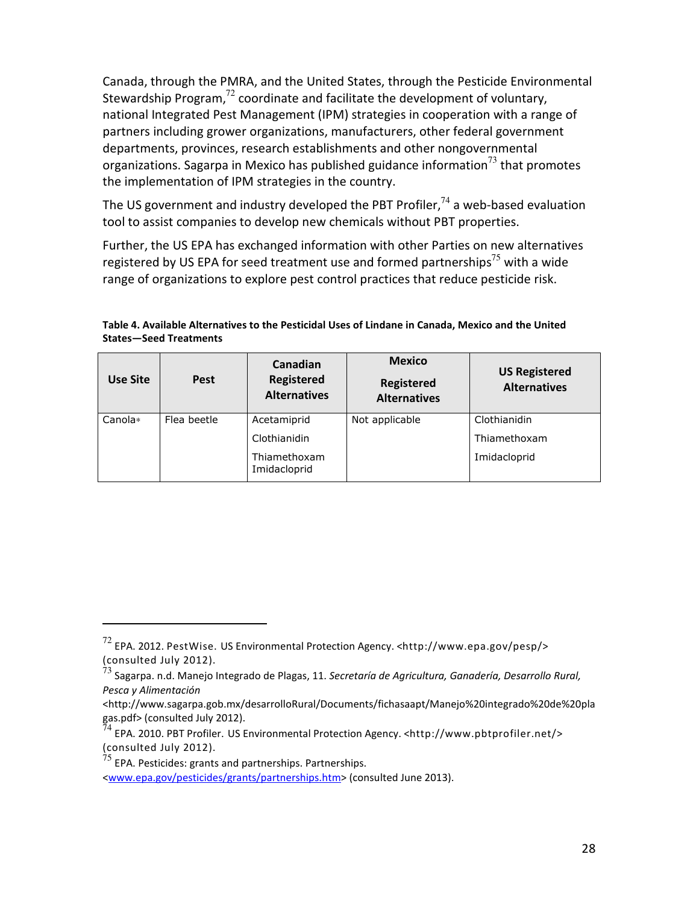Canada, through the PMRA, and the United States, through the Pesticide Environmental Stewardship Program,[72] coordinate and facilitate the development of voluntary, national Integrated Pest Management (IPM) strategies in cooperation with a range of partners including grower organizations, manufacturers, other federal government departments, provinces, research establishments and other nongovernmental organizations. Sagarpa in Mexico has published guidance information[73] that promotes the implementation of IPM strategies in the country.

The US government and industry developed the PBT Profiler,[74] a web-based evaluation tool to assist companies to develop new chemicals without PBT properties.

Further, the US EPA has exchanged information with other Parties on new alternatives registered by US EPA for seed treatment use and formed partnerships[75] with a wide range of organizations to explore pest control practices that reduce pesticide risk.

**Table 4. Available Alternatives to the Pesticidal Uses of Lindane in Canada, Mexico and the United States—Seed Treatments**

| Use Site | Pest | Canadian Registered Alternatives | Mexico Registered Alternatives | US Registered Alternatives |
|---|---|---|---|---|
| Canola* | Flea beetle | Acetamiprid<br>Clothianidin<br>Thiamethoxam<br>Imidacloprid | Not applicable | Clothianidin<br>Thiamethoxam<br>Imidacloprid |

[72] EPA. 2012. PestWise. US Environmental Protection Agency. <http://www.epa.gov/pesp/> (consulted July 2012).

[73] Sagarpa. n.d. Manejo Integrado de Plagas, 11. *Secretaría de Agricultura, Ganadería, Desarrollo Rural, Pesca y Alimentación* <http://www.sagarpa.gob.mx/desarrolloRural/Documents/fichasaapt/Manejo%20integrado%20de%20plagas.pdf> (consulted July 2012).

[74] EPA. 2010. PBT Profiler. US Environmental Protection Agency. <http://www.pbtprofiler.net/> (consulted July 2012).

[75] EPA. Pesticides: grants and partnerships. Partnerships. <www.epa.gov/pesticides/grants/partnerships.htm> (consulted June 2013).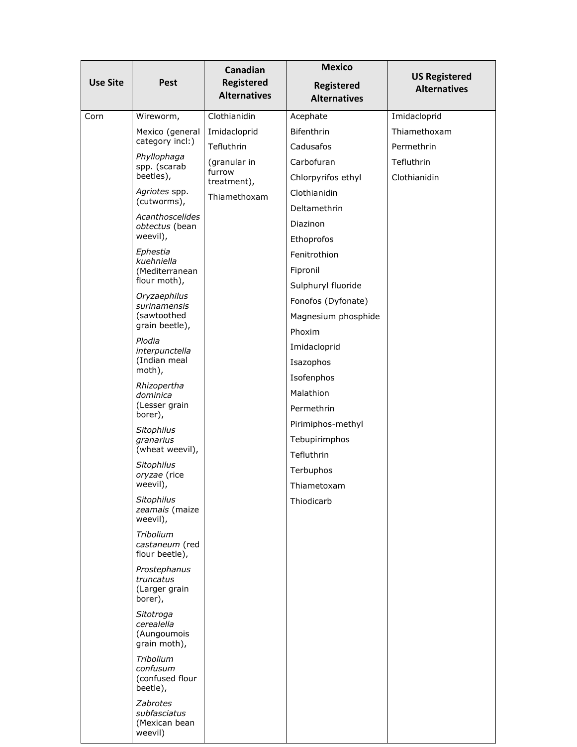| Use Site | Pest | Canadian Registered Alternatives | Mexico Registered Alternatives | US Registered Alternatives |
|---|---|---|---|---|
| Corn | Wireworm, Mexico (general category incl:) *Phyllophaga* spp. (scarab beetles), *Agriotes* spp. (cutworms), *Acanthoscelides obtectus* (bean weevil), *Ephestia kuehniella* (Mediterranean flour moth), *Oryzaephilus surinamensis* (sawtoothed grain beetle), *Plodia interpunctella* (Indian meal moth), *Rhizopertha dominica* (Lesser grain borer), *Sitophilus granarius* (wheat weevil), *Sitophilus oryzae* (rice weevil), *Sitophilus zeamais* (maize weevil), *Tribolium castaneum* (red flour beetle), *Prostephanus truncatus* (Larger grain borer), *Sitotroga cerealella* (Aungoumois grain moth), *Tribolium confusum* (confused flour beetle), *Zabrotes subfasciatus* (Mexican bean weevil) | Clothianidin<br>Imidacloprid<br>Tefluthrin<br>(granular in furrow treatment),<br>Thiamethoxam | Acephate<br>Bifenthrin<br>Cadusafos<br>Carbofuran<br>Chlorpyrifos ethyl<br>Clothianidin<br>Deltamethrin<br>Diazinon<br>Ethoprofos<br>Fenitrothion<br>Fipronil<br>Sulphuryl fluoride<br>Fonofos (Dyfonate)<br>Magnesium phosphide<br>Phoxim<br>Imidacloprid<br>Isazophos<br>Isofenphos<br>Malathion<br>Permethrin<br>Pirimiphos-methyl<br>Tebupirimphos<br>Tefluthrin<br>Terbuphos<br>Thiametoxam<br>Thiodicarb | Imidacloprid<br>Thiamethoxam<br>Permethrin<br>Tefluthrin<br>Clothianidin |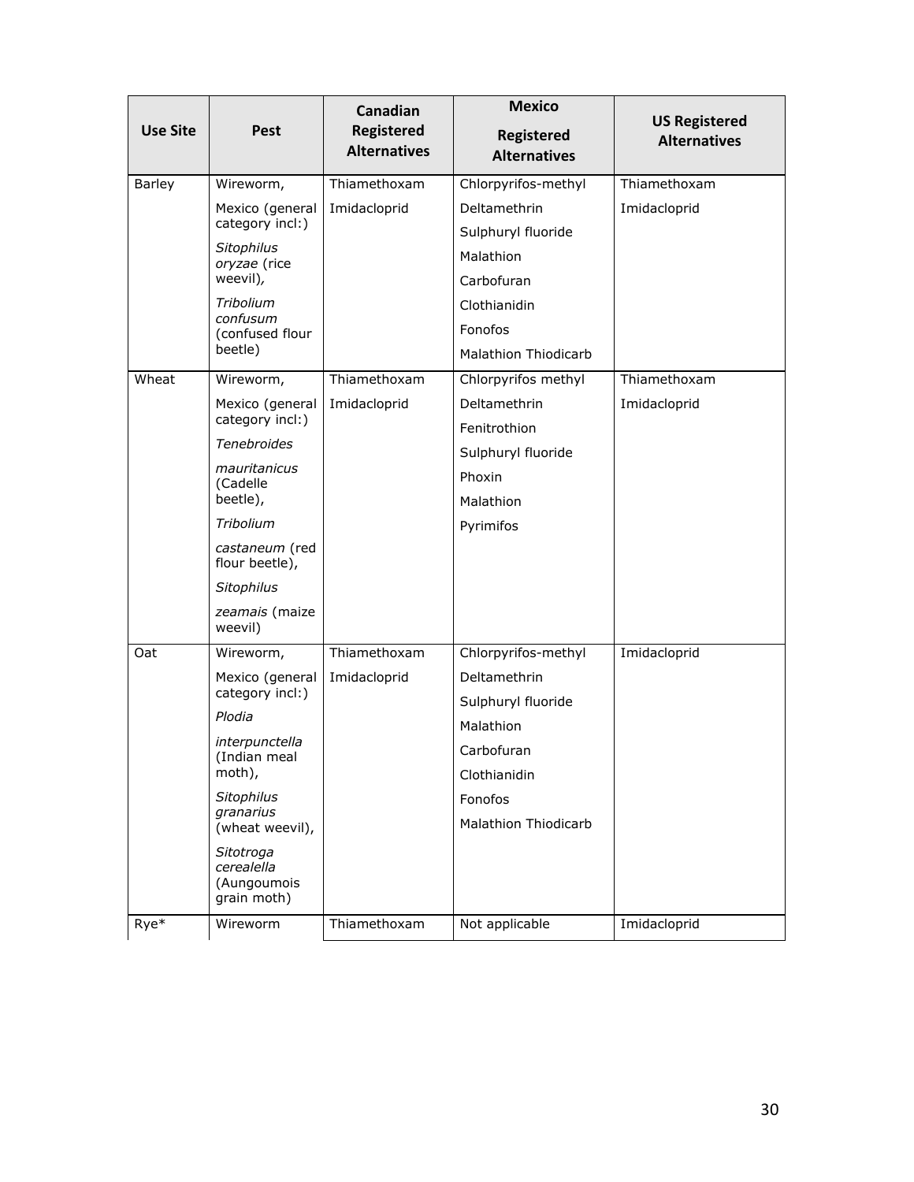| Use Site | Pest | Canadian Registered Alternatives | Mexico Registered Alternatives | US Registered Alternatives |
|---|---|---|---|---|
| Barley | Wireworm, Mexico (general category incl:) *Sitophilus oryzae* (rice weevil), *Tribolium confusum* (confused flour beetle) | Thiamethoxam Imidacloprid | Chlorpyrifos-methyl Deltamethrin Sulphuryl fluoride Malathion Carbofuran Clothianidin Fonofos Malathion Thiodicarb | Thiamethoxam Imidacloprid |
| Wheat | Wireworm, Mexico (general category incl:) *Tenebroides mauritanicus* (Cadelle beetle), *Tribolium castaneum* (red flour beetle), *Sitophilus zeamais* (maize weevil) | Thiamethoxam Imidacloprid | Chlorpyrifos methyl Deltamethrin Fenitrothion Sulphuryl fluoride Phoxin Malathion Pyrimifos | Thiamethoxam Imidacloprid |
| Oat | Wireworm, Mexico (general category incl:) *Plodia interpunctella* (Indian meal moth), *Sitophilus granarius* (wheat weevil), *Sitotroga cerealella* (Aungoumois grain moth) | Thiamethoxam Imidacloprid | Chlorpyrifos-methyl Deltamethrin Sulphuryl fluoride Malathion Carbofuran Clothianidin Fonofos Malathion Thiodicarb | Imidacloprid |
| Rye* | Wireworm | Thiamethoxam | Not applicable | Imidacloprid |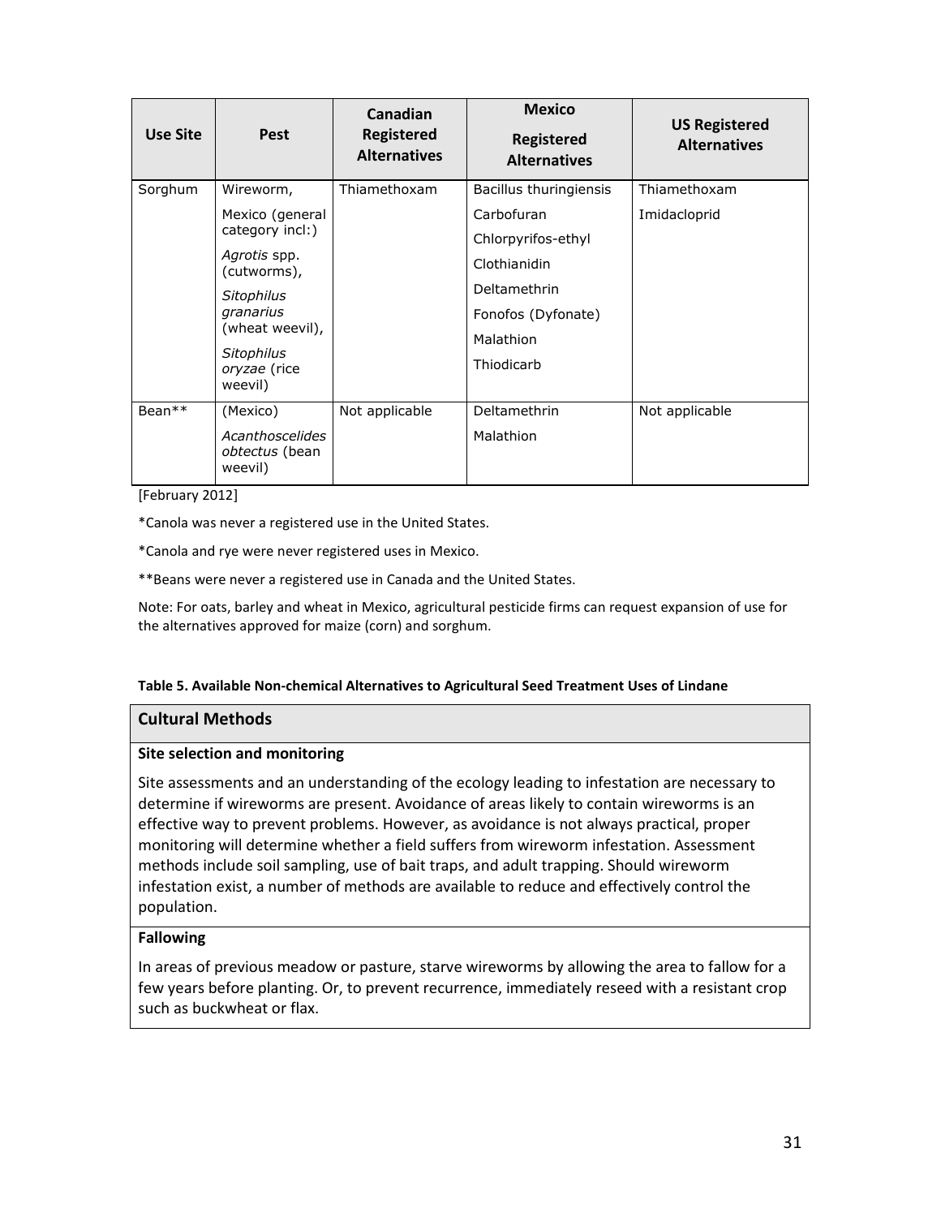| Use Site | Pest | Canadian Registered Alternatives | Mexico Registered Alternatives | US Registered Alternatives |
|---|---|---|---|---|
| Sorghum | Wireworm, Mexico (general category incl:) *Agrotis* spp. (cutworms), *Sitophilus granarius* (wheat weevil), *Sitophilus oryzae* (rice weevil) | Thiamethoxam | Bacillus thuringiensis<br>Carbofuran<br>Chlorpyrifos-ethyl<br>Clothianidin<br>Deltamethrin<br>Fonofos (Dyfonate)<br>Malathion<br>Thiodicarb | Thiamethoxam<br>Imidacloprid |
| Bean** | (Mexico) *Acanthoscelides obtectus* (bean weevil) | Not applicable | Deltamethrin<br>Malathion | Not applicable |

[February 2012]

*Canola was never a registered use in the United States.

*Canola and rye were never registered uses in Mexico.

**Beans were never a registered use in Canada and the United States.

Note: For oats, barley and wheat in Mexico, agricultural pesticide firms can request expansion of use for the alternatives approved for maize (corn) and sorghum.

**Table 5. Available Non-chemical Alternatives to Agricultural Seed Treatment Uses of Lindane**

| Cultural Methods |
|---|
| **Site selection and monitoring** |
| Site assessments and an understanding of the ecology leading to infestation are necessary to determine if wireworms are present. Avoidance of areas likely to contain wireworms is an effective way to prevent problems. However, as avoidance is not always practical, proper monitoring will determine whether a field suffers from wireworm infestation. Assessment methods include soil sampling, use of bait traps, and adult trapping. Should wireworm infestation exist, a number of methods are available to reduce and effectively control the population. |
| **Fallowing** |
| In areas of previous meadow or pasture, starve wireworms by allowing the area to fallow for a few years before planting. Or, to prevent recurrence, immediately reseed with a resistant crop such as buckwheat or flax. |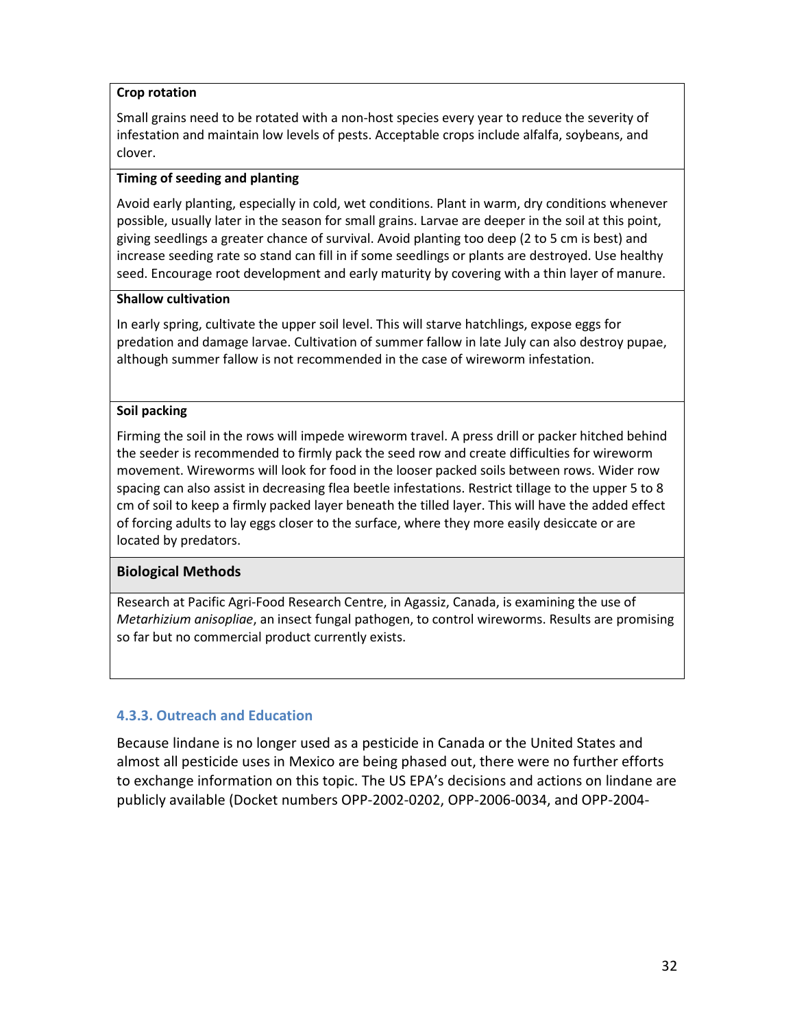| Crop rotation |
|---|
| Small grains need to be rotated with a non-host species every year to reduce the severity of infestation and maintain low levels of pests. Acceptable crops include alfalfa, soybeans, and clover. |
| **Timing of seeding and planting** |
| Avoid early planting, especially in cold, wet conditions. Plant in warm, dry conditions whenever possible, usually later in the season for small grains. Larvae are deeper in the soil at this point, giving seedlings a greater chance of survival. Avoid planting too deep (2 to 5 cm is best) and increase seeding rate so stand can fill in if some seedlings or plants are destroyed. Use healthy seed. Encourage root development and early maturity by covering with a thin layer of manure. |
| **Shallow cultivation** |
| In early spring, cultivate the upper soil level. This will starve hatchlings, expose eggs for predation and damage larvae. Cultivation of summer fallow in late July can also destroy pupae, although summer fallow is not recommended in the case of wireworm infestation. |
| **Soil packing** |
| Firming the soil in the rows will impede wireworm travel. A press drill or packer hitched behind the seeder is recommended to firmly pack the seed row and create difficulties for wireworm movement. Wireworms will look for food in the looser packed soils between rows. Wider row spacing can also assist in decreasing flea beetle infestations. Restrict tillage to the upper 5 to 8 cm of soil to keep a firmly packed layer beneath the tilled layer. This will have the added effect of forcing adults to lay eggs closer to the surface, where they more easily desiccate or are located by predators. |
| **Biological Methods** |
| Research at Pacific Agri-Food Research Centre, in Agassiz, Canada, is examining the use of *Metarhizium anisopliae*, an insect fungal pathogen, to control wireworms. Results are promising so far but no commercial product currently exists. |

### 4.3.3. Outreach and Education

Because lindane is no longer used as a pesticide in Canada or the United States and almost all pesticide uses in Mexico are being phased out, there were no further efforts to exchange information on this topic. The US EPA's decisions and actions on lindane are publicly available (Docket numbers OPP-2002-0202, OPP-2006-0034, and OPP-2004-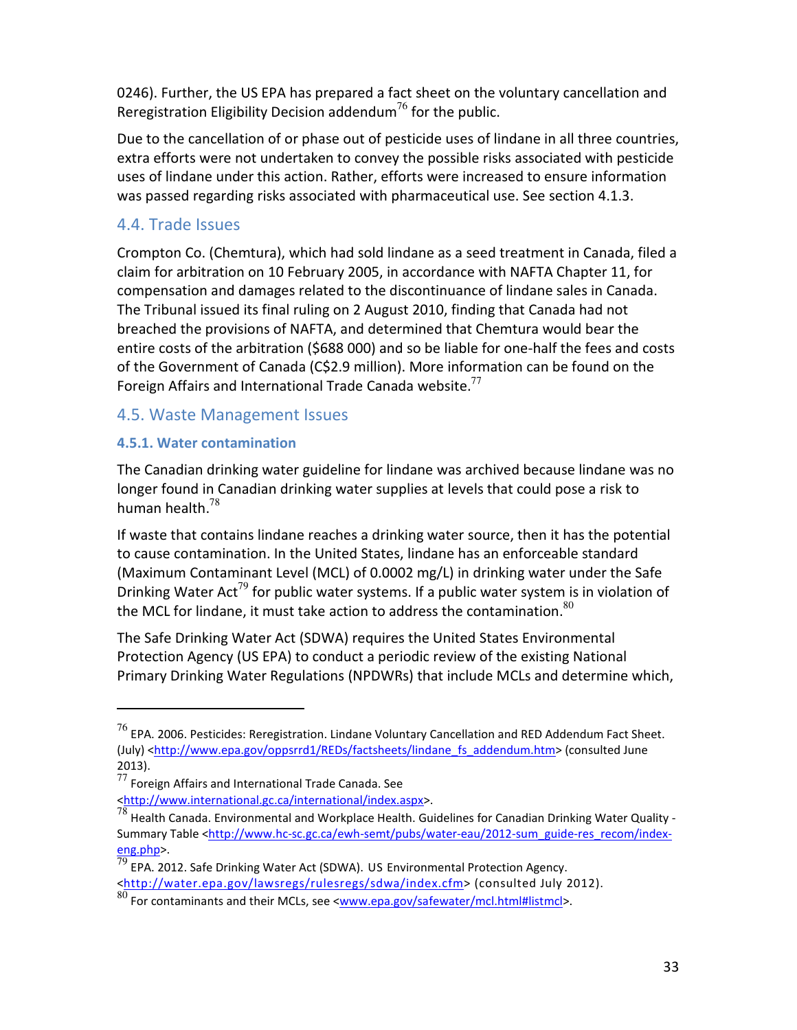0246). Further, the US EPA has prepared a fact sheet on the voluntary cancellation and Reregistration Eligibility Decision addendum[76] for the public.

Due to the cancellation of or phase out of pesticide uses of lindane in all three countries, extra efforts were not undertaken to convey the possible risks associated with pesticide uses of lindane under this action. Rather, efforts were increased to ensure information was passed regarding risks associated with pharmaceutical use. See section 4.1.3.

## 4.4. Trade Issues

Crompton Co. (Chemtura), which had sold lindane as a seed treatment in Canada, filed a claim for arbitration on 10 February 2005, in accordance with NAFTA Chapter 11, for compensation and damages related to the discontinuance of lindane sales in Canada. The Tribunal issued its final ruling on 2 August 2010, finding that Canada had not breached the provisions of NAFTA, and determined that Chemtura would bear the entire costs of the arbitration ($688 000) and so be liable for one-half the fees and costs of the Government of Canada (C$2.9 million). More information can be found on the Foreign Affairs and International Trade Canada website.[77]

## 4.5. Waste Management Issues

### 4.5.1. Water contamination

The Canadian drinking water guideline for lindane was archived because lindane was no longer found in Canadian drinking water supplies at levels that could pose a risk to human health.[78]

If waste that contains lindane reaches a drinking water source, then it has the potential to cause contamination. In the United States, lindane has an enforceable standard (Maximum Contaminant Level (MCL) of 0.0002 mg/L) in drinking water under the Safe Drinking Water Act[79] for public water systems. If a public water system is in violation of the MCL for lindane, it must take action to address the contamination.[80]

The Safe Drinking Water Act (SDWA) requires the United States Environmental Protection Agency (US EPA) to conduct a periodic review of the existing National Primary Drinking Water Regulations (NPDWRs) that include MCLs and determine which,

---

[76] EPA. 2006. Pesticides: Reregistration. Lindane Voluntary Cancellation and RED Addendum Fact Sheet. (July) <http://www.epa.gov/oppsrrd1/REDs/factsheets/lindane_fs_addendum.htm> (consulted June 2013).

[77] Foreign Affairs and International Trade Canada. See <http://www.international.gc.ca/international/index.aspx>.

[78] Health Canada. Environmental and Workplace Health. Guidelines for Canadian Drinking Water Quality - Summary Table <http://www.hc-sc.gc.ca/ewh-semt/pubs/water-eau/2012-sum_guide-res_recom/index-eng.php>.

[79] EPA. 2012. Safe Drinking Water Act (SDWA). US Environmental Protection Agency. <http://water.epa.gov/lawsregs/rulesregs/sdwa/index.cfm> (consulted July 2012).

[80] For contaminants and their MCLs, see <www.epa.gov/safewater/mcl.html#listmcl>.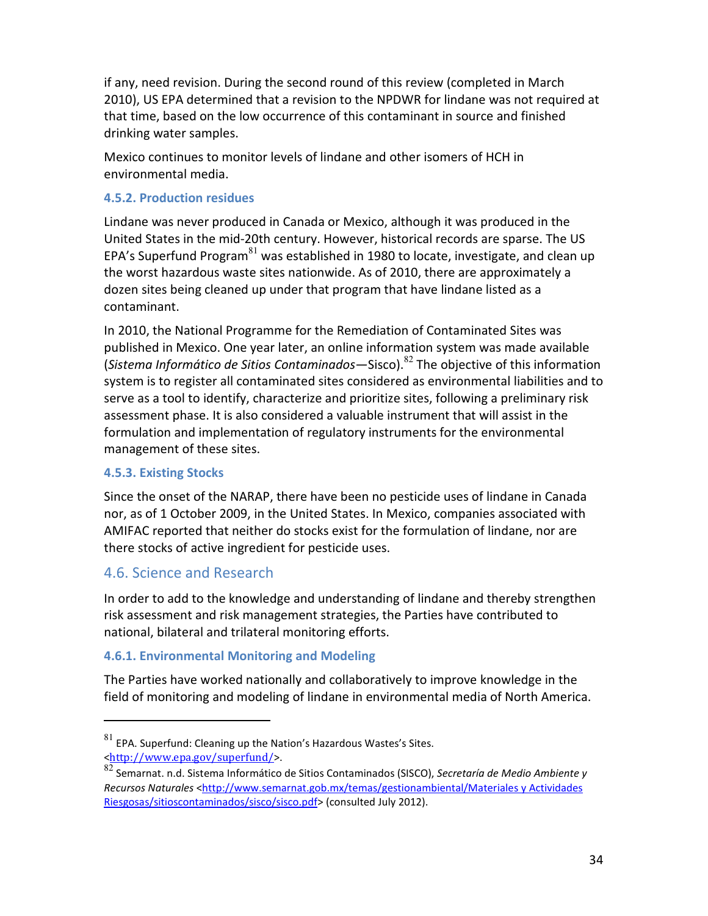if any, need revision. During the second round of this review (completed in March 2010), US EPA determined that a revision to the NPDWR for lindane was not required at that time, based on the low occurrence of this contaminant in source and finished drinking water samples.

Mexico continues to monitor levels of lindane and other isomers of HCH in environmental media.

### 4.5.2. Production residues

Lindane was never produced in Canada or Mexico, although it was produced in the United States in the mid-20th century. However, historical records are sparse. The US EPA's Superfund Program[81] was established in 1980 to locate, investigate, and clean up the worst hazardous waste sites nationwide. As of 2010, there are approximately a dozen sites being cleaned up under that program that have lindane listed as a contaminant.

In 2010, the National Programme for the Remediation of Contaminated Sites was published in Mexico. One year later, an online information system was made available (*Sistema Informático de Sitios Contaminados*—Sisco).[82] The objective of this information system is to register all contaminated sites considered as environmental liabilities and to serve as a tool to identify, characterize and prioritize sites, following a preliminary risk assessment phase. It is also considered a valuable instrument that will assist in the formulation and implementation of regulatory instruments for the environmental management of these sites.

### 4.5.3. Existing Stocks

Since the onset of the NARAP, there have been no pesticide uses of lindane in Canada nor, as of 1 October 2009, in the United States. In Mexico, companies associated with AMIFAC reported that neither do stocks exist for the formulation of lindane, nor are there stocks of active ingredient for pesticide uses.

## 4.6. Science and Research

In order to add to the knowledge and understanding of lindane and thereby strengthen risk assessment and risk management strategies, the Parties have contributed to national, bilateral and trilateral monitoring efforts.

### 4.6.1. Environmental Monitoring and Modeling

The Parties have worked nationally and collaboratively to improve knowledge in the field of monitoring and modeling of lindane in environmental media of North America.

---

[81] EPA. Superfund: Cleaning up the Nation's Hazardous Wastes's Sites. <http://www.epa.gov/superfund/>.

[82] Semarnat. n.d. Sistema Informático de Sitios Contaminados (SISCO), *Secretaría de Medio Ambiente y Recursos Naturales* <http://www.semarnat.gob.mx/temas/gestionambiental/Materiales y Actividades Riesgosas/sitioscontaminados/sisco/sisco.pdf> (consulted July 2012).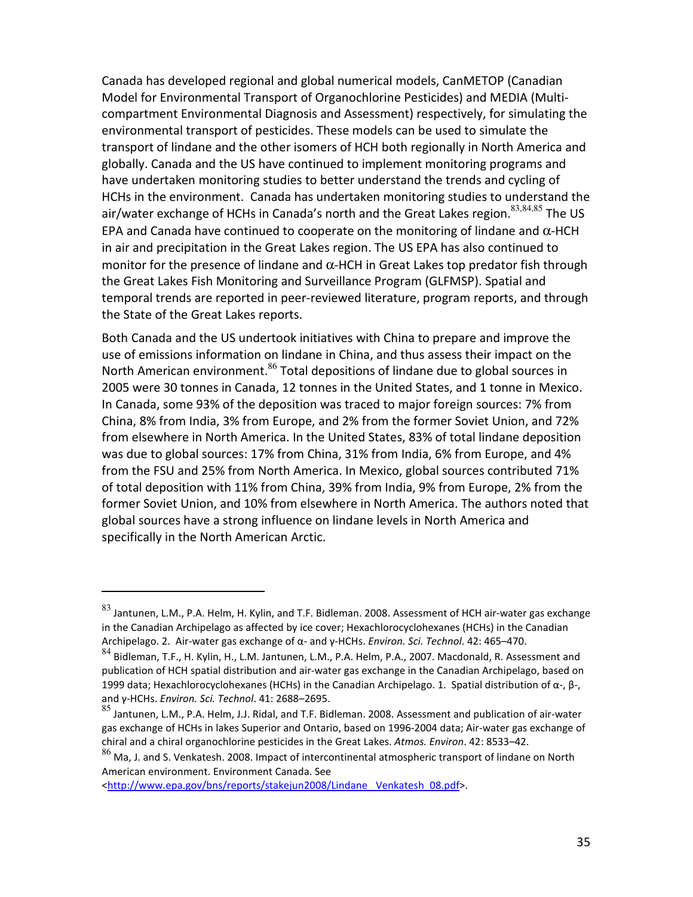Canada has developed regional and global numerical models, CanMETOP (Canadian Model for Environmental Transport of Organochlorine Pesticides) and MEDIA (Multi-compartment Environmental Diagnosis and Assessment) respectively, for simulating the environmental transport of pesticides. These models can be used to simulate the transport of lindane and the other isomers of HCH both regionally in North America and globally. Canada and the US have continued to implement monitoring programs and have undertaken monitoring studies to better understand the trends and cycling of HCHs in the environment. Canada has undertaken monitoring studies to understand the air/water exchange of HCHs in Canada's north and the Great Lakes region.[83,84,85] The US EPA and Canada have continued to cooperate on the monitoring of lindane and α-HCH in air and precipitation in the Great Lakes region. The US EPA has also continued to monitor for the presence of lindane and α-HCH in Great Lakes top predator fish through the Great Lakes Fish Monitoring and Surveillance Program (GLFMSP). Spatial and temporal trends are reported in peer-reviewed literature, program reports, and through the State of the Great Lakes reports.

Both Canada and the US undertook initiatives with China to prepare and improve the use of emissions information on lindane in China, and thus assess their impact on the North American environment.[86] Total depositions of lindane due to global sources in 2005 were 30 tonnes in Canada, 12 tonnes in the United States, and 1 tonne in Mexico. In Canada, some 93% of the deposition was traced to major foreign sources: 7% from China, 8% from India, 3% from Europe, and 2% from the former Soviet Union, and 72% from elsewhere in North America. In the United States, 83% of total lindane deposition was due to global sources: 17% from China, 31% from India, 6% from Europe, and 4% from the FSU and 25% from North America. In Mexico, global sources contributed 71% of total deposition with 11% from China, 39% from India, 9% from Europe, 2% from the former Soviet Union, and 10% from elsewhere in North America. The authors noted that global sources have a strong influence on lindane levels in North America and specifically in the North American Arctic.

---

[83] Jantunen, L.M., P.A. Helm, H. Kylin, and T.F. Bidleman. 2008. Assessment of HCH air-water gas exchange in the Canadian Archipelago as affected by ice cover; Hexachlorocyclohexanes (HCHs) in the Canadian Archipelago. 2. Air-water gas exchange of α- and γ-HCHs. *Environ. Sci. Technol*. 42: 465–470.

[84] Bidleman, T.F., H. Kylin, H., L.M. Jantunen, L.M., P.A. Helm, P.A., 2007. Macdonald, R. Assessment and publication of HCH spatial distribution and air-water gas exchange in the Canadian Archipelago, based on 1999 data; Hexachlorocyclohexanes (HCHs) in the Canadian Archipelago. 1. Spatial distribution of α-, β-, and γ-HCHs. *Environ. Sci. Technol*. 41: 2688–2695.

[85] Jantunen, L.M., P.A. Helm, J.J. Ridal, and T.F. Bidleman. 2008. Assessment and publication of air-water gas exchange of HCHs in lakes Superior and Ontario, based on 1996-2004 data; Air-water gas exchange of chiral and a chiral organochlorine pesticides in the Great Lakes. *Atmos. Environ*. 42: 8533–42.

[86] Ma, J. and S. Venkatesh. 2008. Impact of intercontinental atmospheric transport of lindane on North American environment. Environment Canada. See <http://www.epa.gov/bns/reports/stakejun2008/Lindane__Venkatesh_08.pdf>.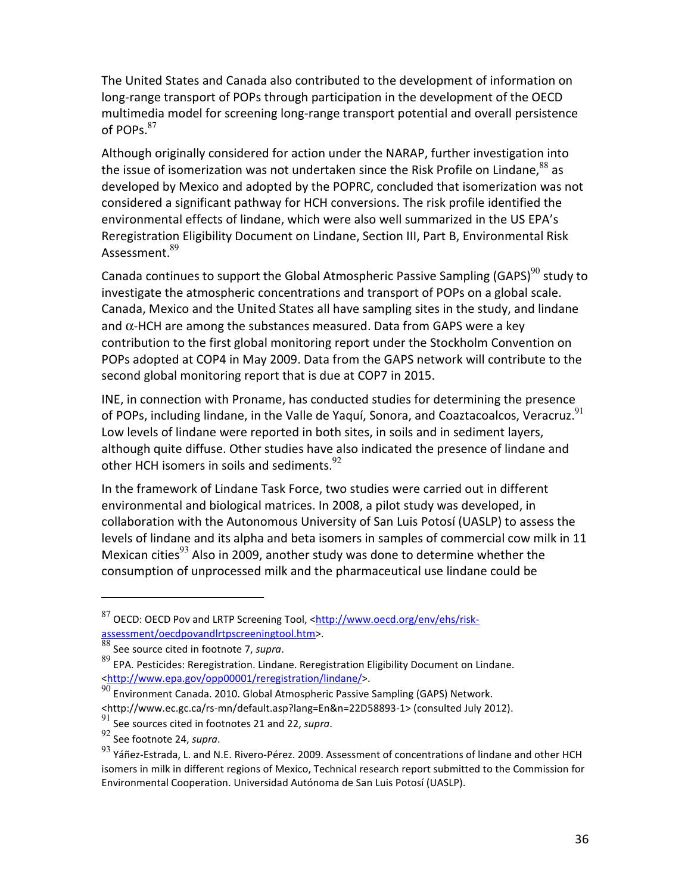The United States and Canada also contributed to the development of information on long-range transport of POPs through participation in the development of the OECD multimedia model for screening long-range transport potential and overall persistence of POPs.[87]

Although originally considered for action under the NARAP, further investigation into the issue of isomerization was not undertaken since the Risk Profile on Lindane,[88] as developed by Mexico and adopted by the POPRC, concluded that isomerization was not considered a significant pathway for HCH conversions. The risk profile identified the environmental effects of lindane, which were also well summarized in the US EPA's Reregistration Eligibility Document on Lindane, Section III, Part B, Environmental Risk Assessment.[89]

Canada continues to support the Global Atmospheric Passive Sampling (GAPS)[90] study to investigate the atmospheric concentrations and transport of POPs on a global scale. Canada, Mexico and the United States all have sampling sites in the study, and lindane and $\alpha$-HCH are among the substances measured. Data from GAPS were a key contribution to the first global monitoring report under the Stockholm Convention on POPs adopted at COP4 in May 2009. Data from the GAPS network will contribute to the second global monitoring report that is due at COP7 in 2015.

INE, in connection with Proname, has conducted studies for determining the presence of POPs, including lindane, in the Valle de Yaquí, Sonora, and Coaztacoalcos, Veracruz.[91] Low levels of lindane were reported in both sites, in soils and in sediment layers, although quite diffuse. Other studies have also indicated the presence of lindane and other HCH isomers in soils and sediments.[92]

In the framework of Lindane Task Force, two studies were carried out in different environmental and biological matrices. In 2008, a pilot study was developed, in collaboration with the Autonomous University of San Luis Potosí (UASLP) to assess the levels of lindane and its alpha and beta isomers in samples of commercial cow milk in 11 Mexican cities[93] Also in 2009, another study was done to determine whether the consumption of unprocessed milk and the pharmaceutical use lindane could be

---

[87] OECD: OECD Pov and LRTP Screening Tool, <http://www.oecd.org/env/ehs/risk-assessment/oecdpovandlrtpscreeningtool.htm>.

[88] See source cited in footnote 7, *supra*.

[89] EPA. Pesticides: Reregistration. Lindane. Reregistration Eligibility Document on Lindane. <http://www.epa.gov/opp00001/reregistration/lindane/>.

[90] Environment Canada. 2010. Global Atmospheric Passive Sampling (GAPS) Network. <http://www.ec.gc.ca/rs-mn/default.asp?lang=En&n=22D58893-1> (consulted July 2012).

[91] See sources cited in footnotes 21 and 22, *supra*.

[92] See footnote 24, *supra*.

[93] Yáñez-Estrada, L. and N.E. Rivero-Pérez. 2009. Assessment of concentrations of lindane and other HCH isomers in milk in different regions of Mexico, Technical research report submitted to the Commission for Environmental Cooperation. Universidad Autónoma de San Luis Potosí (UASLP).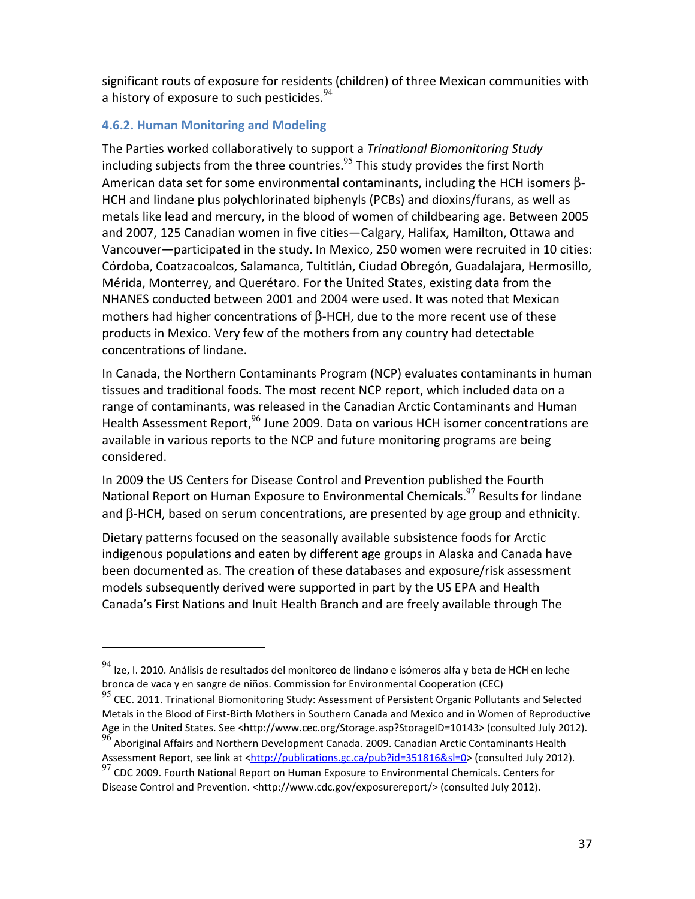significant routs of exposure for residents (children) of three Mexican communities with a history of exposure to such pesticides.[94]

### 4.6.2. Human Monitoring and Modeling

The Parties worked collaboratively to support a *Trinational Biomonitoring Study* including subjects from the three countries.[95] This study provides the first North American data set for some environmental contaminants, including the HCH isomers β-HCH and lindane plus polychlorinated biphenyls (PCBs) and dioxins/furans, as well as metals like lead and mercury, in the blood of women of childbearing age. Between 2005 and 2007, 125 Canadian women in five cities—Calgary, Halifax, Hamilton, Ottawa and Vancouver—participated in the study. In Mexico, 250 women were recruited in 10 cities: Córdoba, Coatzacoalcos, Salamanca, Tultitlán, Ciudad Obregón, Guadalajara, Hermosillo, Mérida, Monterrey, and Querétaro. For the United States, existing data from the NHANES conducted between 2001 and 2004 were used. It was noted that Mexican mothers had higher concentrations of β-HCH, due to the more recent use of these products in Mexico. Very few of the mothers from any country had detectable concentrations of lindane.

In Canada, the Northern Contaminants Program (NCP) evaluates contaminants in human tissues and traditional foods. The most recent NCP report, which included data on a range of contaminants, was released in the Canadian Arctic Contaminants and Human Health Assessment Report,[96] June 2009. Data on various HCH isomer concentrations are available in various reports to the NCP and future monitoring programs are being considered.

In 2009 the US Centers for Disease Control and Prevention published the Fourth National Report on Human Exposure to Environmental Chemicals.[97] Results for lindane and β-HCH, based on serum concentrations, are presented by age group and ethnicity.

Dietary patterns focused on the seasonally available subsistence foods for Arctic indigenous populations and eaten by different age groups in Alaska and Canada have been documented as. The creation of these databases and exposure/risk assessment models subsequently derived were supported in part by the US EPA and Health Canada's First Nations and Inuit Health Branch and are freely available through The

---

[94] Ize, I. 2010. Análisis de resultados del monitoreo de lindano e isómeros alfa y beta de HCH en leche bronca de vaca y en sangre de niños. Commission for Environmental Cooperation (CEC)

[95] CEC. 2011. Trinational Biomonitoring Study: Assessment of Persistent Organic Pollutants and Selected Metals in the Blood of First-Birth Mothers in Southern Canada and Mexico and in Women of Reproductive Age in the United States. See <http://www.cec.org/Storage.asp?StorageID=10143> (consulted July 2012).

[96] Aboriginal Affairs and Northern Development Canada. 2009. Canadian Arctic Contaminants Health Assessment Report, see link at <http://publications.gc.ca/pub?id=351816&sl=0> (consulted July 2012).

[97] CDC 2009. Fourth National Report on Human Exposure to Environmental Chemicals. Centers for Disease Control and Prevention. <http://www.cdc.gov/exposurereport/> (consulted July 2012).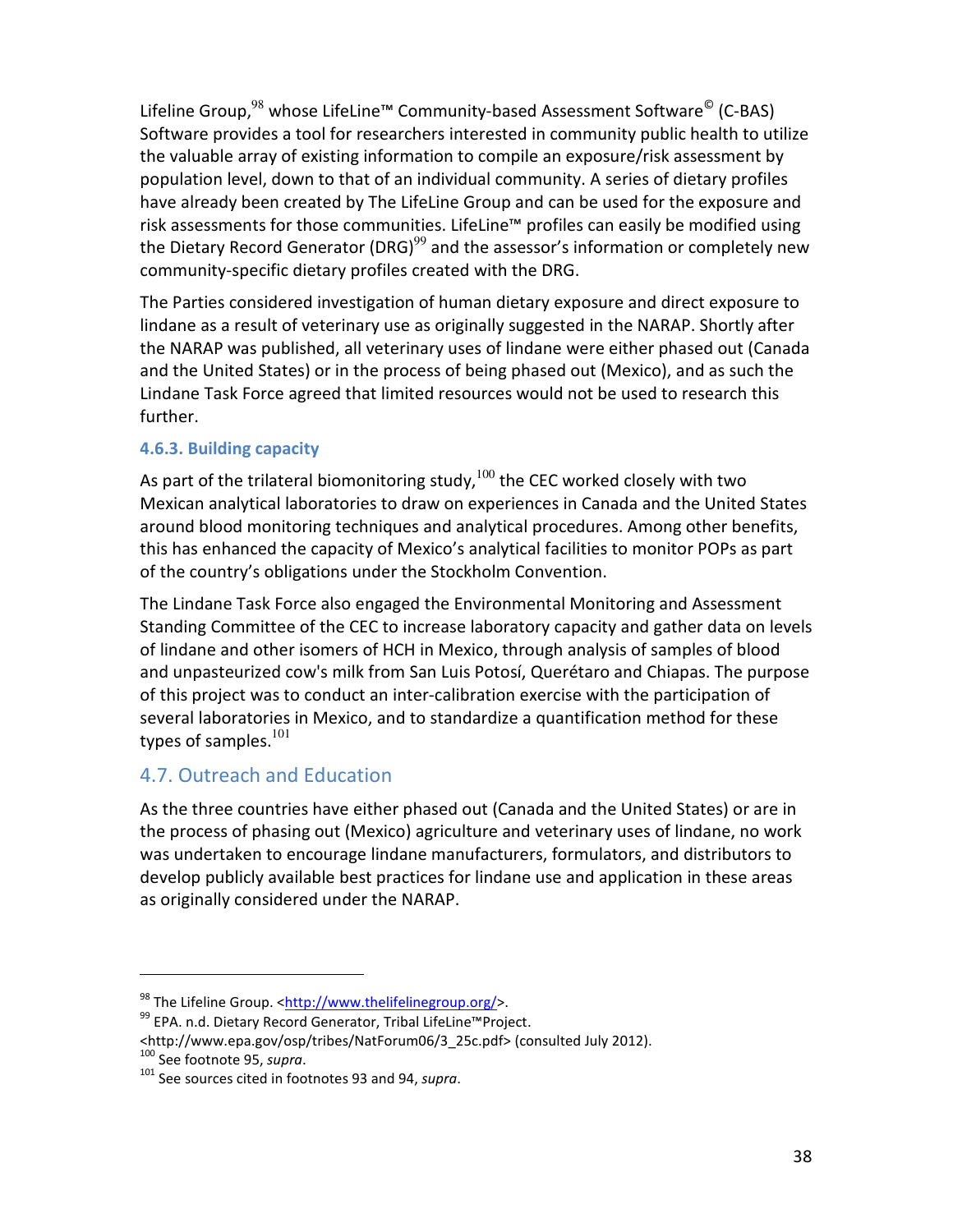Lifeline Group,[98] whose LifeLine™ Community-based Assessment Software© (C-BAS) Software provides a tool for researchers interested in community public health to utilize the valuable array of existing information to compile an exposure/risk assessment by population level, down to that of an individual community. A series of dietary profiles have already been created by The LifeLine Group and can be used for the exposure and risk assessments for those communities. LifeLine™ profiles can easily be modified using the Dietary Record Generator (DRG)[99] and the assessor's information or completely new community-specific dietary profiles created with the DRG.

The Parties considered investigation of human dietary exposure and direct exposure to lindane as a result of veterinary use as originally suggested in the NARAP. Shortly after the NARAP was published, all veterinary uses of lindane were either phased out (Canada and the United States) or in the process of being phased out (Mexico), and as such the Lindane Task Force agreed that limited resources would not be used to research this further.

### 4.6.3. Building capacity

As part of the trilateral biomonitoring study,[100] the CEC worked closely with two Mexican analytical laboratories to draw on experiences in Canada and the United States around blood monitoring techniques and analytical procedures. Among other benefits, this has enhanced the capacity of Mexico's analytical facilities to monitor POPs as part of the country's obligations under the Stockholm Convention.

The Lindane Task Force also engaged the Environmental Monitoring and Assessment Standing Committee of the CEC to increase laboratory capacity and gather data on levels of lindane and other isomers of HCH in Mexico, through analysis of samples of blood and unpasteurized cow's milk from San Luis Potosí, Querétaro and Chiapas. The purpose of this project was to conduct an inter-calibration exercise with the participation of several laboratories in Mexico, and to standardize a quantification method for these types of samples.[101]

## 4.7. Outreach and Education

As the three countries have either phased out (Canada and the United States) or are in the process of phasing out (Mexico) agriculture and veterinary uses of lindane, no work was undertaken to encourage lindane manufacturers, formulators, and distributors to develop publicly available best practices for lindane use and application in these areas as originally considered under the NARAP.

---

[98] The Lifeline Group. <http://www.thelifelinegroup.org/>.

[99] EPA. n.d. Dietary Record Generator, Tribal LifeLine™Project. <http://www.epa.gov/osp/tribes/NatForum06/3_25c.pdf> (consulted July 2012).

[100] See footnote 95, *supra*.

[101] See sources cited in footnotes 93 and 94, *supra*.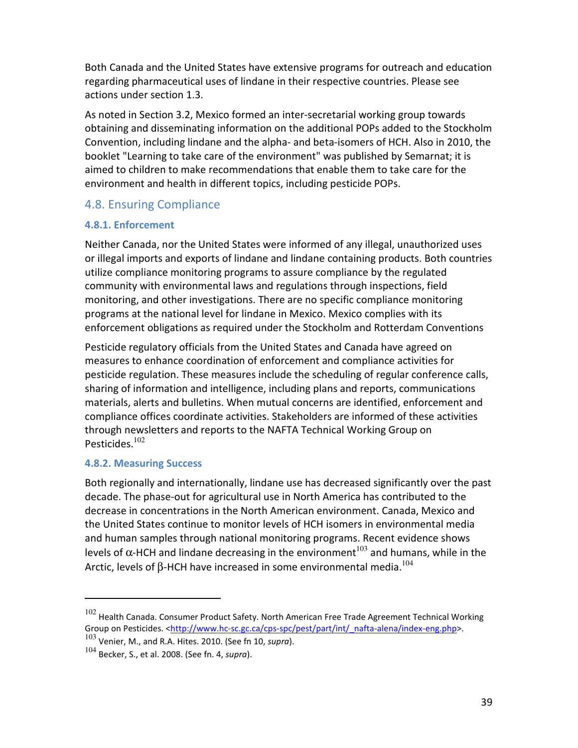Both Canada and the United States have extensive programs for outreach and education regarding pharmaceutical uses of lindane in their respective countries. Please see actions under section 1.3.

As noted in Section 3.2, Mexico formed an inter-secretarial working group towards obtaining and disseminating information on the additional POPs added to the Stockholm Convention, including lindane and the alpha- and beta-isomers of HCH. Also in 2010, the booklet "Learning to take care of the environment" was published by Semarnat; it is aimed to children to make recommendations that enable them to take care for the environment and health in different topics, including pesticide POPs.

## 4.8. Ensuring Compliance

### 4.8.1. Enforcement

Neither Canada, nor the United States were informed of any illegal, unauthorized uses or illegal imports and exports of lindane and lindane containing products. Both countries utilize compliance monitoring programs to assure compliance by the regulated community with environmental laws and regulations through inspections, field monitoring, and other investigations. There are no specific compliance monitoring programs at the national level for lindane in Mexico. Mexico complies with its enforcement obligations as required under the Stockholm and Rotterdam Conventions

Pesticide regulatory officials from the United States and Canada have agreed on measures to enhance coordination of enforcement and compliance activities for pesticide regulation. These measures include the scheduling of regular conference calls, sharing of information and intelligence, including plans and reports, communications materials, alerts and bulletins. When mutual concerns are identified, enforcement and compliance offices coordinate activities. Stakeholders are informed of these activities through newsletters and reports to the NAFTA Technical Working Group on Pesticides.[102]

### 4.8.2. Measuring Success

Both regionally and internationally, lindane use has decreased significantly over the past decade. The phase-out for agricultural use in North America has contributed to the decrease in concentrations in the North American environment. Canada, Mexico and the United States continue to monitor levels of HCH isomers in environmental media and human samples through national monitoring programs. Recent evidence shows levels of $\alpha$-HCH and lindane decreasing in the environment[103] and humans, while in the Arctic, levels of $\beta$-HCH have increased in some environmental media.[104]

---

[102] Health Canada. Consumer Product Safety. North American Free Trade Agreement Technical Working Group on Pesticides. <http://www.hc-sc.gc.ca/cps-spc/pest/part/int/_nafta-alena/index-eng.php>.

[103] Venier, M., and R.A. Hites. 2010. (See fn 10, *supra*).

[104] Becker, S., et al. 2008. (See fn. 4, *supra*).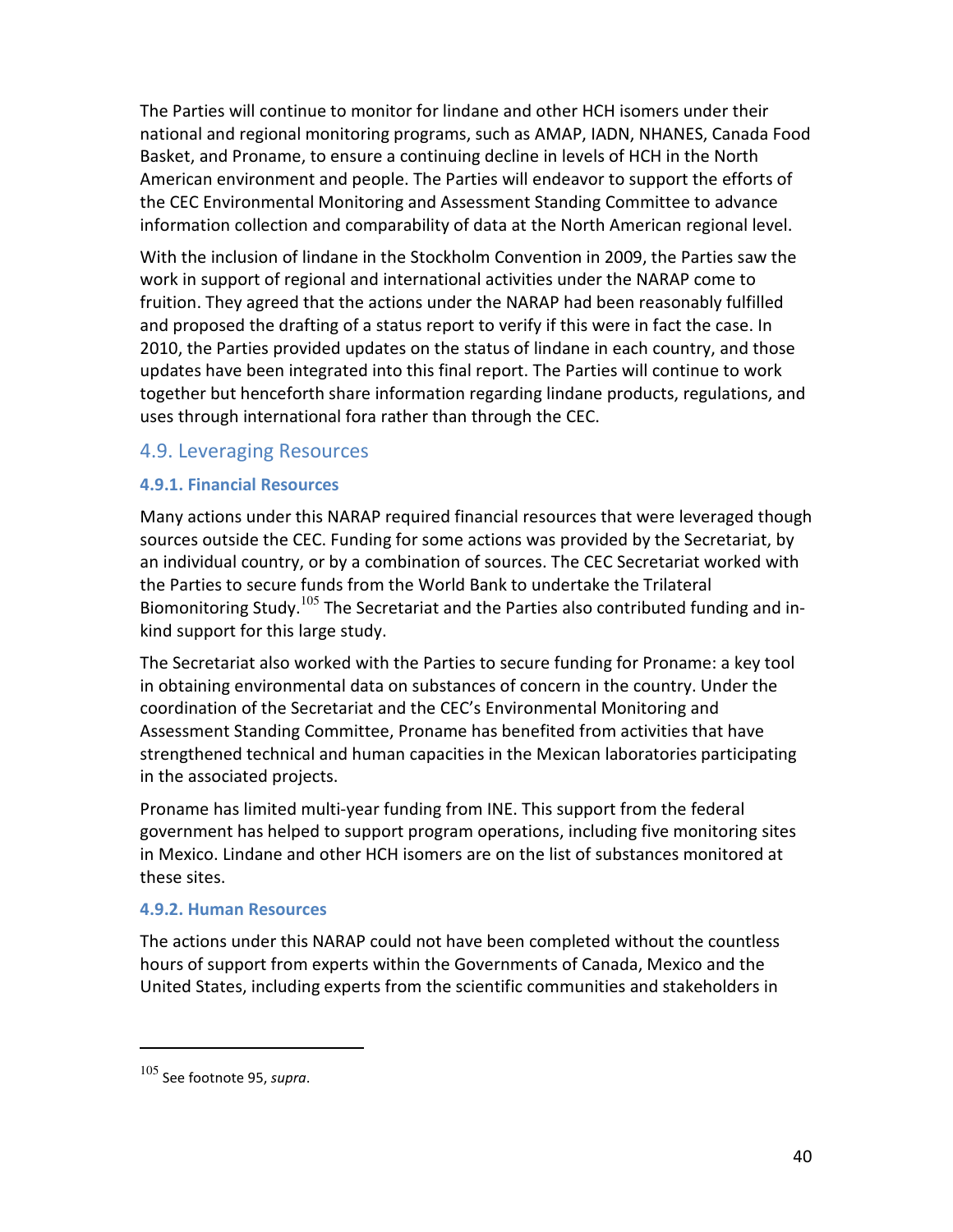The Parties will continue to monitor for lindane and other HCH isomers under their national and regional monitoring programs, such as AMAP, IADN, NHANES, Canada Food Basket, and Proname, to ensure a continuing decline in levels of HCH in the North American environment and people. The Parties will endeavor to support the efforts of the CEC Environmental Monitoring and Assessment Standing Committee to advance information collection and comparability of data at the North American regional level.

With the inclusion of lindane in the Stockholm Convention in 2009, the Parties saw the work in support of regional and international activities under the NARAP come to fruition. They agreed that the actions under the NARAP had been reasonably fulfilled and proposed the drafting of a status report to verify if this were in fact the case. In 2010, the Parties provided updates on the status of lindane in each country, and those updates have been integrated into this final report. The Parties will continue to work together but henceforth share information regarding lindane products, regulations, and uses through international fora rather than through the CEC.

## 4.9. Leveraging Resources

### 4.9.1. Financial Resources

Many actions under this NARAP required financial resources that were leveraged though sources outside the CEC. Funding for some actions was provided by the Secretariat, by an individual country, or by a combination of sources. The CEC Secretariat worked with the Parties to secure funds from the World Bank to undertake the Trilateral Biomonitoring Study.[105] The Secretariat and the Parties also contributed funding and in-kind support for this large study.

The Secretariat also worked with the Parties to secure funding for Proname: a key tool in obtaining environmental data on substances of concern in the country. Under the coordination of the Secretariat and the CEC's Environmental Monitoring and Assessment Standing Committee, Proname has benefited from activities that have strengthened technical and human capacities in the Mexican laboratories participating in the associated projects.

Proname has limited multi-year funding from INE. This support from the federal government has helped to support program operations, including five monitoring sites in Mexico. Lindane and other HCH isomers are on the list of substances monitored at these sites.

### 4.9.2. Human Resources

The actions under this NARAP could not have been completed without the countless hours of support from experts within the Governments of Canada, Mexico and the United States, including experts from the scientific communities and stakeholders in

---

[105] See footnote 95, *supra*.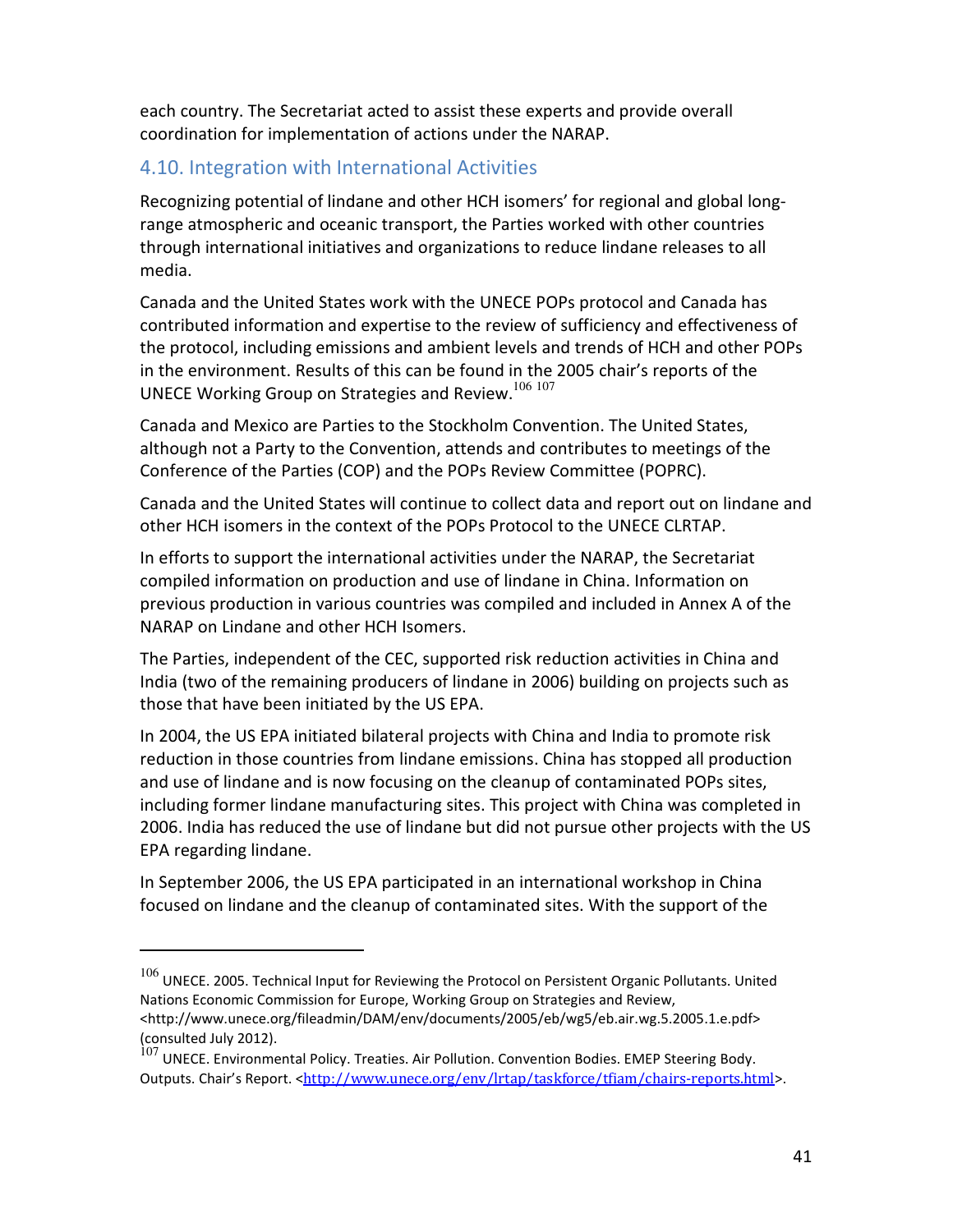each country. The Secretariat acted to assist these experts and provide overall coordination for implementation of actions under the NARAP.

## 4.10. Integration with International Activities

Recognizing potential of lindane and other HCH isomers' for regional and global long-range atmospheric and oceanic transport, the Parties worked with other countries through international initiatives and organizations to reduce lindane releases to all media.

Canada and the United States work with the UNECE POPs protocol and Canada has contributed information and expertise to the review of sufficiency and effectiveness of the protocol, including emissions and ambient levels and trends of HCH and other POPs in the environment. Results of this can be found in the 2005 chair's reports of the UNECE Working Group on Strategies and Review.[106] [107]

Canada and Mexico are Parties to the Stockholm Convention. The United States, although not a Party to the Convention, attends and contributes to meetings of the Conference of the Parties (COP) and the POPs Review Committee (POPRC).

Canada and the United States will continue to collect data and report out on lindane and other HCH isomers in the context of the POPs Protocol to the UNECE CLRTAP.

In efforts to support the international activities under the NARAP, the Secretariat compiled information on production and use of lindane in China. Information on previous production in various countries was compiled and included in Annex A of the NARAP on Lindane and other HCH Isomers.

The Parties, independent of the CEC, supported risk reduction activities in China and India (two of the remaining producers of lindane in 2006) building on projects such as those that have been initiated by the US EPA.

In 2004, the US EPA initiated bilateral projects with China and India to promote risk reduction in those countries from lindane emissions. China has stopped all production and use of lindane and is now focusing on the cleanup of contaminated POPs sites, including former lindane manufacturing sites. This project with China was completed in 2006. India has reduced the use of lindane but did not pursue other projects with the US EPA regarding lindane.

In September 2006, the US EPA participated in an international workshop in China focused on lindane and the cleanup of contaminated sites. With the support of the

---

[106] UNECE. 2005. Technical Input for Reviewing the Protocol on Persistent Organic Pollutants. United Nations Economic Commission for Europe, Working Group on Strategies and Review, <http://www.unece.org/fileadmin/DAM/env/documents/2005/eb/wg5/eb.air.wg.5.2005.1.e.pdf> (consulted July 2012).

[107] UNECE. Environmental Policy. Treaties. Air Pollution. Convention Bodies. EMEP Steering Body. Outputs. Chair's Report. <http://www.unece.org/env/lrtap/taskforce/tfiam/chairs-reports.html>.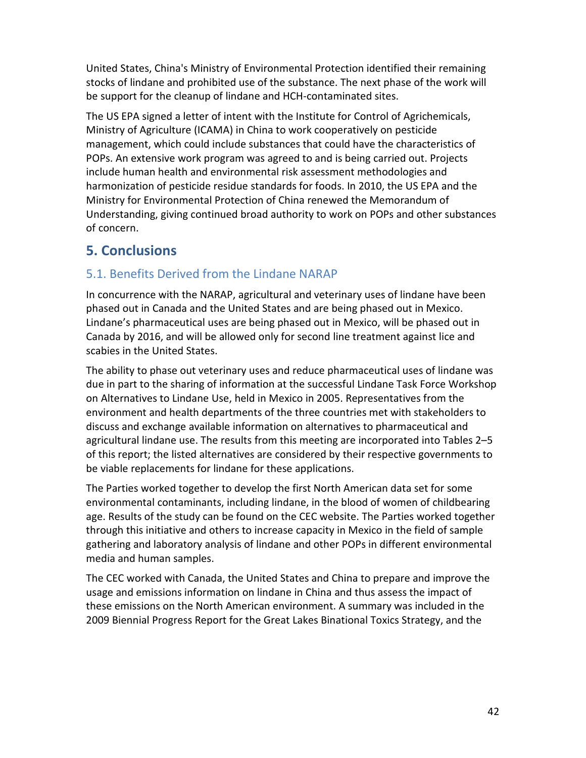United States, China's Ministry of Environmental Protection identified their remaining stocks of lindane and prohibited use of the substance. The next phase of the work will be support for the cleanup of lindane and HCH-contaminated sites.

The US EPA signed a letter of intent with the Institute for Control of Agrichemicals, Ministry of Agriculture (ICAMA) in China to work cooperatively on pesticide management, which could include substances that could have the characteristics of POPs. An extensive work program was agreed to and is being carried out. Projects include human health and environmental risk assessment methodologies and harmonization of pesticide residue standards for foods. In 2010, the US EPA and the Ministry for Environmental Protection of China renewed the Memorandum of Understanding, giving continued broad authority to work on POPs and other substances of concern.

# 5. Conclusions

## 5.1. Benefits Derived from the Lindane NARAP

In concurrence with the NARAP, agricultural and veterinary uses of lindane have been phased out in Canada and the United States and are being phased out in Mexico. Lindane's pharmaceutical uses are being phased out in Mexico, will be phased out in Canada by 2016, and will be allowed only for second line treatment against lice and scabies in the United States.

The ability to phase out veterinary uses and reduce pharmaceutical uses of lindane was due in part to the sharing of information at the successful Lindane Task Force Workshop on Alternatives to Lindane Use, held in Mexico in 2005. Representatives from the environment and health departments of the three countries met with stakeholders to discuss and exchange available information on alternatives to pharmaceutical and agricultural lindane use. The results from this meeting are incorporated into Tables 2–5 of this report; the listed alternatives are considered by their respective governments to be viable replacements for lindane for these applications.

The Parties worked together to develop the first North American data set for some environmental contaminants, including lindane, in the blood of women of childbearing age. Results of the study can be found on the CEC website. The Parties worked together through this initiative and others to increase capacity in Mexico in the field of sample gathering and laboratory analysis of lindane and other POPs in different environmental media and human samples.

The CEC worked with Canada, the United States and China to prepare and improve the usage and emissions information on lindane in China and thus assess the impact of these emissions on the North American environment. A summary was included in the 2009 Biennial Progress Report for the Great Lakes Binational Toxics Strategy, and the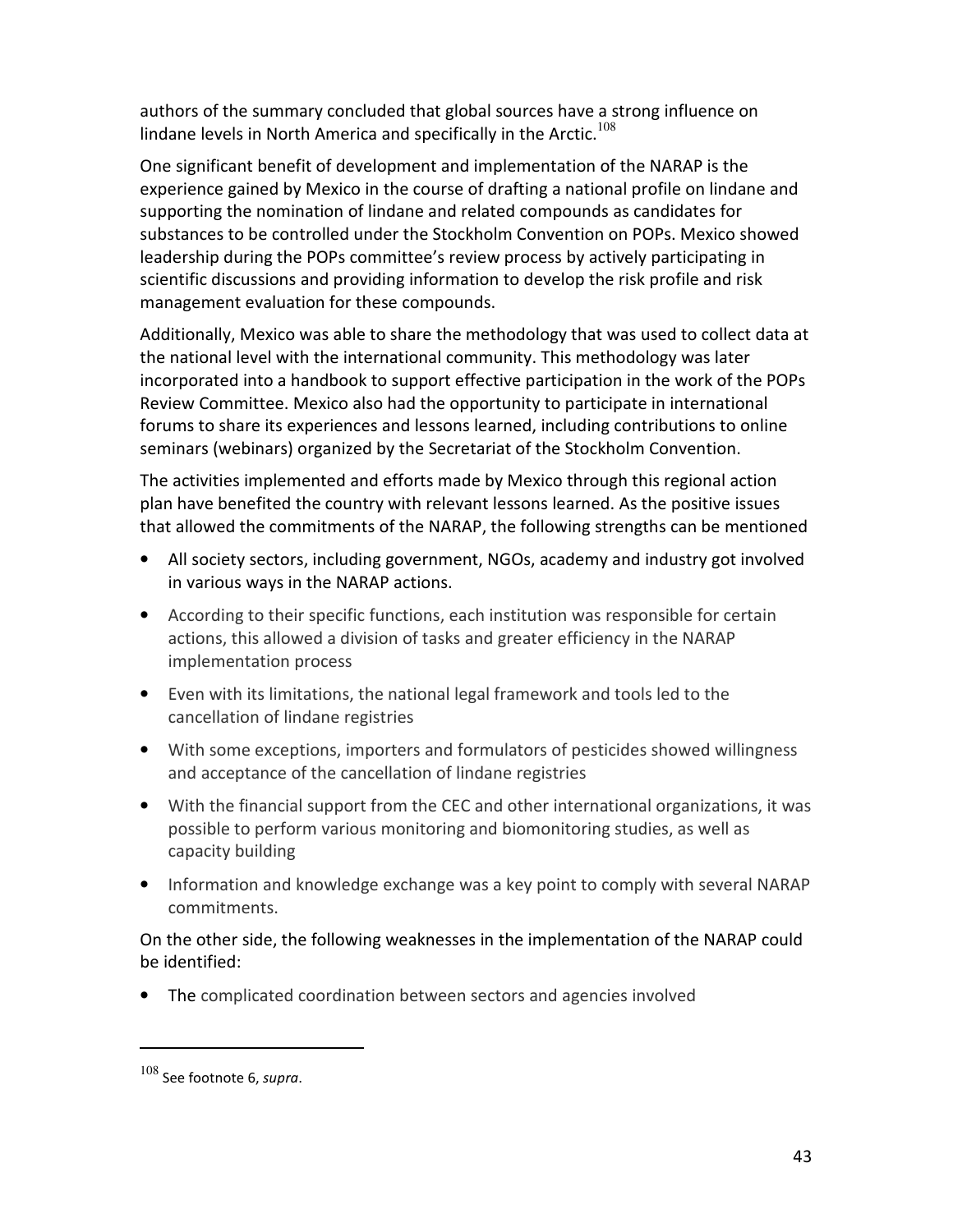authors of the summary concluded that global sources have a strong influence on lindane levels in North America and specifically in the Arctic.[108]

One significant benefit of development and implementation of the NARAP is the experience gained by Mexico in the course of drafting a national profile on lindane and supporting the nomination of lindane and related compounds as candidates for substances to be controlled under the Stockholm Convention on POPs. Mexico showed leadership during the POPs committee's review process by actively participating in scientific discussions and providing information to develop the risk profile and risk management evaluation for these compounds.

Additionally, Mexico was able to share the methodology that was used to collect data at the national level with the international community. This methodology was later incorporated into a handbook to support effective participation in the work of the POPs Review Committee. Mexico also had the opportunity to participate in international forums to share its experiences and lessons learned, including contributions to online seminars (webinars) organized by the Secretariat of the Stockholm Convention.

The activities implemented and efforts made by Mexico through this regional action plan have benefited the country with relevant lessons learned. As the positive issues that allowed the commitments of the NARAP, the following strengths can be mentioned

- All society sectors, including government, NGOs, academy and industry got involved in various ways in the NARAP actions.
- According to their specific functions, each institution was responsible for certain actions, this allowed a division of tasks and greater efficiency in the NARAP implementation process
- Even with its limitations, the national legal framework and tools led to the cancellation of lindane registries
- With some exceptions, importers and formulators of pesticides showed willingness and acceptance of the cancellation of lindane registries
- With the financial support from the CEC and other international organizations, it was possible to perform various monitoring and biomonitoring studies, as well as capacity building
- Information and knowledge exchange was a key point to comply with several NARAP commitments.

On the other side, the following weaknesses in the implementation of the NARAP could be identified:

- The complicated coordination between sectors and agencies involved

[108] See footnote 6, *supra*.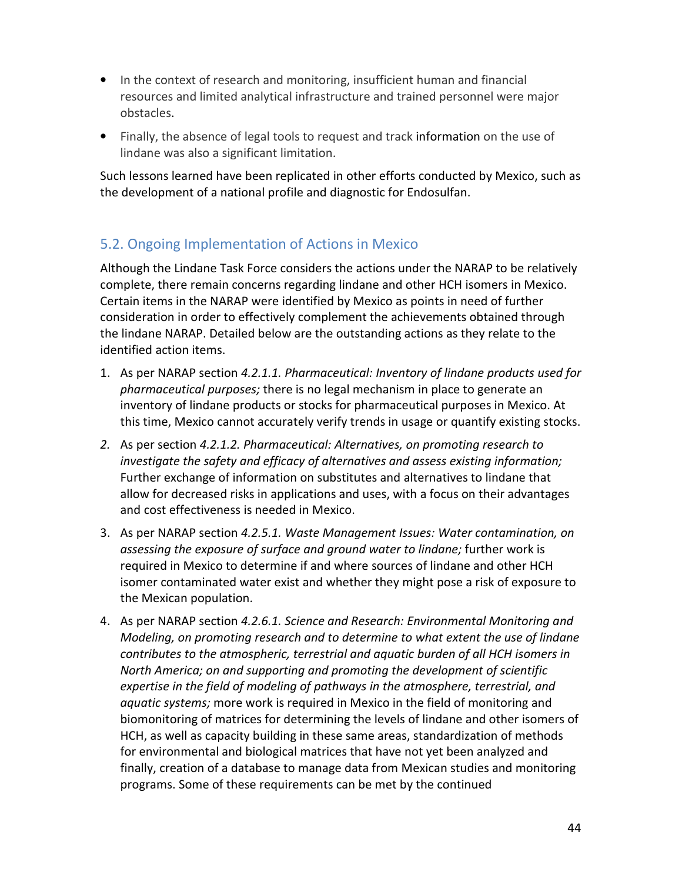- In the context of research and monitoring, insufficient human and financial resources and limited analytical infrastructure and trained personnel were major obstacles.
- Finally, the absence of legal tools to request and track information on the use of lindane was also a significant limitation.

Such lessons learned have been replicated in other efforts conducted by Mexico, such as the development of a national profile and diagnostic for Endosulfan.

## 5.2. Ongoing Implementation of Actions in Mexico

Although the Lindane Task Force considers the actions under the NARAP to be relatively complete, there remain concerns regarding lindane and other HCH isomers in Mexico. Certain items in the NARAP were identified by Mexico as points in need of further consideration in order to effectively complement the achievements obtained through the lindane NARAP. Detailed below are the outstanding actions as they relate to the identified action items.

1. As per NARAP section *4.2.1.1. Pharmaceutical: Inventory of lindane products used for pharmaceutical purposes;* there is no legal mechanism in place to generate an inventory of lindane products or stocks for pharmaceutical purposes in Mexico. At this time, Mexico cannot accurately verify trends in usage or quantify existing stocks.
2. As per section *4.2.1.2. Pharmaceutical: Alternatives, on promoting research to investigate the safety and efficacy of alternatives and assess existing information;* Further exchange of information on substitutes and alternatives to lindane that allow for decreased risks in applications and uses, with a focus on their advantages and cost effectiveness is needed in Mexico.
3. As per NARAP section *4.2.5.1. Waste Management Issues: Water contamination, on assessing the exposure of surface and ground water to lindane;* further work is required in Mexico to determine if and where sources of lindane and other HCH isomer contaminated water exist and whether they might pose a risk of exposure to the Mexican population.
4. As per NARAP section *4.2.6.1. Science and Research: Environmental Monitoring and Modeling, on promoting research and to determine to what extent the use of lindane contributes to the atmospheric, terrestrial and aquatic burden of all HCH isomers in North America; on and supporting and promoting the development of scientific expertise in the field of modeling of pathways in the atmosphere, terrestrial, and aquatic systems;* more work is required in Mexico in the field of monitoring and biomonitoring of matrices for determining the levels of lindane and other isomers of HCH, as well as capacity building in these same areas, standardization of methods for environmental and biological matrices that have not yet been analyzed and finally, creation of a database to manage data from Mexican studies and monitoring programs. Some of these requirements can be met by the continued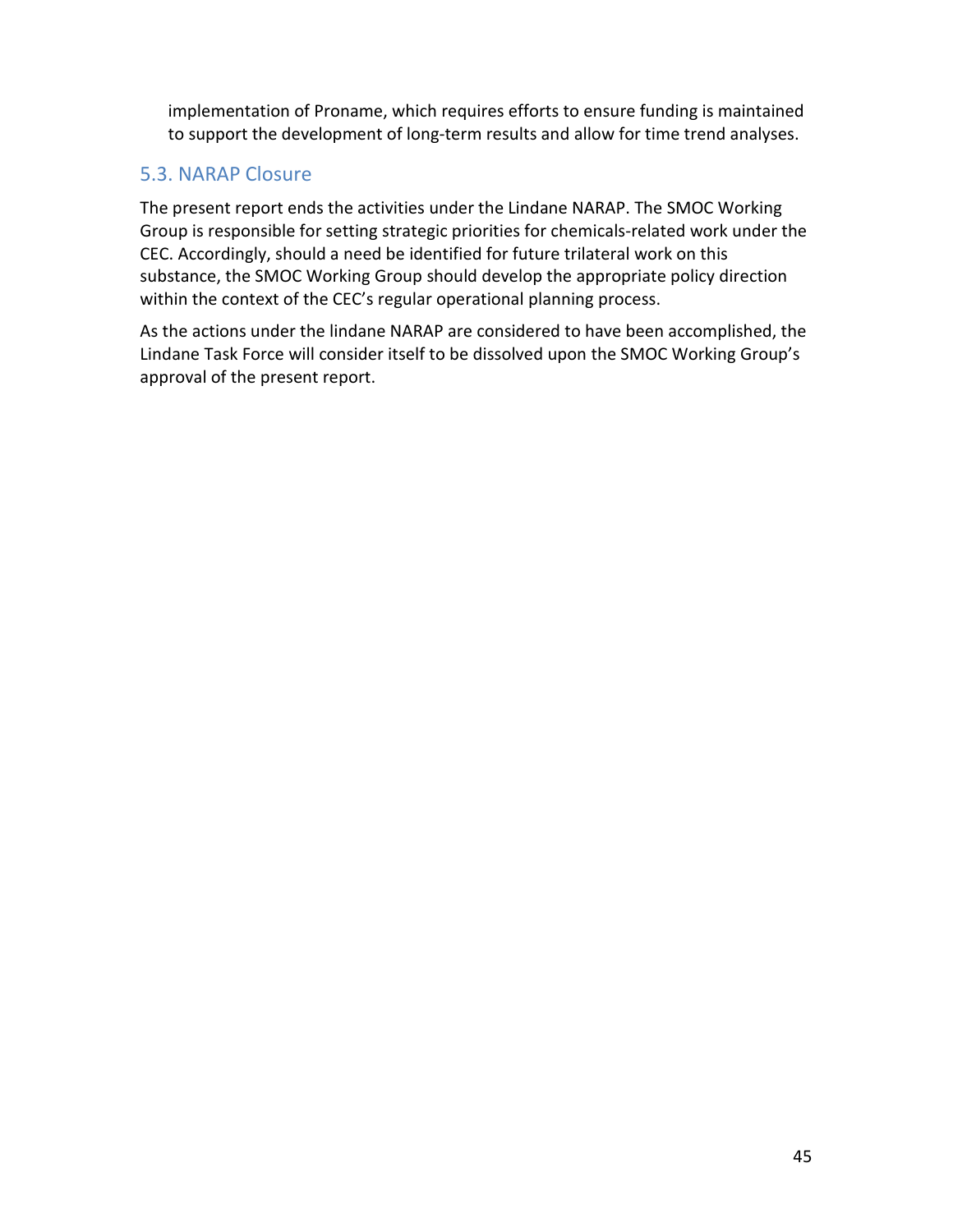implementation of Proname, which requires efforts to ensure funding is maintained to support the development of long-term results and allow for time trend analyses.

### 5.3. NARAP Closure

The present report ends the activities under the Lindane NARAP. The SMOC Working Group is responsible for setting strategic priorities for chemicals-related work under the CEC. Accordingly, should a need be identified for future trilateral work on this substance, the SMOC Working Group should develop the appropriate policy direction within the context of the CEC's regular operational planning process.

As the actions under the lindane NARAP are considered to have been accomplished, the Lindane Task Force will consider itself to be dissolved upon the SMOC Working Group's approval of the present report.